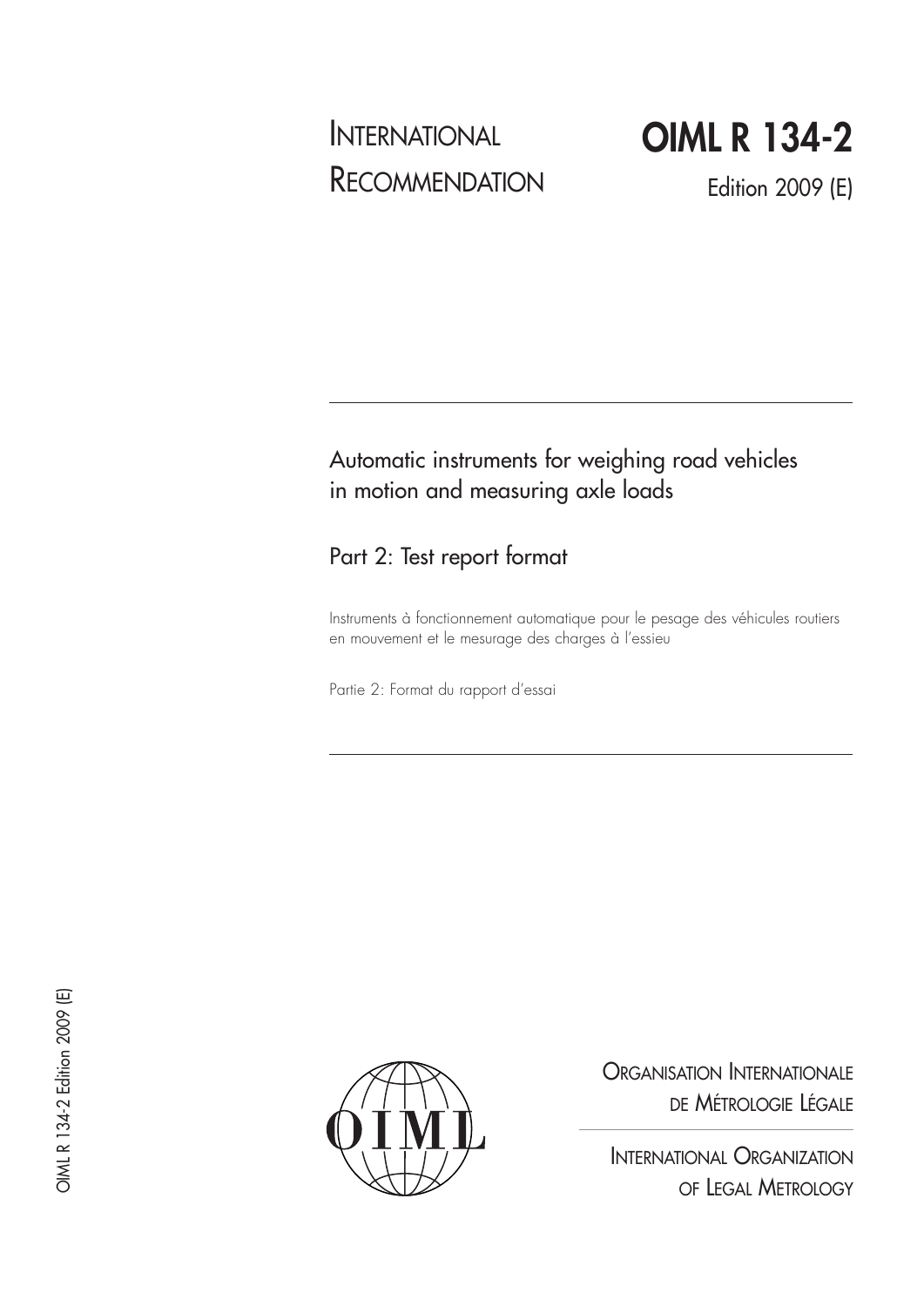INTERNATIONAL RECOMMENDATION

# OIML R 134-2

Edition 2009 (E)

---

## Automatic instruments for weighing road vehicles in motion and measuring axle loads

### Part 2: Test report format

Instruments à fonctionnement automatique pour le pesage des véhicules routiers en mouvement et le mesurage des charges à l'essieu

Partie 2: Format du rapport d'essai

---

OIML R 134-2 Edition 2009 (E)

ORGANISATION INTERNATIONALE DE MÉTROLOGIE LÉGALE

INTERNATIONAL ORGANIZATION OF LEGAL METROLOGY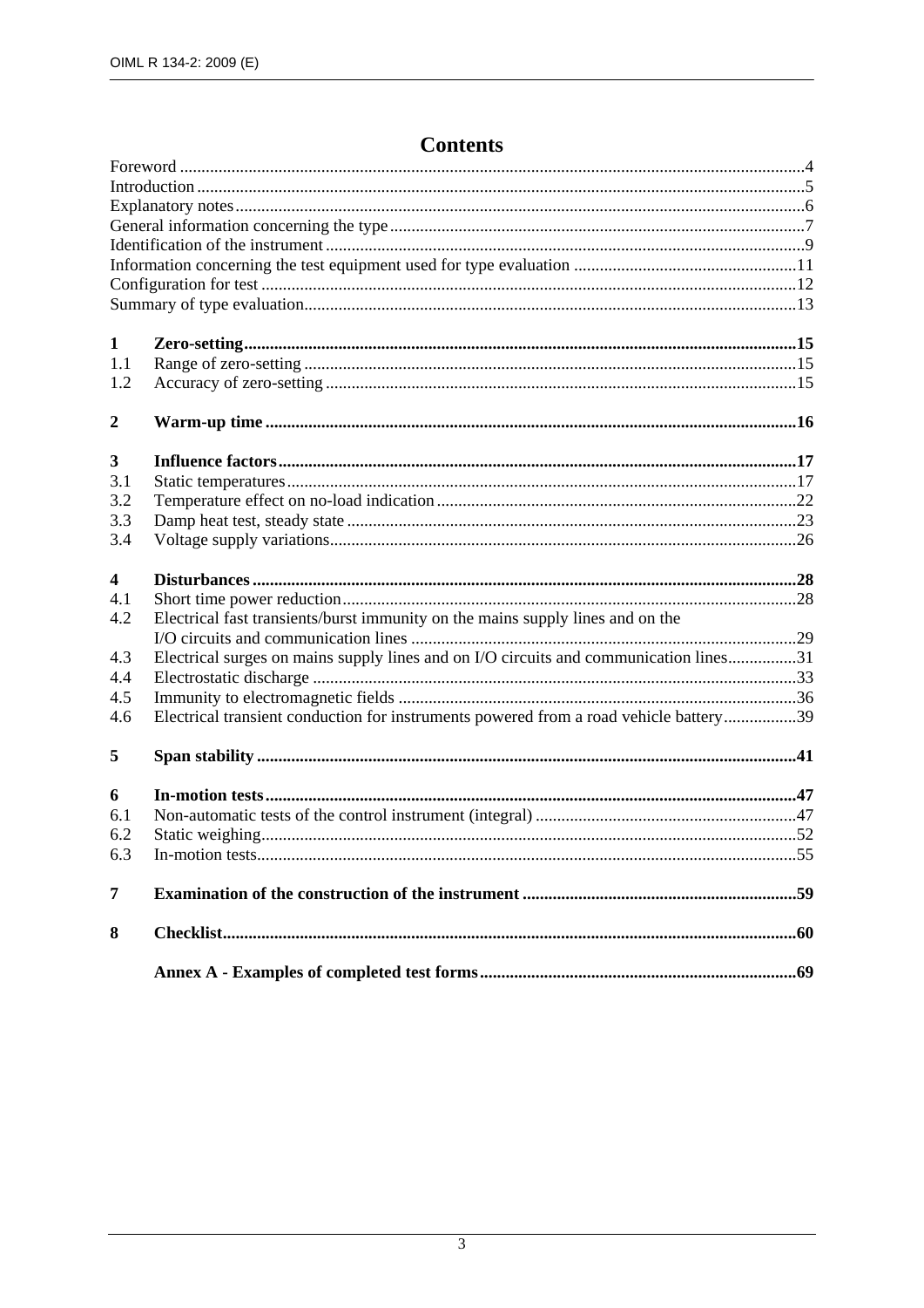# Contents

| | | |
|---|---|---|
| Foreword | | 4 |
| Introduction | | 5 |
| Explanatory notes | | 6 |
| General information concerning the type | | 7 |
| Identification of the instrument | | 9 |
| Information concerning the test equipment used for type evaluation | | 11 |
| Configuration for test | | 12 |
| Summary of type evaluation | | 13 |
| **1** | **Zero-setting** | **15** |
| 1.1 | Range of zero-setting | 15 |
| 1.2 | Accuracy of zero-setting | 15 |
| **2** | **Warm-up time** | **16** |
| **3** | **Influence factors** | **17** |
| 3.1 | Static temperatures | 17 |
| 3.2 | Temperature effect on no-load indication | 22 |
| 3.3 | Damp heat test, steady state | 23 |
| 3.4 | Voltage supply variations | 26 |
| **4** | **Disturbances** | **28** |
| 4.1 | Short time power reduction | 28 |
| 4.2 | Electrical fast transients/burst immunity on the mains supply lines and on the I/O circuits and communication lines | 29 |
| 4.3 | Electrical surges on mains supply lines and on I/O circuits and communication lines | 31 |
| 4.4 | Electrostatic discharge | 33 |
| 4.5 | Immunity to electromagnetic fields | 36 |
| 4.6 | Electrical transient conduction for instruments powered from a road vehicle battery | 39 |
| **5** | **Span stability** | **41** |
| **6** | **In-motion tests** | **47** |
| 6.1 | Non-automatic tests of the control instrument (integral) | 47 |
| 6.2 | Static weighing | 52 |
| 6.3 | In-motion tests | 55 |
| **7** | **Examination of the construction of the instrument** | **59** |
| **8** | **Checklist** | **60** |
| | **Annex A - Examples of completed test forms** | **69** |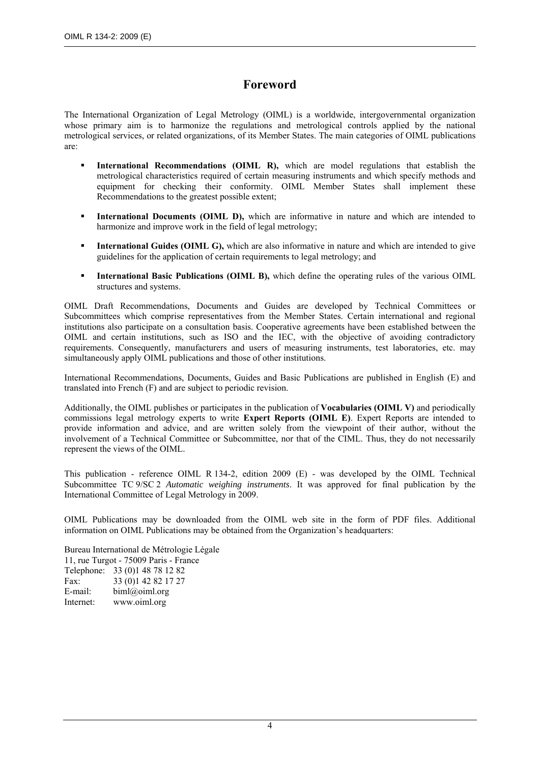# Foreword

The International Organization of Legal Metrology (OIML) is a worldwide, intergovernmental organization whose primary aim is to harmonize the regulations and metrological controls applied by the national metrological services, or related organizations, of its Member States. The main categories of OIML publications are:

- **International Recommendations (OIML R),** which are model regulations that establish the metrological characteristics required of certain measuring instruments and which specify methods and equipment for checking their conformity. OIML Member States shall implement these Recommendations to the greatest possible extent;
- **International Documents (OIML D),** which are informative in nature and which are intended to harmonize and improve work in the field of legal metrology;
- **International Guides (OIML G),** which are also informative in nature and which are intended to give guidelines for the application of certain requirements to legal metrology; and
- **International Basic Publications (OIML B),** which define the operating rules of the various OIML structures and systems.

OIML Draft Recommendations, Documents and Guides are developed by Technical Committees or Subcommittees which comprise representatives from the Member States. Certain international and regional institutions also participate on a consultation basis. Cooperative agreements have been established between the OIML and certain institutions, such as ISO and the IEC, with the objective of avoiding contradictory requirements. Consequently, manufacturers and users of measuring instruments, test laboratories, etc. may simultaneously apply OIML publications and those of other institutions.

International Recommendations, Documents, Guides and Basic Publications are published in English (E) and translated into French (F) and are subject to periodic revision.

Additionally, the OIML publishes or participates in the publication of **Vocabularies (OIML V)** and periodically commissions legal metrology experts to write **Expert Reports (OIML E)**. Expert Reports are intended to provide information and advice, and are written solely from the viewpoint of their author, without the involvement of a Technical Committee or Subcommittee, nor that of the CIML. Thus, they do not necessarily represent the views of the OIML.

This publication - reference OIML R 134-2, edition 2009 (E) - was developed by the OIML Technical Subcommittee TC 9/SC 2 *Automatic weighing instruments*. It was approved for final publication by the International Committee of Legal Metrology in 2009.

OIML Publications may be downloaded from the OIML web site in the form of PDF files. Additional information on OIML Publications may be obtained from the Organization's headquarters:

Bureau International de Métrologie Légale
11, rue Turgot - 75009 Paris - France
Telephone: 33 (0)1 48 78 12 82
Fax: 33 (0)1 42 82 17 27
E-mail: biml@oiml.org
Internet: www.oiml.org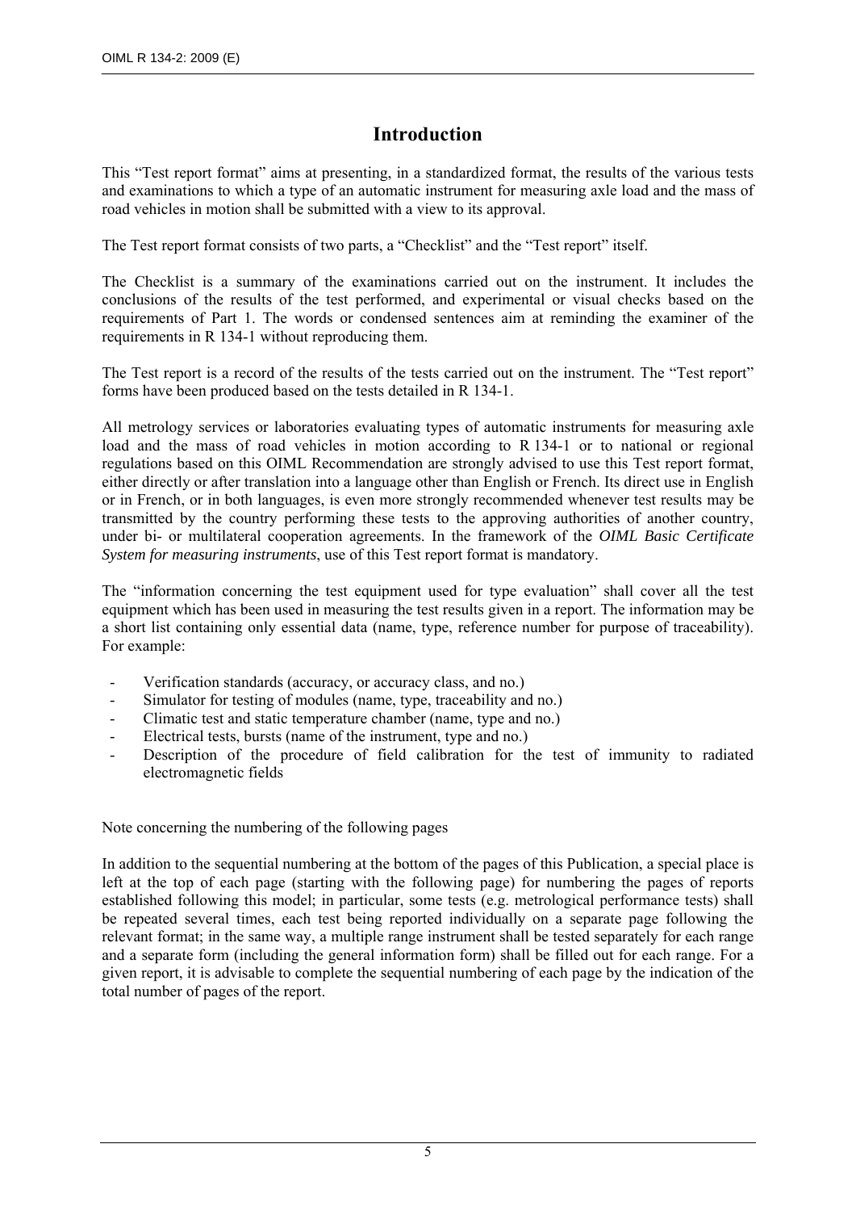# Introduction

This "Test report format" aims at presenting, in a standardized format, the results of the various tests and examinations to which a type of an automatic instrument for measuring axle load and the mass of road vehicles in motion shall be submitted with a view to its approval.

The Test report format consists of two parts, a "Checklist" and the "Test report" itself.

The Checklist is a summary of the examinations carried out on the instrument. It includes the conclusions of the results of the test performed, and experimental or visual checks based on the requirements of Part 1. The words or condensed sentences aim at reminding the examiner of the requirements in R 134-1 without reproducing them.

The Test report is a record of the results of the tests carried out on the instrument. The "Test report" forms have been produced based on the tests detailed in R 134-1.

All metrology services or laboratories evaluating types of automatic instruments for measuring axle load and the mass of road vehicles in motion according to R 134-1 or to national or regional regulations based on this OIML Recommendation are strongly advised to use this Test report format, either directly or after translation into a language other than English or French. Its direct use in English or in French, or in both languages, is even more strongly recommended whenever test results may be transmitted by the country performing these tests to the approving authorities of another country, under bi- or multilateral cooperation agreements. In the framework of the *OIML Basic Certificate System for measuring instruments*, use of this Test report format is mandatory.

The "information concerning the test equipment used for type evaluation" shall cover all the test equipment which has been used in measuring the test results given in a report. The information may be a short list containing only essential data (name, type, reference number for purpose of traceability). For example:

- Verification standards (accuracy, or accuracy class, and no.)
- Simulator for testing of modules (name, type, traceability and no.)
- Climatic test and static temperature chamber (name, type and no.)
- Electrical tests, bursts (name of the instrument, type and no.)
- Description of the procedure of field calibration for the test of immunity to radiated electromagnetic fields

Note concerning the numbering of the following pages

In addition to the sequential numbering at the bottom of the pages of this Publication, a special place is left at the top of each page (starting with the following page) for numbering the pages of reports established following this model; in particular, some tests (e.g. metrological performance tests) shall be repeated several times, each test being reported individually on a separate page following the relevant format; in the same way, a multiple range instrument shall be tested separately for each range and a separate form (including the general information form) shall be filled out for each range. For a given report, it is advisable to complete the sequential numbering of each page by the indication of the total number of pages of the report.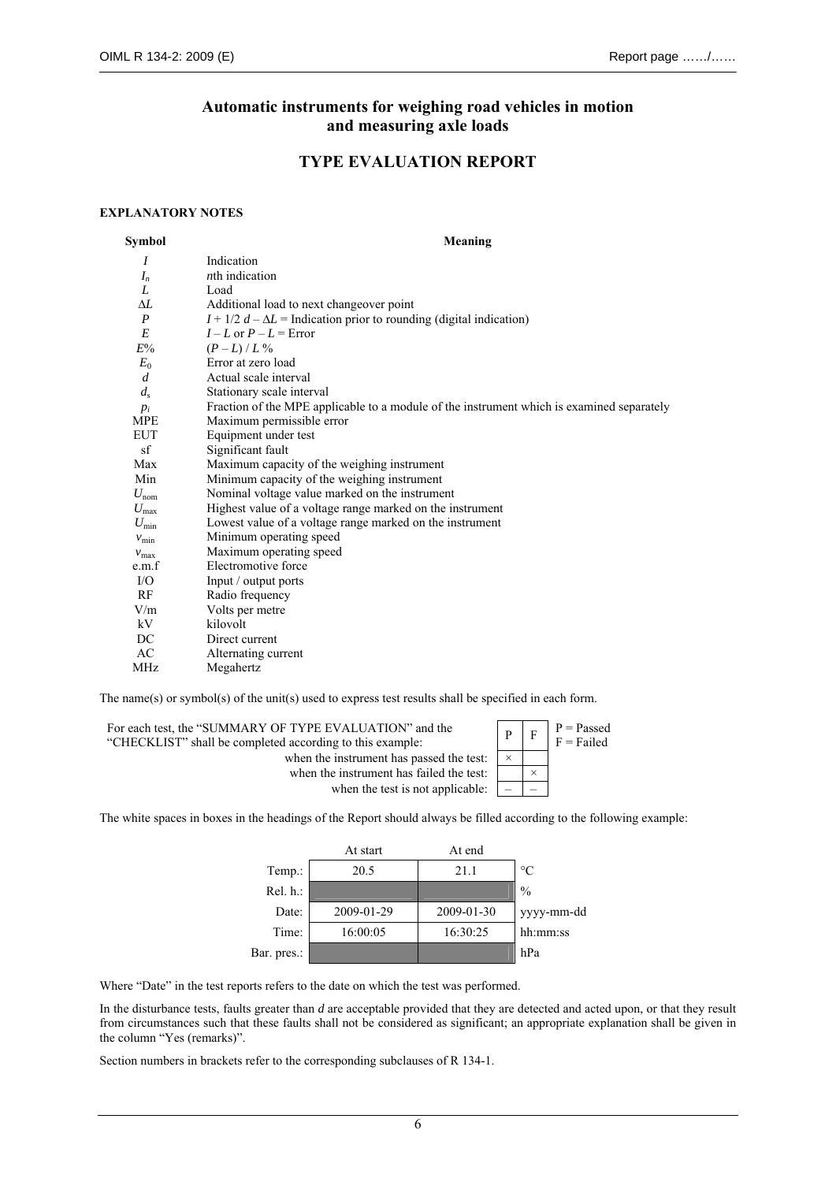# Automatic instruments for weighing road vehicles in motion and measuring axle loads

## TYPE EVALUATION REPORT

### EXPLANATORY NOTES

| Symbol | Meaning |
|---|---|
| $I$ | Indication |
| $I_n$ | $n$th indication |
| $L$ | Load |
| $\Delta L$ | Additional load to next changeover point |
| $P$ | $I + 1/2\ d - \Delta L$ = Indication prior to rounding (digital indication) |
| $E$ | $I - L$ or $P - L$ = Error |
| $E\%$ | $(P - L) / L\ \%$ |
| $E_0$ | Error at zero load |
| $d$ | Actual scale interval |
| $d_s$ | Stationary scale interval |
| $p_i$ | Fraction of the MPE applicable to a module of the instrument which is examined separately |
| MPE | Maximum permissible error |
| EUT | Equipment under test |
| sf | Significant fault |
| Max | Maximum capacity of the weighing instrument |
| Min | Minimum capacity of the weighing instrument |
| $U_{nom}$ | Nominal voltage value marked on the instrument |
| $U_{max}$ | Highest value of a voltage range marked on the instrument |
| $U_{min}$ | Lowest value of a voltage range marked on the instrument |
| $v_{min}$ | Minimum operating speed |
| $v_{max}$ | Maximum operating speed |
| e.m.f | Electromotive force |
| I/O | Input / output ports |
| RF | Radio frequency |
| V/m | Volts per metre |
| kV | kilovolt |
| DC | Direct current |
| AC | Alternating current |
| MHz | Megahertz |

The name(s) or symbol(s) of the unit(s) used to express test results shall be specified in each form.

For each test, the "SUMMARY OF TYPE EVALUATION" and the "CHECKLIST" shall be completed according to this example:

| | P | F |
|---|---|---|
| when the instrument has passed the test: | × | |
| when the instrument has failed the test: | | × |
| when the test is not applicable: | – | – |

P = Passed
F = Failed

The white spaces in boxes in the headings of the Report should always be filled according to the following example:

| | At start | At end | |
|---|---|---|---|
| Temp.: | 20.5 | 21.1 | °C |
| Rel. h.: | | | % |
| Date: | 2009-01-29 | 2009-01-30 | yyyy-mm-dd |
| Time: | 16:00:05 | 16:30:25 | hh:mm:ss |
| Bar. pres.: | | | hPa |

Where "Date" in the test reports refers to the date on which the test was performed.

In the disturbance tests, faults greater than $d$ are acceptable provided that they are detected and acted upon, or that they result from circumstances such that these faults shall not be considered as significant; an appropriate explanation shall be given in the column "Yes (remarks)".

Section numbers in brackets refer to the corresponding subclauses of R 134-1.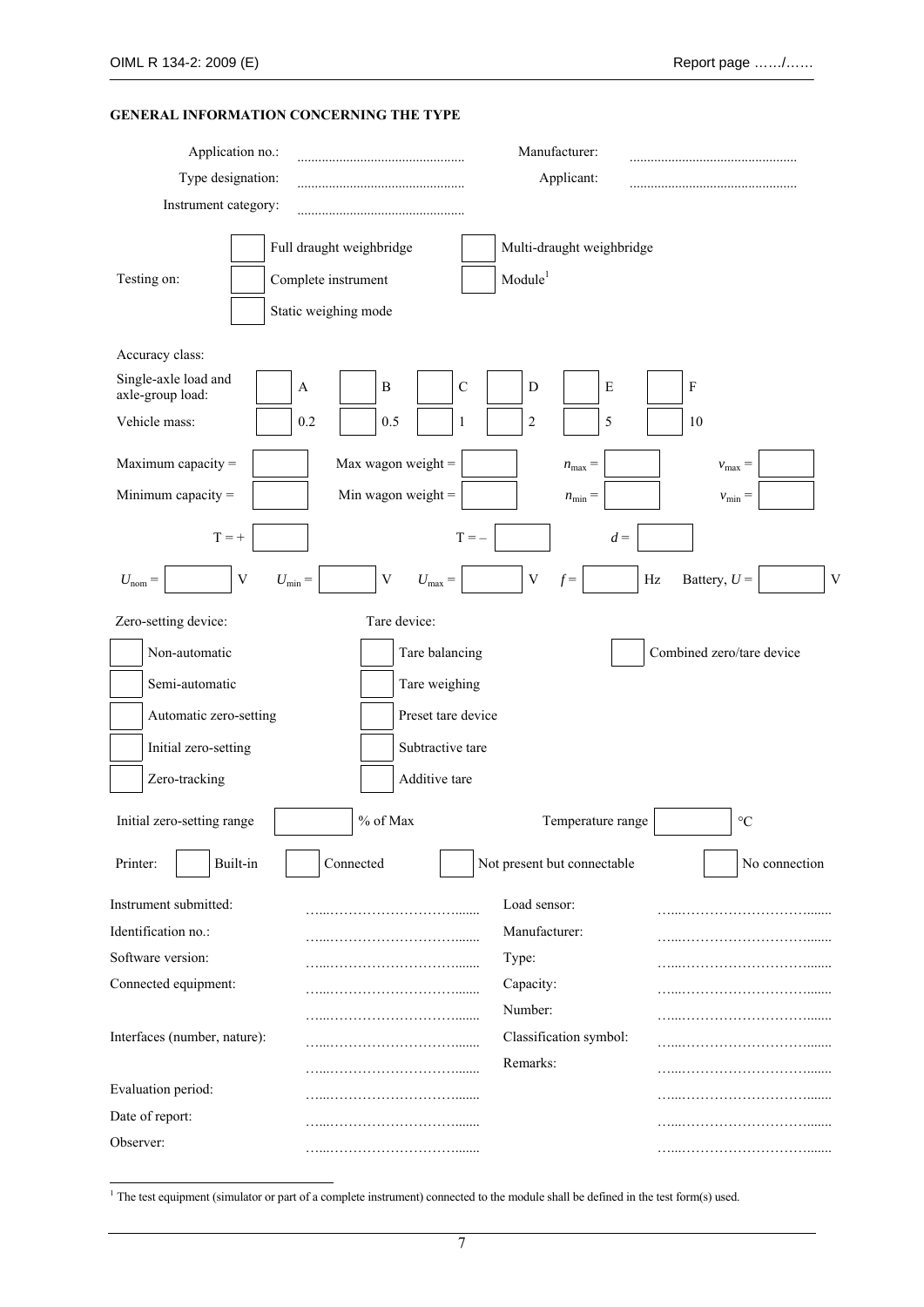## GENERAL INFORMATION CONCERNING THE TYPE

| | | | |
|---|---|---|---|
| Application no.: | ............................................. | Manufacturer: | ............................................. |
| Type designation: | ............................................. | Applicant: | ............................................. |
| Instrument category: | ............................................. | | |

Testing on:

- ☐ Full draught weighbridge
- ☐ Multi-draught weighbridge
- ☐ Complete instrument
- ☐ Module[1]
- ☐ Static weighing mode

Accuracy class:

| | | | | | | |
|---|---|---|---|---|---|---|
| Single-axle load and axle-group load: | ☐ A | ☐ B | ☐ C | ☐ D | ☐ E | ☐ F |
| Vehicle mass: | ☐ 0.2 | ☐ 0.5 | ☐ 1 | ☐ 2 | ☐ 5 | ☐ 10 |

| | | | |
|---|---|---|---|
| Maximum capacity = ☐ | Max wagon weight = ☐ | $n_{max}$ = ☐ | $v_{max}$ = ☐ |
| Minimum capacity = ☐ | Min wagon weight = ☐ | $n_{min}$ = ☐ | $v_{min}$ = ☐ |
| T = + ☐ | T = – ☐ | $d$ = ☐ | |

$U_{nom}$ = ☐ V  $U_{min}$ = ☐ V  $U_{max}$ = ☐ V  $f$ = ☐ Hz  Battery, $U$ = ☐ V

| Zero-setting device: | Tare device: | |
|---|---|---|
| ☐ Non-automatic | ☐ Tare balancing | ☐ Combined zero/tare device |
| ☐ Semi-automatic | ☐ Tare weighing | |
| ☐ Automatic zero-setting | ☐ Preset tare device | |
| ☐ Initial zero-setting | ☐ Subtractive tare | |
| ☐ Zero-tracking | ☐ Additive tare | |

Initial zero-setting range ☐ % of Max  Temperature range ☐ °C

Printer: ☐ Built-in  ☐ Connected  ☐ Not present but connectable  ☐ No connection

| | | | |
|---|---|---|---|
| Instrument submitted: | …..…………………………....... | Load sensor: | …..…………………………....... |
| Identification no.: | …..…………………………....... | Manufacturer: | …..…………………………....... |
| Software version: | …..…………………………....... | Type: | …..…………………………....... |
| Connected equipment: | …..…………………………....... | Capacity: | …..…………………………....... |
| | …..…………………………....... | Number: | …..…………………………....... |
| Interfaces (number, nature): | …..…………………………....... | Classification symbol: | …..…………………………....... |
| | …..…………………………....... | Remarks: | …..…………………………....... |
| Evaluation period: | …..…………………………....... | | …..…………………………....... |
| Date of report: | …..…………………………....... | | …..…………………………....... |
| Observer: | …..…………………………....... | | …..…………………………....... |

[1] The test equipment (simulator or part of a complete instrument) connected to the module shall be defined in the test form(s) used.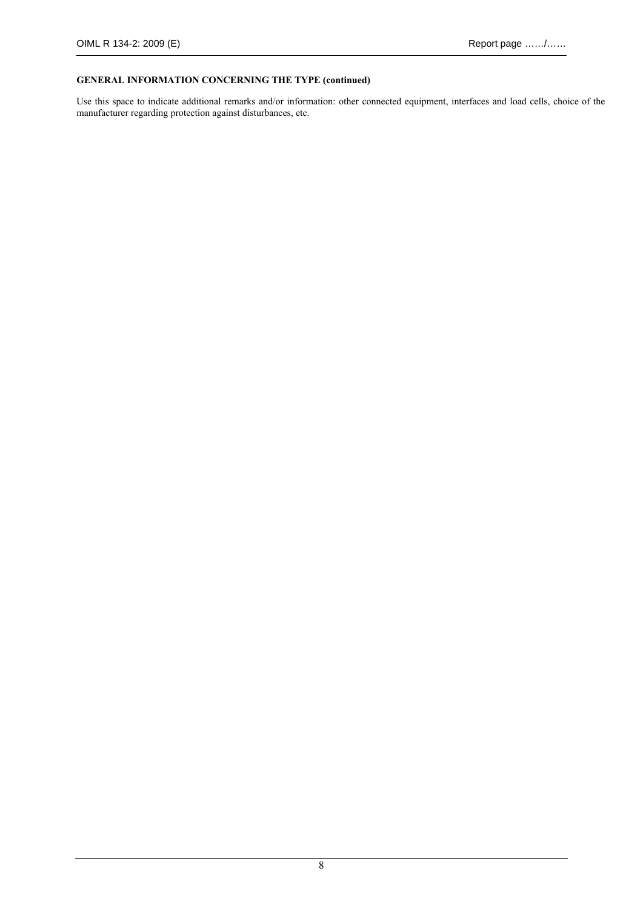**GENERAL INFORMATION CONCERNING THE TYPE (continued)**

Use this space to indicate additional remarks and/or information: other connected equipment, interfaces and load cells, choice of the manufacturer regarding protection against disturbances, etc.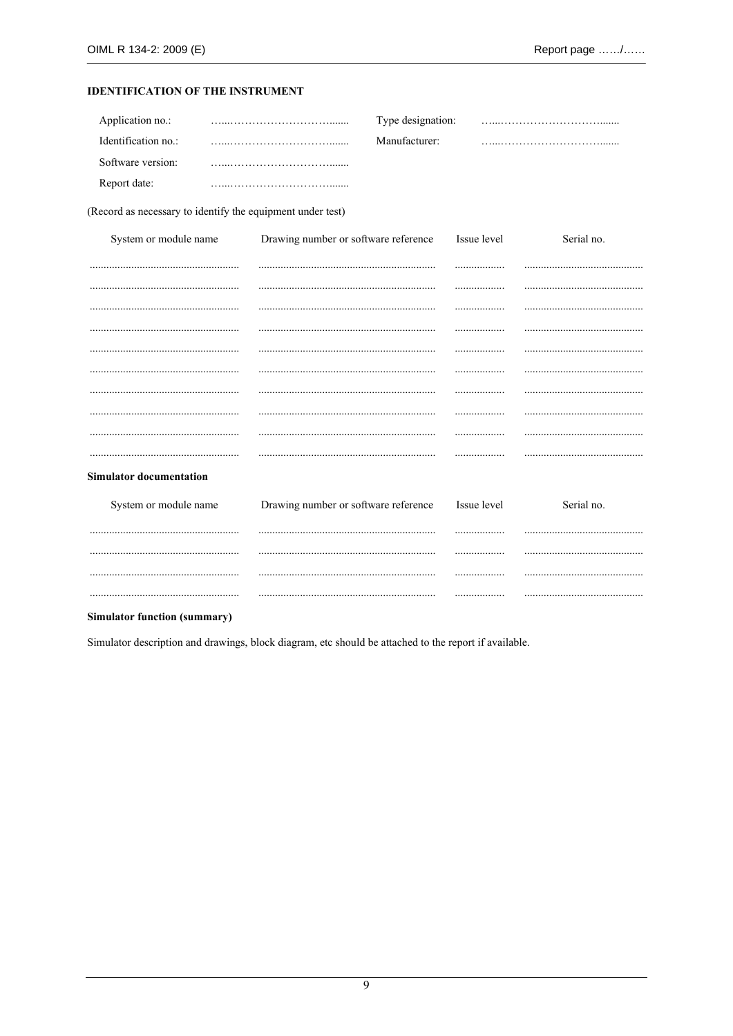**IDENTIFICATION OF THE INSTRUMENT**

| | | | |
|---|---|---|---|
| Application no.: | …....…………………………....... | Type designation: | …....…………………………....... |
| Identification no.: | …....…………………………....... | Manufacturer: | …....…………………………....... |
| Software version: | …....…………………………....... | | |
| Report date: | …....…………………………....... | | |

(Record as necessary to identify the equipment under test)

| System or module name | Drawing number or software reference | Issue level | Serial no. |
|---|---|---|---|
| ...................................................... | ................................................................ | .................. | ........................................... |
| ...................................................... | ................................................................ | .................. | ........................................... |
| ...................................................... | ................................................................ | .................. | ........................................... |
| ...................................................... | ................................................................ | .................. | ........................................... |
| ...................................................... | ................................................................ | .................. | ........................................... |
| ...................................................... | ................................................................ | .................. | ........................................... |
| ...................................................... | ................................................................ | .................. | ........................................... |
| ...................................................... | ................................................................ | .................. | ........................................... |
| ...................................................... | ................................................................ | .................. | ........................................... |
| ...................................................... | ................................................................ | .................. | ........................................... |

**Simulator documentation**

| System or module name | Drawing number or software reference | Issue level | Serial no. |
|---|---|---|---|
| ...................................................... | ................................................................ | .................. | ........................................... |
| ...................................................... | ................................................................ | .................. | ........................................... |
| ...................................................... | ................................................................ | .................. | ........................................... |
| ...................................................... | ................................................................ | .................. | ........................................... |

**Simulator function (summary)**

Simulator description and drawings, block diagram, etc should be attached to the report if available.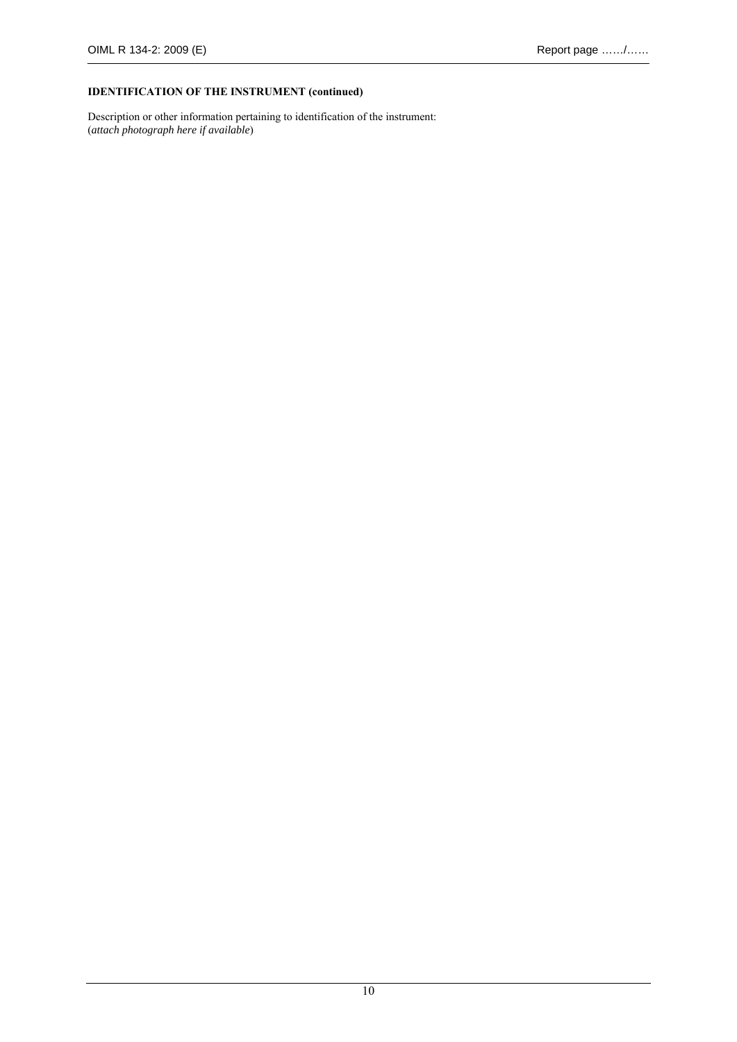**IDENTIFICATION OF THE INSTRUMENT (continued)**

Description or other information pertaining to identification of the instrument:
(*attach photograph here if available*)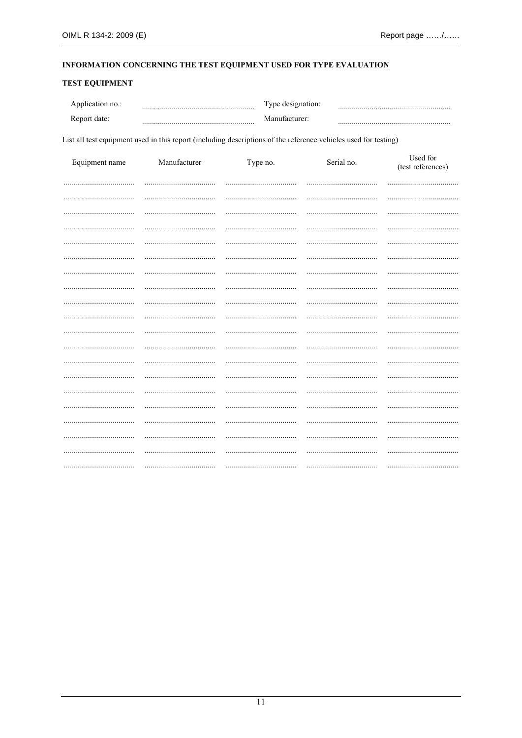**INFORMATION CONCERNING THE TEST EQUIPMENT USED FOR TYPE EVALUATION**

**TEST EQUIPMENT**

| | | | |
|---|---|---|---|
| Application no.: | ........................................................ | Type designation: | ........................................................ |
| Report date: | ........................................................ | Manufacturer: | ........................................................ |

List all test equipment used in this report (including descriptions of the reference vehicles used for testing)

| Equipment name | Manufacturer | Type no. | Serial no. | Used for (test references) |
|---|---|---|---|---|
| ..................................... | ..................................... | ..................................... | ..................................... | ..................................... |
| ..................................... | ..................................... | ..................................... | ..................................... | ..................................... |
| ..................................... | ..................................... | ..................................... | ..................................... | ..................................... |
| ..................................... | ..................................... | ..................................... | ..................................... | ..................................... |
| ..................................... | ..................................... | ..................................... | ..................................... | ..................................... |
| ..................................... | ..................................... | ..................................... | ..................................... | ..................................... |
| ..................................... | ..................................... | ..................................... | ..................................... | ..................................... |
| ..................................... | ..................................... | ..................................... | ..................................... | ..................................... |
| ..................................... | ..................................... | ..................................... | ..................................... | ..................................... |
| ..................................... | ..................................... | ..................................... | ..................................... | ..................................... |
| ..................................... | ..................................... | ..................................... | ..................................... | ..................................... |
| ..................................... | ..................................... | ..................................... | ..................................... | ..................................... |
| ..................................... | ..................................... | ..................................... | ..................................... | ..................................... |
| ..................................... | ..................................... | ..................................... | ..................................... | ..................................... |
| ..................................... | ..................................... | ..................................... | ..................................... | ..................................... |
| ..................................... | ..................................... | ..................................... | ..................................... | ..................................... |
| ..................................... | ..................................... | ..................................... | ..................................... | ..................................... |
| ..................................... | ..................................... | ..................................... | ..................................... | ..................................... |
| ..................................... | ..................................... | ..................................... | ..................................... | ..................................... |
| ..................................... | ..................................... | ..................................... | ..................................... | ..................................... |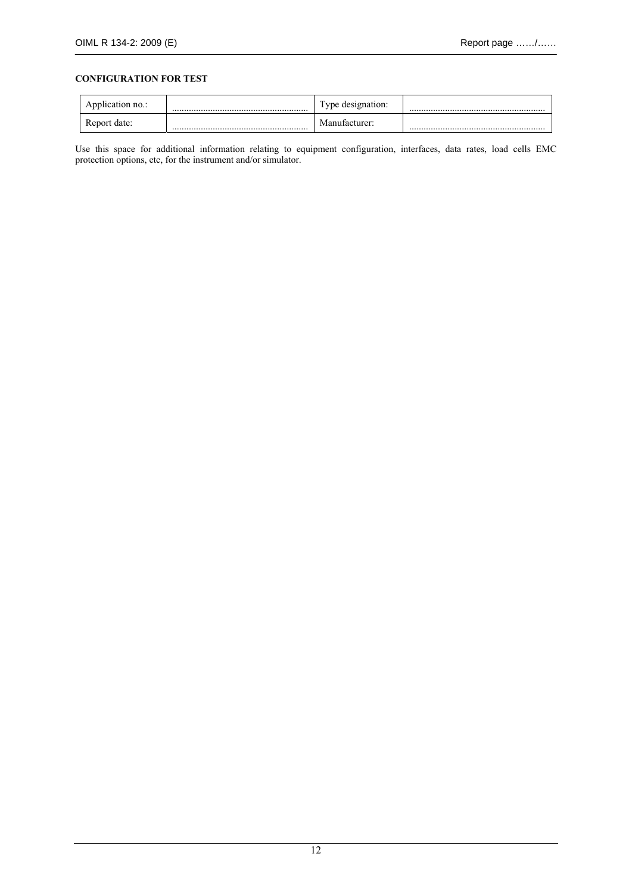**CONFIGURATION FOR TEST**

| Application no.: | ......................................................... | Type designation: | ......................................................... |
|---|---|---|---|
| Report date: | ......................................................... | Manufacturer: | ......................................................... |

Use this space for additional information relating to equipment configuration, interfaces, data rates, load cells EMC protection options, etc, for the instrument and/or simulator.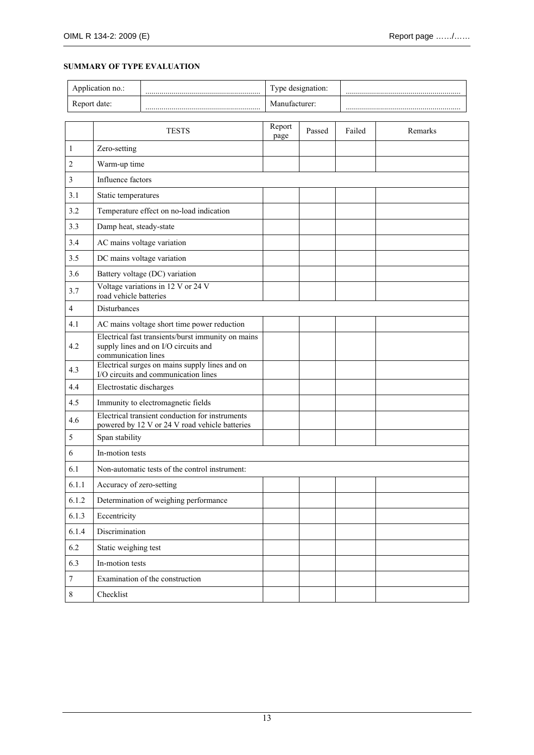**SUMMARY OF TYPE EVALUATION**

| Application no.: | ........................................................ | Type designation: | ........................................................ |
|---|---|---|---|
| Report date: | ........................................................ | Manufacturer: | ........................................................ |

| | TESTS | Report page | Passed | Failed | Remarks |
|---|---|---|---|---|---|
| 1 | Zero-setting | | | | |
| 2 | Warm-up time | | | | |
| 3 | Influence factors | | | | |
| 3.1 | Static temperatures | | | | |
| 3.2 | Temperature effect on no-load indication | | | | |
| 3.3 | Damp heat, steady-state | | | | |
| 3.4 | AC mains voltage variation | | | | |
| 3.5 | DC mains voltage variation | | | | |
| 3.6 | Battery voltage (DC) variation | | | | |
| 3.7 | Voltage variations in 12 V or 24 V road vehicle batteries | | | | |
| 4 | Disturbances | | | | |
| 4.1 | AC mains voltage short time power reduction | | | | |
| 4.2 | Electrical fast transients/burst immunity on mains supply lines and on I/O circuits and communication lines | | | | |
| 4.3 | Electrical surges on mains supply lines and on I/O circuits and communication lines | | | | |
| 4.4 | Electrostatic discharges | | | | |
| 4.5 | Immunity to electromagnetic fields | | | | |
| 4.6 | Electrical transient conduction for instruments powered by 12 V or 24 V road vehicle batteries | | | | |
| 5 | Span stability | | | | |
| 6 | In-motion tests | | | | |
| 6.1 | Non-automatic tests of the control instrument: | | | | |
| 6.1.1 | Accuracy of zero-setting | | | | |
| 6.1.2 | Determination of weighing performance | | | | |
| 6.1.3 | Eccentricity | | | | |
| 6.1.4 | Discrimination | | | | |
| 6.2 | Static weighing test | | | | |
| 6.3 | In-motion tests | | | | |
| 7 | Examination of the construction | | | | |
| 8 | Checklist | | | | |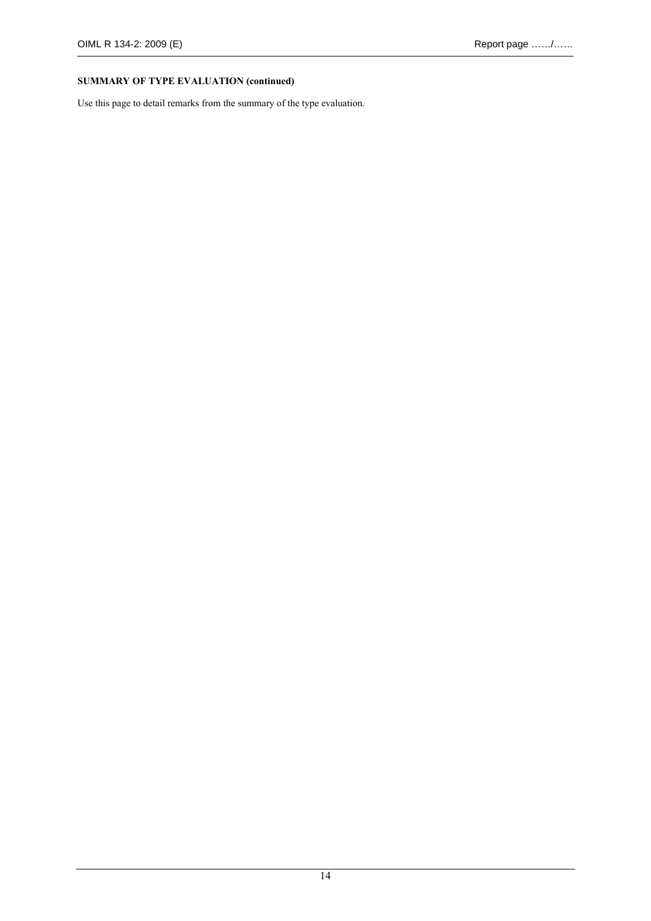**SUMMARY OF TYPE EVALUATION (continued)**

Use this page to detail remarks from the summary of the type evaluation.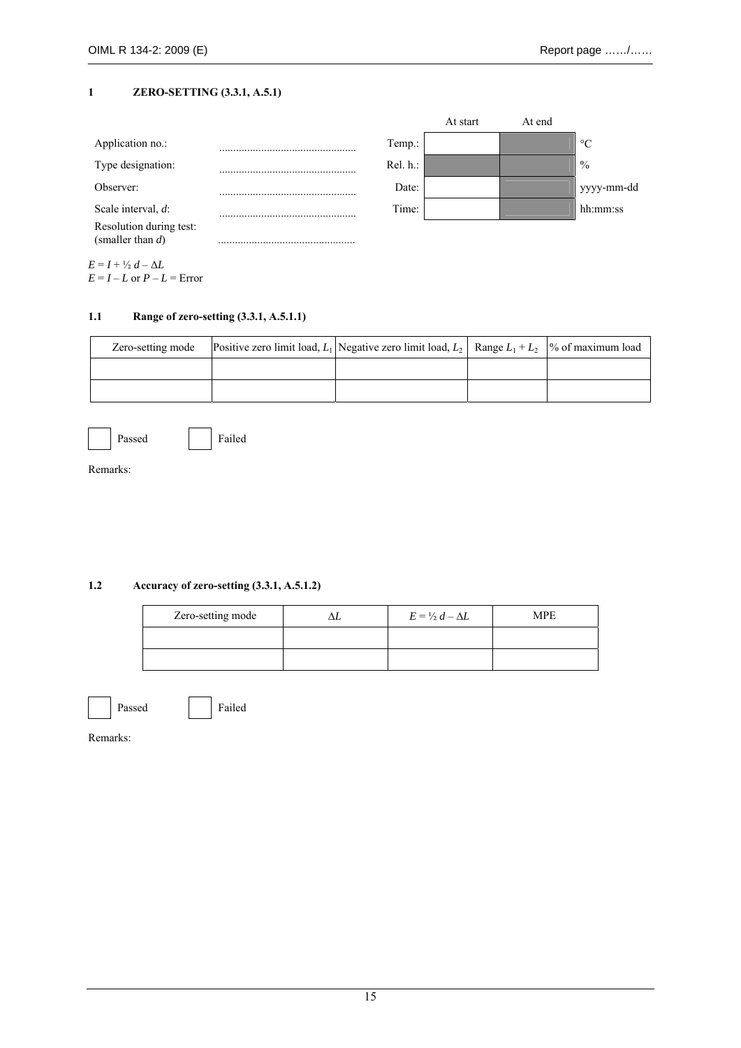# 1 ZERO-SETTING (3.3.1, A.5.1)

| | | | At start | At end | |
|---|---|---|---|---|---|
| Application no.: | ................................................ | Temp.: | | | °C |
| Type designation: | ................................................ | Rel. h.: | | | % |
| Observer: | ................................................ | Date: | | | yyyy-mm-dd |
| Scale interval, $d$: | ................................................ | Time: | | | hh:mm:ss |
| Resolution during test: (smaller than $d$) | ................................................ | | | | |

$E = I + \frac{1}{2} d - \Delta L$
$E = I - L$ or $P - L$ = Error

## 1.1 Range of zero-setting (3.3.1, A.5.1.1)

| Zero-setting mode | Positive zero limit load, $L_1$ | Negative zero limit load, $L_2$ | Range $L_1 + L_2$ | % of maximum load |
|---|---|---|---|---|
| | | | | |
| | | | | |

☐ Passed ☐ Failed

Remarks:

## 1.2 Accuracy of zero-setting (3.3.1, A.5.1.2)

| Zero-setting mode | $\Delta L$ | $E = \frac{1}{2} d - \Delta L$ | MPE |
|---|---|---|---|
| | | | |
| | | | |

☐ Passed ☐ Failed

Remarks: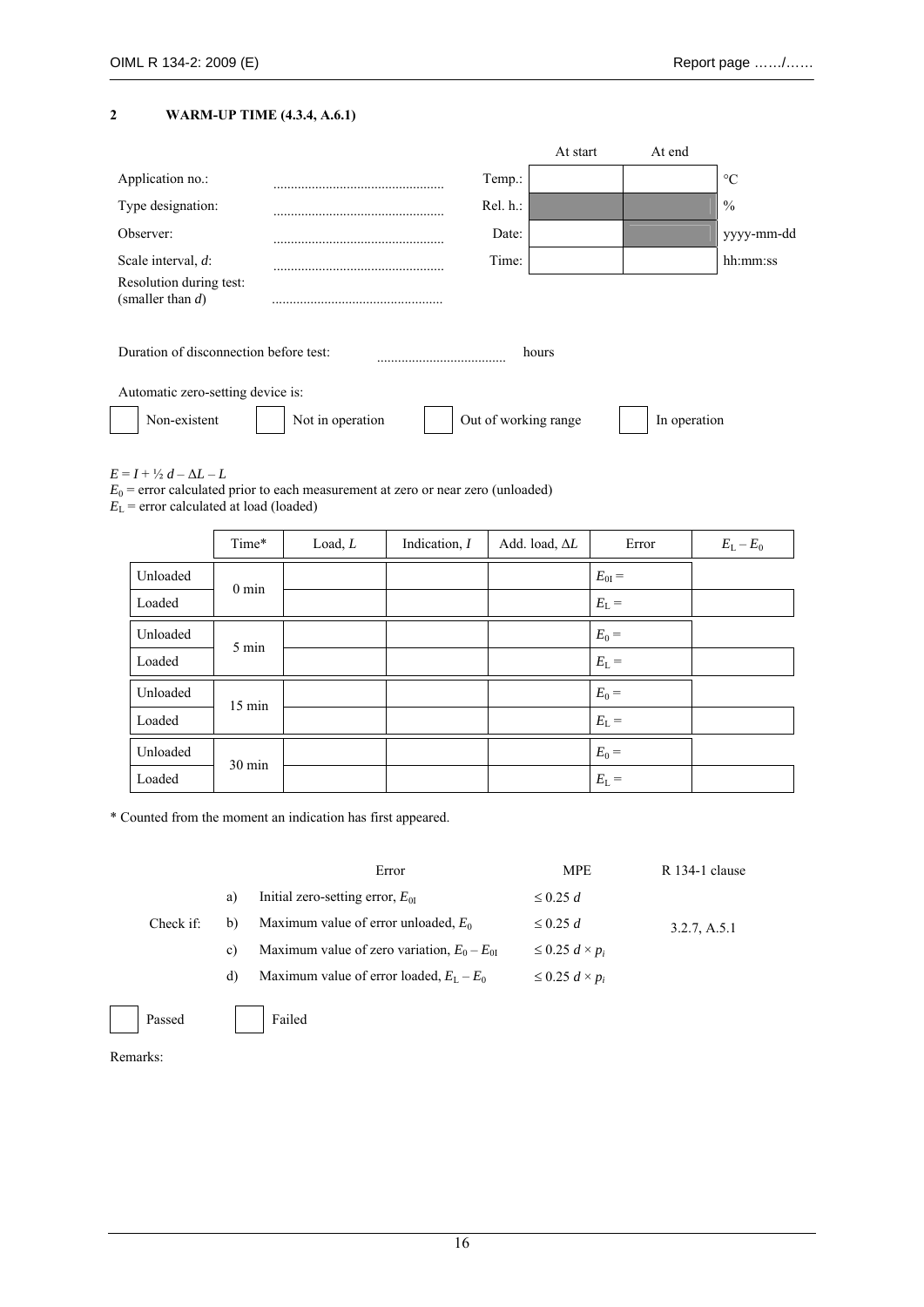## 2 WARM-UP TIME (4.3.4, A.6.1)

| | | | At start | At end | |
|---|---|---|---|---|---|
| Application no.: | ................................................ | Temp.: | | | °C |
| Type designation: | ................................................ | Rel. h.: | | | % |
| Observer: | ................................................ | Date: | | | yyyy-mm-dd |
| Scale interval, $d$: | ................................................ | Time: | | | hh:mm:ss |
| Resolution during test: (smaller than $d$) | ................................................ | | | | |

Duration of disconnection before test: ..................................... hours

Automatic zero-setting device is:

☐ Non-existent ☐ Not in operation ☐ Out of working range ☐ In operation

$E = I + ½ d – ΔL – L$

$E_0$ = error calculated prior to each measurement at zero or near zero (unloaded)

$E_L$ = error calculated at load (loaded)

| | Time* | Load, $L$ | Indication, $I$ | Add. load, $\Delta L$ | Error | $E_L - E_0$ |
|---|---|---|---|---|---|---|
| Unloaded | 0 min | | | | $E_{0I}$ = | |
| Loaded | | | | | $E_L$ = | |
| Unloaded | 5 min | | | | $E_0$ = | |
| Loaded | | | | | $E_L$ = | |
| Unloaded | 15 min | | | | $E_0$ = | |
| Loaded | | | | | $E_L$ = | |
| Unloaded | 30 min | | | | $E_0$ = | |
| Loaded | | | | | $E_L$ = | |

\* Counted from the moment an indication has first appeared.

| | | Error | MPE | R 134-1 clause |
|---|---|---|---|---|
| Check if: | a) | Initial zero-setting error, $E_{0I}$ | $\leq 0.25\ d$ | 3.2.7, A.5.1 |
| | b) | Maximum value of error unloaded, $E_0$ | $\leq 0.25\ d$ | |
| | c) | Maximum value of zero variation, $E_0 - E_{0I}$ | $\leq 0.25\ d \times p_i$ | |
| | d) | Maximum value of error loaded, $E_L - E_0$ | $\leq 0.25\ d \times p_i$ | |

☐ Passed ☐ Failed

Remarks: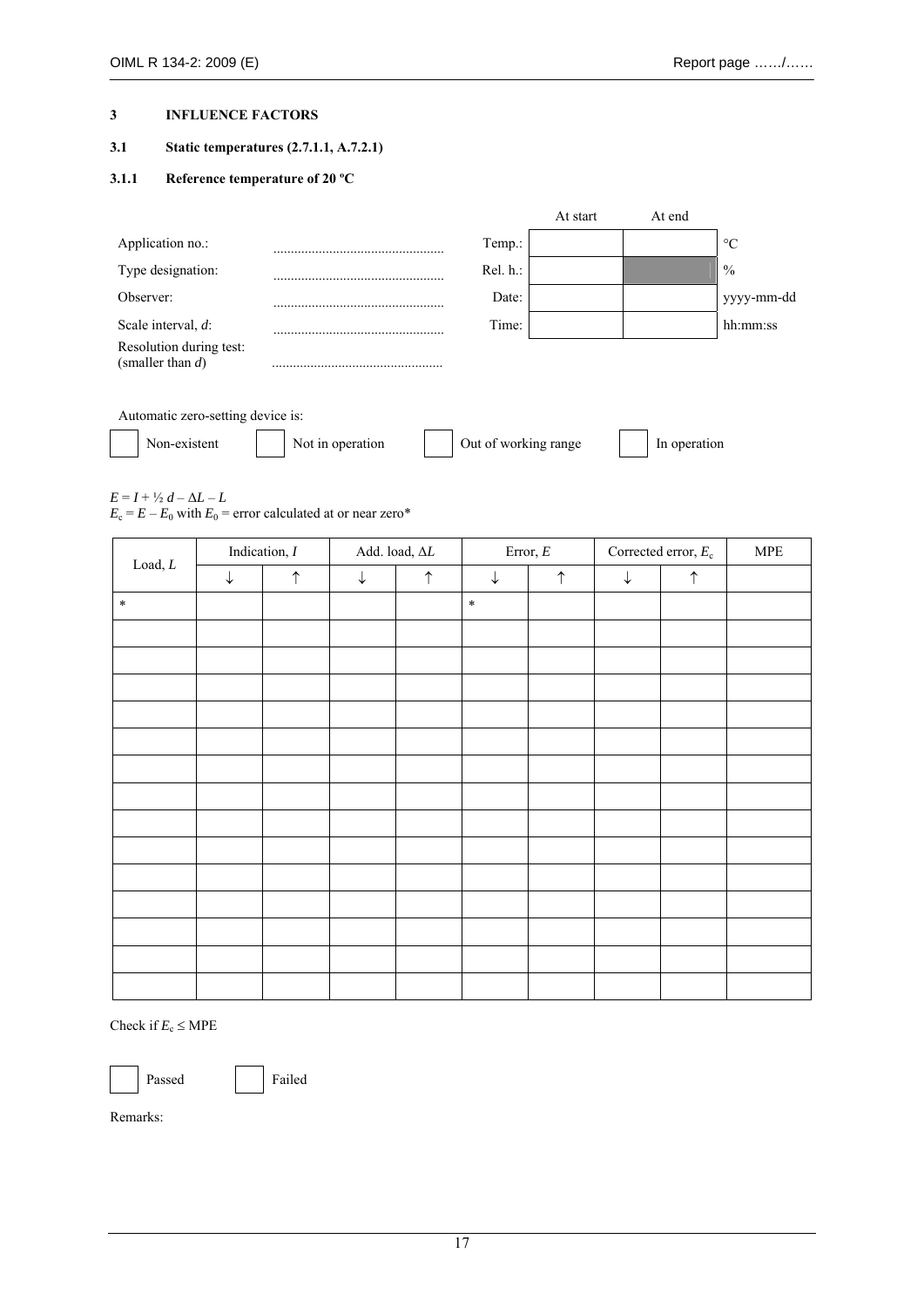## 3 INFLUENCE FACTORS

### 3.1 Static temperatures (2.7.1.1, A.7.2.1)

#### 3.1.1 Reference temperature of 20 ºC

| | | | At start | At end | |
|---|---|---|---|---|---|
| Application no.: | ................................................ | Temp.: | | | °C |
| Type designation: | ................................................ | Rel. h.: | | | % |
| Observer: | ................................................ | Date: | | | yyyy-mm-dd |
| Scale interval, *d*: | ................................................ | Time: | | | hh:mm:ss |
| Resolution during test: (smaller than *d*) | ................................................ | | | | |

Automatic zero-setting device is:

☐ Non-existent ☐ Not in operation ☐ Out of working range ☐ In operation

$E = I + ½\, d – \Delta L – L$

$E_c = E – E_0$ with $E_0$ = error calculated at or near zero*

| Load, $L$ | Indication, $I$ | | Add. load, $\Delta L$ | | Error, $E$ | | Corrected error, $E_c$ | | MPE |
|---|---|---|---|---|---|---|---|---|---|
| | ↓ | ↑ | ↓ | ↑ | ↓ | ↑ | ↓ | ↑ | |
| * | | | | | * | | | | |
| | | | | | | | | | |
| | | | | | | | | | |
| | | | | | | | | | |
| | | | | | | | | | |
| | | | | | | | | | |
| | | | | | | | | | |
| | | | | | | | | | |
| | | | | | | | | | |
| | | | | | | | | | |
| | | | | | | | | | |
| | | | | | | | | | |
| | | | | | | | | | |
| | | | | | | | | | |
| | | | | | | | | | |

Check if $E_c \leq$ MPE

☐ Passed ☐ Failed

Remarks: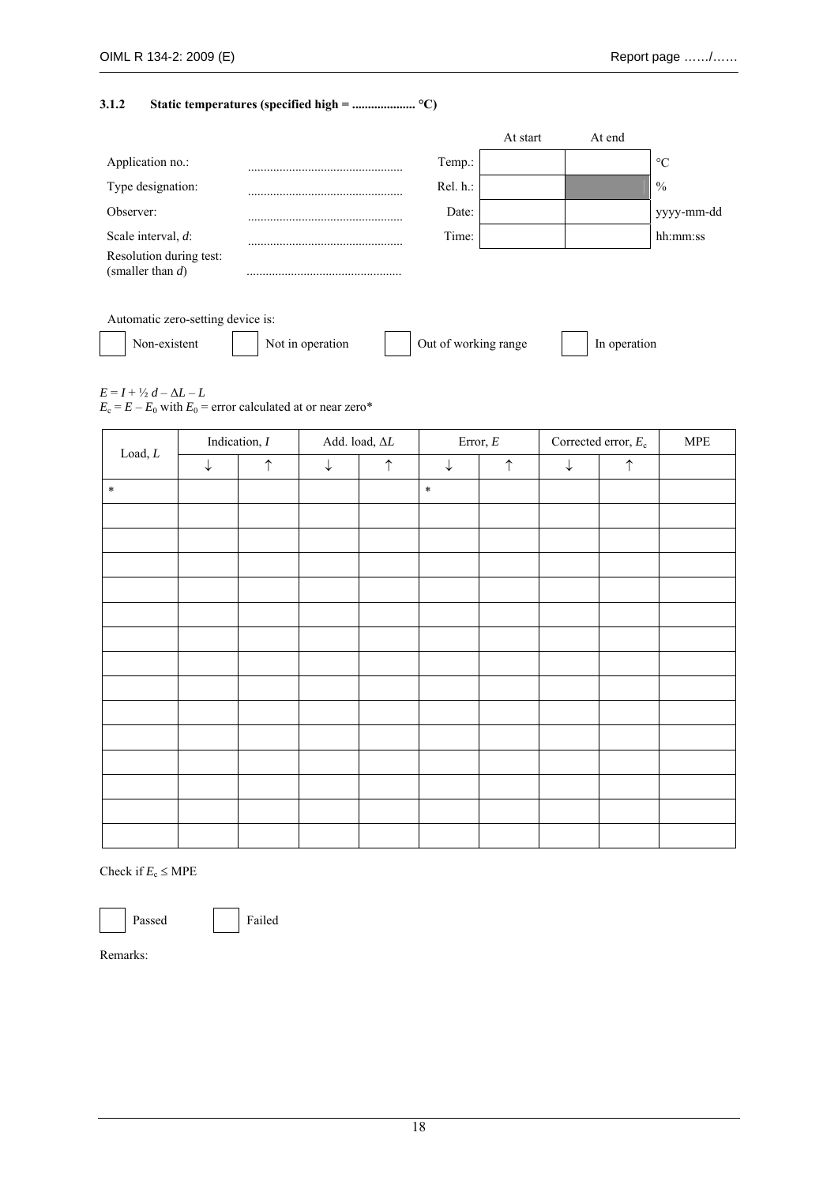### 3.1.2 Static temperatures (specified high = .................... °C)

| | | | At start | At end | |
|---|---|---|---|---|---|
| Application no.: | ................................................ | Temp.: | | | °C |
| Type designation: | ................................................ | Rel. h.: | | | % |
| Observer: | ................................................ | Date: | | | yyyy-mm-dd |
| Scale interval, $d$: | ................................................ | Time: | | | hh:mm:ss |
| Resolution during test: (smaller than $d$) | ................................................ | | | | |

Automatic zero-setting device is:

☐ Non-existent ☐ Not in operation ☐ Out of working range ☐ In operation

$E = I + ½\, d - \Delta L - L$

$E_c = E - E_0$ with $E_0$ = error calculated at or near zero*

| Load, $L$ | Indication, $I$ | | Add. load, $\Delta L$ | | Error, $E$ | | Corrected error, $E_c$ | | MPE |
|---|---|---|---|---|---|---|---|---|---|
| | ↓ | ↑ | ↓ | ↑ | ↓ | ↑ | ↓ | ↑ | |
| * | | | | | * | | | | |
| | | | | | | | | | |
| | | | | | | | | | |
| | | | | | | | | | |
| | | | | | | | | | |
| | | | | | | | | | |
| | | | | | | | | | |
| | | | | | | | | | |
| | | | | | | | | | |
| | | | | | | | | | |
| | | | | | | | | | |
| | | | | | | | | | |
| | | | | | | | | | |
| | | | | | | | | | |
| | | | | | | | | | |

Check if $E_c \leq$ MPE

☐ Passed ☐ Failed

Remarks: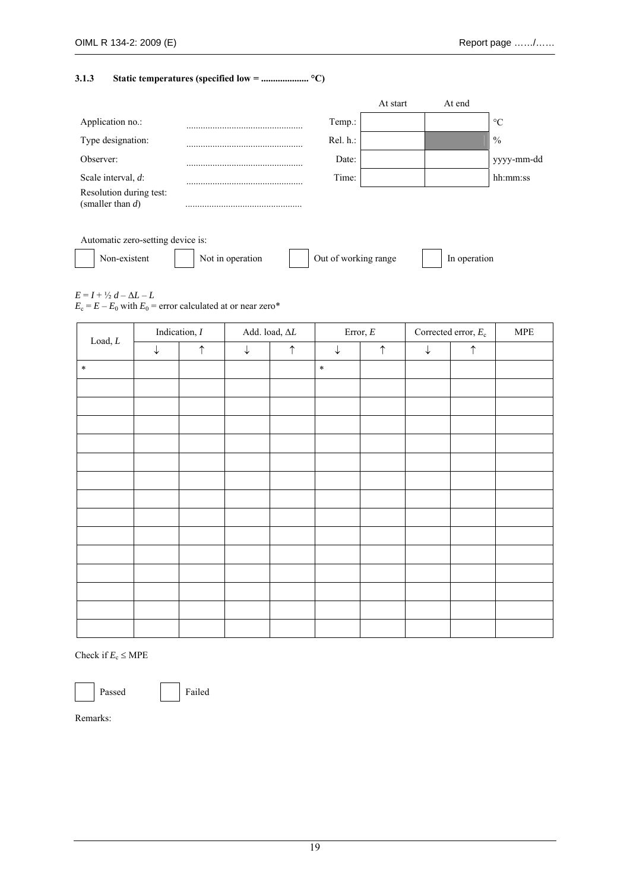### 3.1.3 Static temperatures (specified low = .................... °C)

| | | | At start | At end | |
|---|---|---|---|---|---|
| Application no.: | ................................................ | Temp.: | | | °C |
| Type designation: | ................................................ | Rel. h.: | | | % |
| Observer: | ................................................ | Date: | | | yyyy-mm-dd |
| Scale interval, $d$: | ................................................ | Time: | | | hh:mm:ss |
| Resolution during test: (smaller than $d$) | ................................................ | | | | |

Automatic zero-setting device is:

☐ Non-existent ☐ Not in operation ☐ Out of working range ☐ In operation

$E = I + ½\, d – \Delta L – L$

$E_c = E – E_0$ with $E_0$ = error calculated at or near zero*

| Load, $L$ | Indication, $I$ | | Add. load, $\Delta L$ | | Error, $E$ | | Corrected error, $E_c$ | | MPE |
|---|---|---|---|---|---|---|---|---|---|
| | ↓ | ↑ | ↓ | ↑ | ↓ | ↑ | ↓ | ↑ | |
| * | | | | | * | | | | |
| | | | | | | | | | |
| | | | | | | | | | |
| | | | | | | | | | |
| | | | | | | | | | |
| | | | | | | | | | |
| | | | | | | | | | |
| | | | | | | | | | |
| | | | | | | | | | |
| | | | | | | | | | |
| | | | | | | | | | |
| | | | | | | | | | |
| | | | | | | | | | |
| | | | | | | | | | |
| | | | | | | | | | |

Check if $E_c \leq$ MPE

☐ Passed ☐ Failed

Remarks: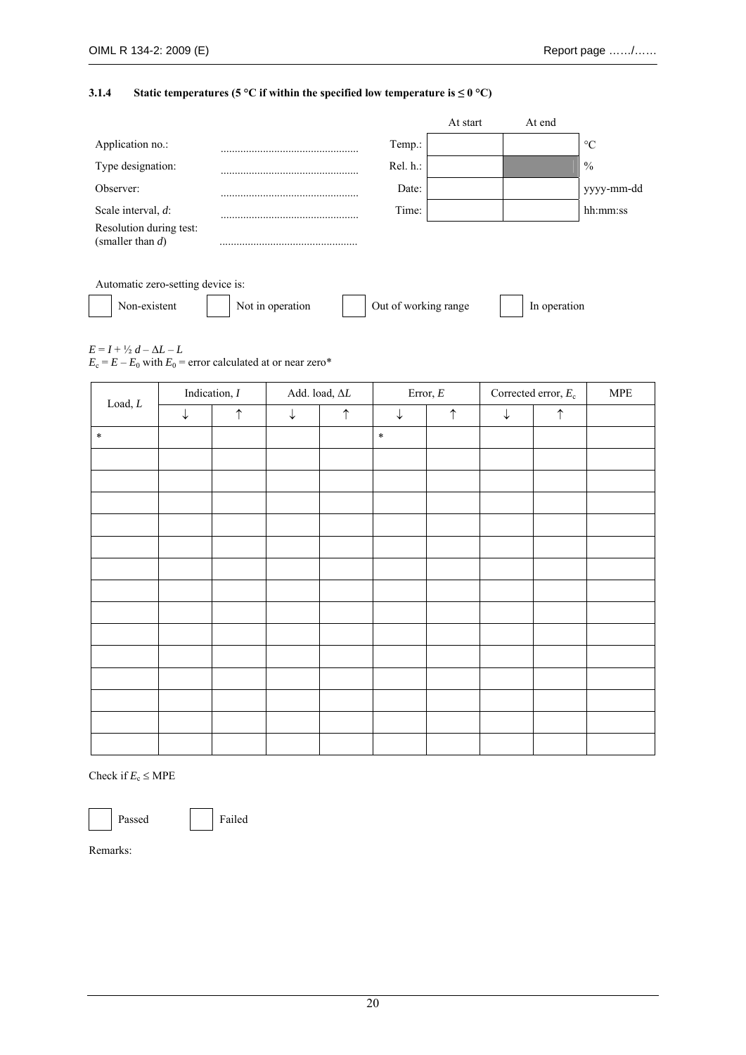### 3.1.4 Static temperatures (5 °C if within the specified low temperature is ≤ 0 °C)

| | | | At start | At end | |
|---|---|---|---|---|---|
| Application no.: | ................................................ | Temp.: | | | °C |
| Type designation: | ................................................ | Rel. h.: | | | % |
| Observer: | ................................................ | Date: | | | yyyy-mm-dd |
| Scale interval, $d$: | ................................................ | Time: | | | hh:mm:ss |
| Resolution during test: (smaller than $d$) | ................................................ | | | | |

Automatic zero-setting device is:

☐ Non-existent ☐ Not in operation ☐ Out of working range ☐ In operation

$E = I + ½ d – ΔL – L$

$E_c = E – E_0$ with $E_0$ = error calculated at or near zero*

| Load, $L$ | Indication, $I$ | | Add. load, $ΔL$ | | Error, $E$ | | Corrected error, $E_c$ | | MPE |
|---|---|---|---|---|---|---|---|---|---|
| | ↓ | ↑ | ↓ | ↑ | ↓ | ↑ | ↓ | ↑ | |
| * | | | | | * | | | | |
| | | | | | | | | | |
| | | | | | | | | | |
| | | | | | | | | | |
| | | | | | | | | | |
| | | | | | | | | | |
| | | | | | | | | | |
| | | | | | | | | | |
| | | | | | | | | | |
| | | | | | | | | | |
| | | | | | | | | | |
| | | | | | | | | | |
| | | | | | | | | | |
| | | | | | | | | | |
| | | | | | | | | | |

Check if $E_c$ ≤ MPE

☐ Passed ☐ Failed

Remarks: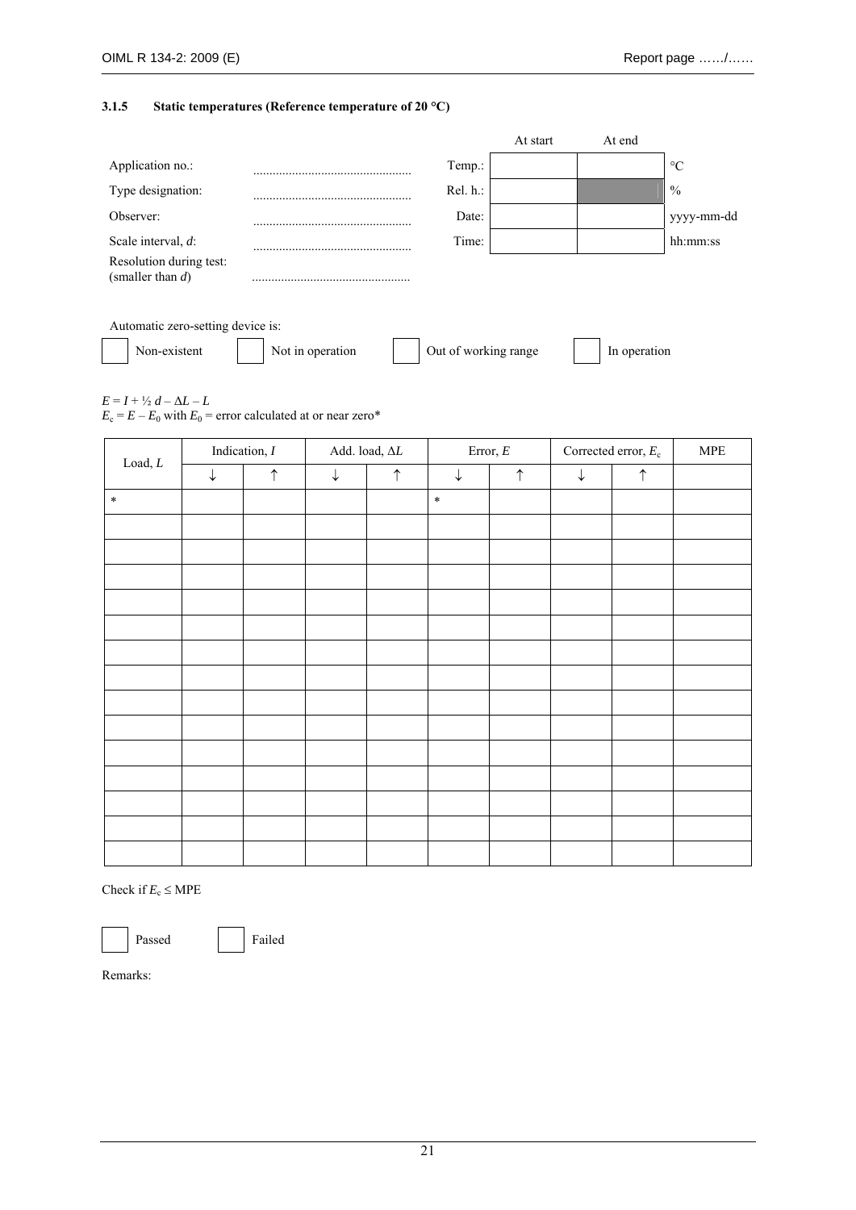### 3.1.5 Static temperatures (Reference temperature of 20 °C)

Application no.: ..........................................

Type designation: ..........................................

Observer: ..........................................

Scale interval, $d$: ..........................................

Resolution during test: (smaller than $d$) ..........................................

| | At start | At end | |
|---|---|---|---|
| Temp.: | | | °C |
| Rel. h.: | | | % |
| Date: | | | yyyy-mm-dd |
| Time: | | | hh:mm:ss |

Automatic zero-setting device is:

☐ Non-existent ☐ Not in operation ☐ Out of working range ☐ In operation

$E = I + \frac{1}{2} d - \Delta L - L$

$E_c = E - E_0$ with $E_0$ = error calculated at or near zero*

| Load, $L$ | Indication, $I$ | | Add. load, $\Delta L$ | | Error, $E$ | | Corrected error, $E_c$ | | MPE |
|---|---|---|---|---|---|---|---|---|---|
| | ↓ | ↑ | ↓ | ↑ | ↓ | ↑ | ↓ | ↑ | |
| * | | | | | * | | | | |
| | | | | | | | | | |
| | | | | | | | | | |
| | | | | | | | | | |
| | | | | | | | | | |
| | | | | | | | | | |
| | | | | | | | | | |
| | | | | | | | | | |
| | | | | | | | | | |
| | | | | | | | | | |
| | | | | | | | | | |
| | | | | | | | | | |
| | | | | | | | | | |
| | | | | | | | | | |
| | | | | | | | | | |

Check if $E_c \leq$ MPE

☐ Passed ☐ Failed

Remarks: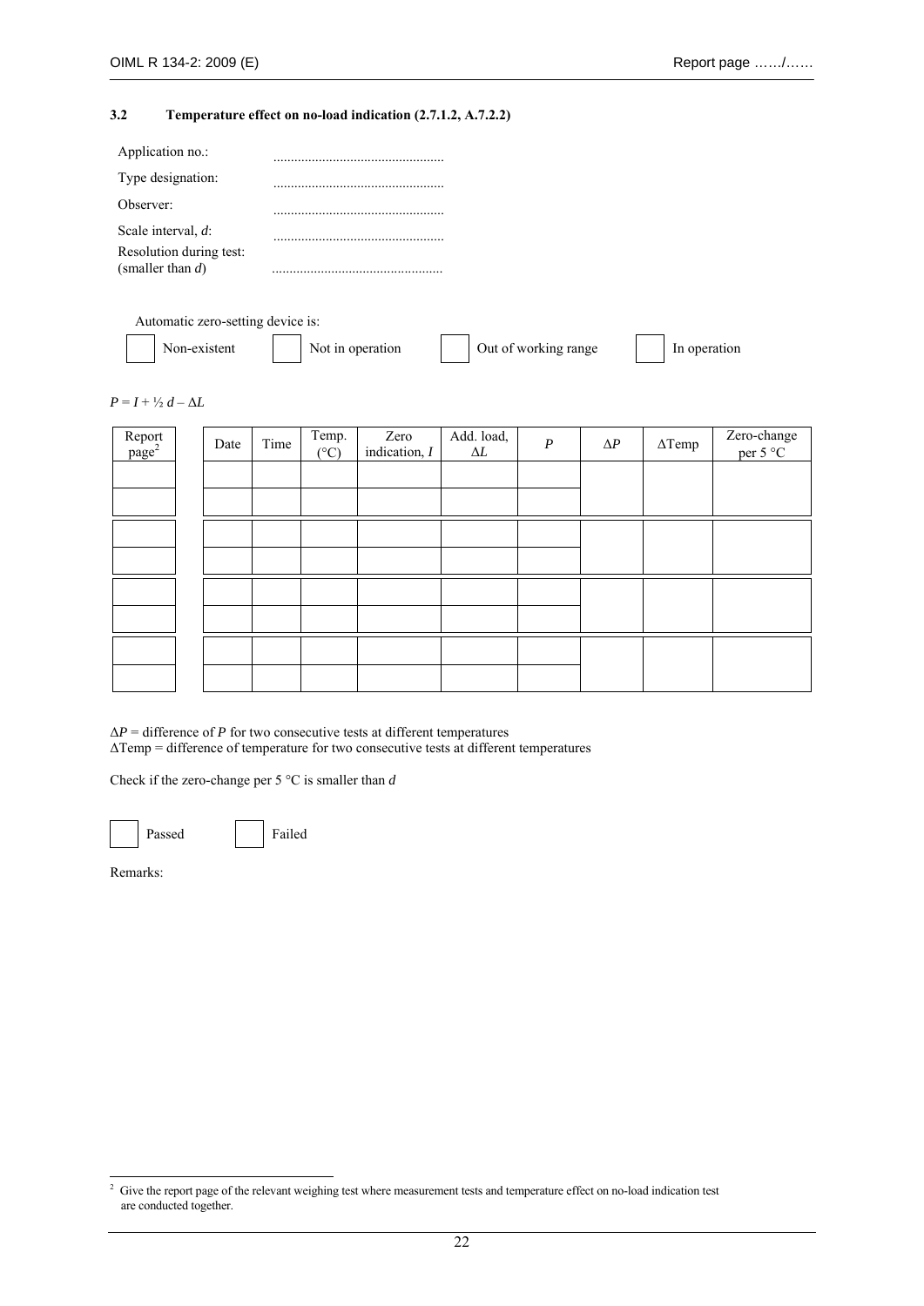### 3.2 Temperature effect on no-load indication (2.7.1.2, A.7.2.2)

Application no.: ..............................................

Type designation: ..............................................

Observer: ..............................................

Scale interval, $d$: ..............................................

Resolution during test: (smaller than $d$) ..............................................

Automatic zero-setting device is:

☐ Non-existent ☐ Not in operation ☐ Out of working range ☐ In operation

$P = I + ½ d – \Delta L$

| Report page[2] | Date | Time | Temp. (°C) | Zero indication, $I$ | Add. load, $\Delta L$ | $P$ | $\Delta P$ | $\Delta$Temp | Zero-change per 5 °C |
|---|---|---|---|---|---|---|---|---|---|
| | | | | | | | | | |
| | | | | | | | | | |
| | | | | | | | | | |
| | | | | | | | | | |
| | | | | | | | | | |
| | | | | | | | | | |
| | | | | | | | | | |
| | | | | | | | | | |

$\Delta P$ = difference of $P$ for two consecutive tests at different temperatures
$\Delta$Temp = difference of temperature for two consecutive tests at different temperatures

Check if the zero-change per 5 °C is smaller than $d$

☐ Passed ☐ Failed

Remarks:

[2] Give the report page of the relevant weighing test where measurement tests and temperature effect on no-load indication test are conducted together.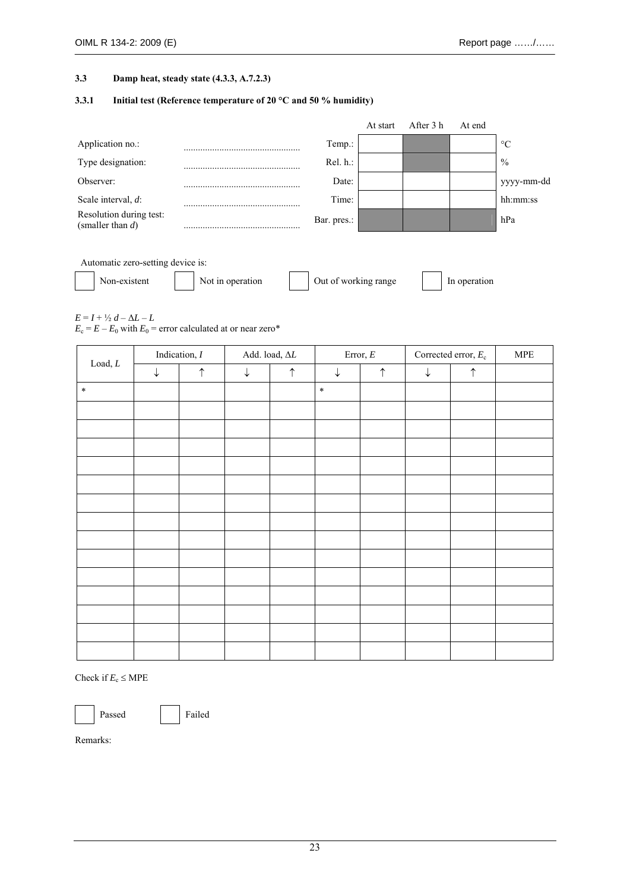### 3.3 Damp heat, steady state (4.3.3, A.7.2.3)

#### 3.3.1 Initial test (Reference temperature of 20 °C and 50 % humidity)

| | | | At start | After 3 h | At end | |
|---|---|---|---|---|---|---|
| Application no.: | ................................................ | Temp.: | | | | °C |
| Type designation: | ................................................ | Rel. h.: | | | | % |
| Observer: | ................................................ | Date: | | | | yyyy-mm-dd |
| Scale interval, $d$: | ................................................ | Time: | | | | hh:mm:ss |
| Resolution during test: (smaller than $d$) | ................................................ | Bar. pres.: | | | | hPa |

Automatic zero-setting device is:

☐ Non-existent ☐ Not in operation ☐ Out of working range ☐ In operation

$E = I + ½\, d - \Delta L - L$

$E_c = E - E_0$ with $E_0$ = error calculated at or near zero*

| Load, $L$ | Indication, $I$ | | Add. load, $\Delta L$ | | Error, $E$ | | Corrected error, $E_c$ | | MPE |
|---|---|---|---|---|---|---|---|---|---|
| | ↓ | ↑ | ↓ | ↑ | ↓ | ↑ | ↓ | ↑ | |
| * | | | | | * | | | | |
| | | | | | | | | | |
| | | | | | | | | | |
| | | | | | | | | | |
| | | | | | | | | | |
| | | | | | | | | | |
| | | | | | | | | | |
| | | | | | | | | | |
| | | | | | | | | | |
| | | | | | | | | | |
| | | | | | | | | | |
| | | | | | | | | | |
| | | | | | | | | | |
| | | | | | | | | | |
| | | | | | | | | | |

Check if $E_c \leq$ MPE

☐ Passed ☐ Failed

Remarks: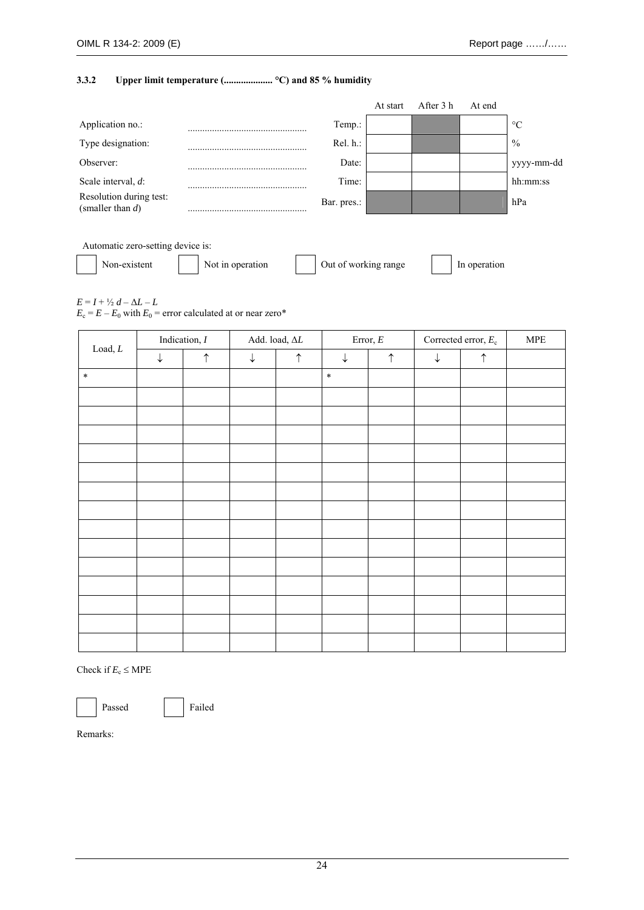### 3.3.2 Upper limit temperature (.................... °C) and 85 % humidity

| | | | At start | After 3 h | At end | |
|---|---|---|---|---|---|---|
| Application no.: | ................................................ | Temp.: | | | | °C |
| Type designation: | ................................................ | Rel. h.: | | | | % |
| Observer: | ................................................ | Date: | | | | yyyy-mm-dd |
| Scale interval, $d$: | ................................................ | Time: | | | | hh:mm:ss |
| Resolution during test: (smaller than $d$) | ................................................ | Bar. pres.: | | | | hPa |

Automatic zero-setting device is:

☐ Non-existent ☐ Not in operation ☐ Out of working range ☐ In operation

$E = I + ½\ d - \Delta L - L$

$E_c = E - E_0$ with $E_0$ = error calculated at or near zero*

| Load, $L$ | Indication, $I$ | | Add. load, $\Delta L$ | | Error, $E$ | | Corrected error, $E_c$ | | MPE |
|---|---|---|---|---|---|---|---|---|---|
| | ↓ | ↑ | ↓ | ↑ | ↓ | ↑ | ↓ | ↑ | |
| * | | | | | * | | | | |
| | | | | | | | | | |
| | | | | | | | | | |
| | | | | | | | | | |
| | | | | | | | | | |
| | | | | | | | | | |
| | | | | | | | | | |
| | | | | | | | | | |
| | | | | | | | | | |
| | | | | | | | | | |
| | | | | | | | | | |
| | | | | | | | | | |
| | | | | | | | | | |
| | | | | | | | | | |
| | | | | | | | | | |

Check if $E_c \leq$ MPE

☐ Passed ☐ Failed

Remarks: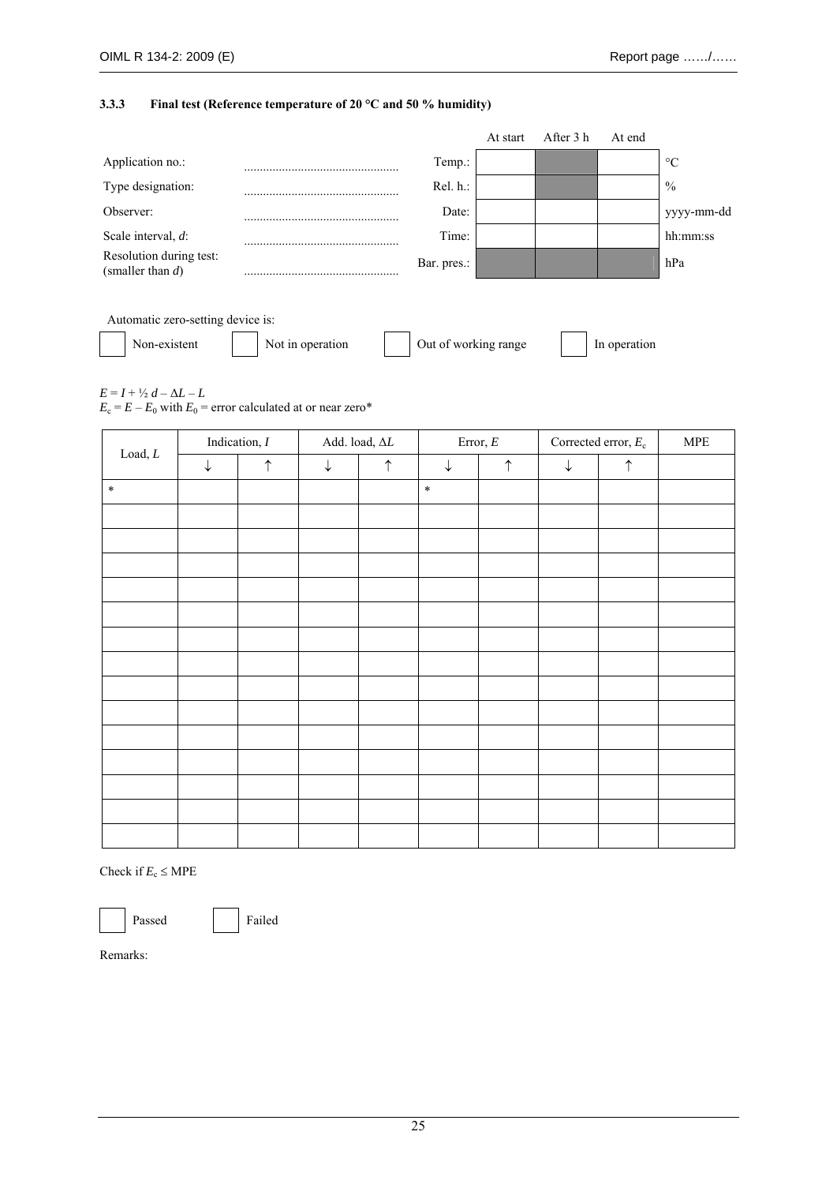### 3.3.3 Final test (Reference temperature of 20 °C and 50 % humidity)

| | | | At start | After 3 h | At end | |
|---|---|---|---|---|---|---|
| Application no.: | ................................................ | Temp.: | | | | °C |
| Type designation: | ................................................ | Rel. h.: | | | | % |
| Observer: | ................................................ | Date: | | | | yyyy-mm-dd |
| Scale interval, $d$: | ................................................ | Time: | | | | hh:mm:ss |
| Resolution during test: (smaller than $d$) | ................................................ | Bar. pres.: | | | | hPa |

Automatic zero-setting device is:

☐ Non-existent ☐ Not in operation ☐ Out of working range ☐ In operation

$E = I + ½\, d – ΔL – L$

$E_c = E – E_0$ with $E_0$ = error calculated at or near zero*

| Load, $L$ | Indication, $I$ | | Add. load, $\Delta L$ | | Error, $E$ | | Corrected error, $E_c$ | | MPE |
|---|---|---|---|---|---|---|---|---|---|
| | ↓ | ↑ | ↓ | ↑ | ↓ | ↑ | ↓ | ↑ | |
| * | | | | | * | | | | |
| | | | | | | | | | |
| | | | | | | | | | |
| | | | | | | | | | |
| | | | | | | | | | |
| | | | | | | | | | |
| | | | | | | | | | |
| | | | | | | | | | |
| | | | | | | | | | |
| | | | | | | | | | |
| | | | | | | | | | |
| | | | | | | | | | |
| | | | | | | | | | |
| | | | | | | | | | |
| | | | | | | | | | |

Check if $E_c \leq$ MPE

☐ Passed ☐ Failed

Remarks: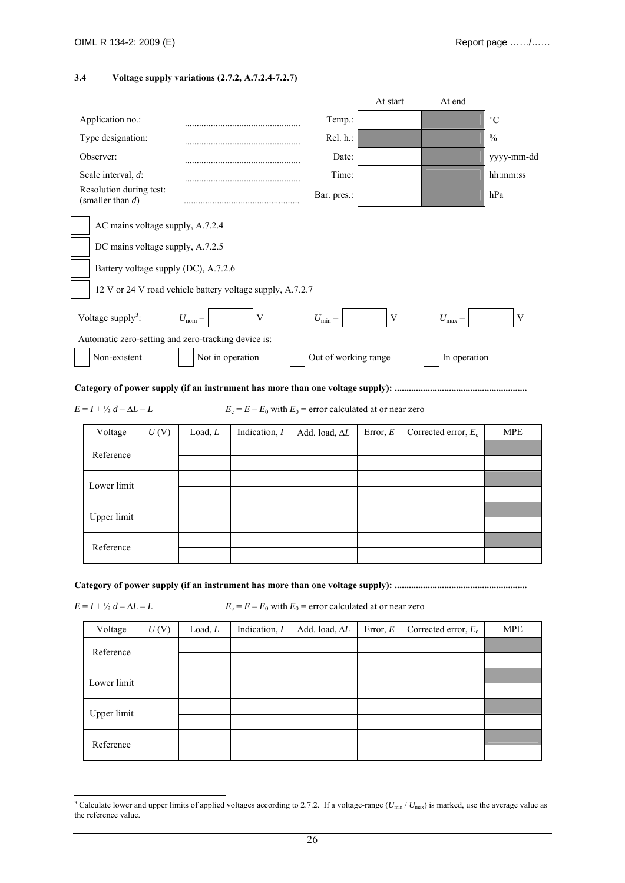### 3.4 Voltage supply variations (2.7.2, A.7.2.4-7.2.7)

| | | | At start | At end | |
|---|---|---|---|---|---|
| Application no.: | ................................................ | Temp.: | | | °C |
| Type designation: | ................................................ | Rel. h.: | | | % |
| Observer: | ................................................ | Date: | | | yyyy-mm-dd |
| Scale interval, $d$: | ................................................ | Time: | | | hh:mm:ss |
| Resolution during test: (smaller than $d$) | ................................................ | Bar. pres.: | | | hPa |

☐ AC mains voltage supply, A.7.2.4

☐ DC mains voltage supply, A.7.2.5

☐ Battery voltage supply (DC), A.7.2.6

☐ 12 V or 24 V road vehicle battery voltage supply, A.7.2.7

Voltage supply[3]: $U_{nom}$ = ☐ V $U_{min}$ = ☐ V $U_{max}$ = ☐ V

Automatic zero-setting and zero-tracking device is:

☐ Non-existent ☐ Not in operation ☐ Out of working range ☐ In operation

**Category of power supply (if an instrument has more than one voltage supply): .......................................................**

$E = I + ½ d – ΔL – L$ $E_c = E – E_0$ with $E_0$ = error calculated at or near zero

| Voltage | $U$ (V) | Load, $L$ | Indication, $I$ | Add. load, $ΔL$ | Error, $E$ | Corrected error, $E_c$ | MPE |
|---|---|---|---|---|---|---|---|
| Reference | | | | | | | |
| | | | | | | | |
| Lower limit | | | | | | | |
| | | | | | | | |
| Upper limit | | | | | | | |
| | | | | | | | |
| Reference | | | | | | | |
| | | | | | | | |

**Category of power supply (if an instrument has more than one voltage supply): .......................................................**

$E = I + ½ d – ΔL – L$ $E_c = E – E_0$ with $E_0$ = error calculated at or near zero

| Voltage | $U$ (V) | Load, $L$ | Indication, $I$ | Add. load, $ΔL$ | Error, $E$ | Corrected error, $E_c$ | MPE |
|---|---|---|---|---|---|---|---|
| Reference | | | | | | | |
| | | | | | | | |
| Lower limit | | | | | | | |
| | | | | | | | |
| Upper limit | | | | | | | |
| | | | | | | | |
| Reference | | | | | | | |
| | | | | | | | |

[3] Calculate lower and upper limits of applied voltages according to 2.7.2. If a voltage-range ($U_{min}$ / $U_{max}$) is marked, use the average value as the reference value.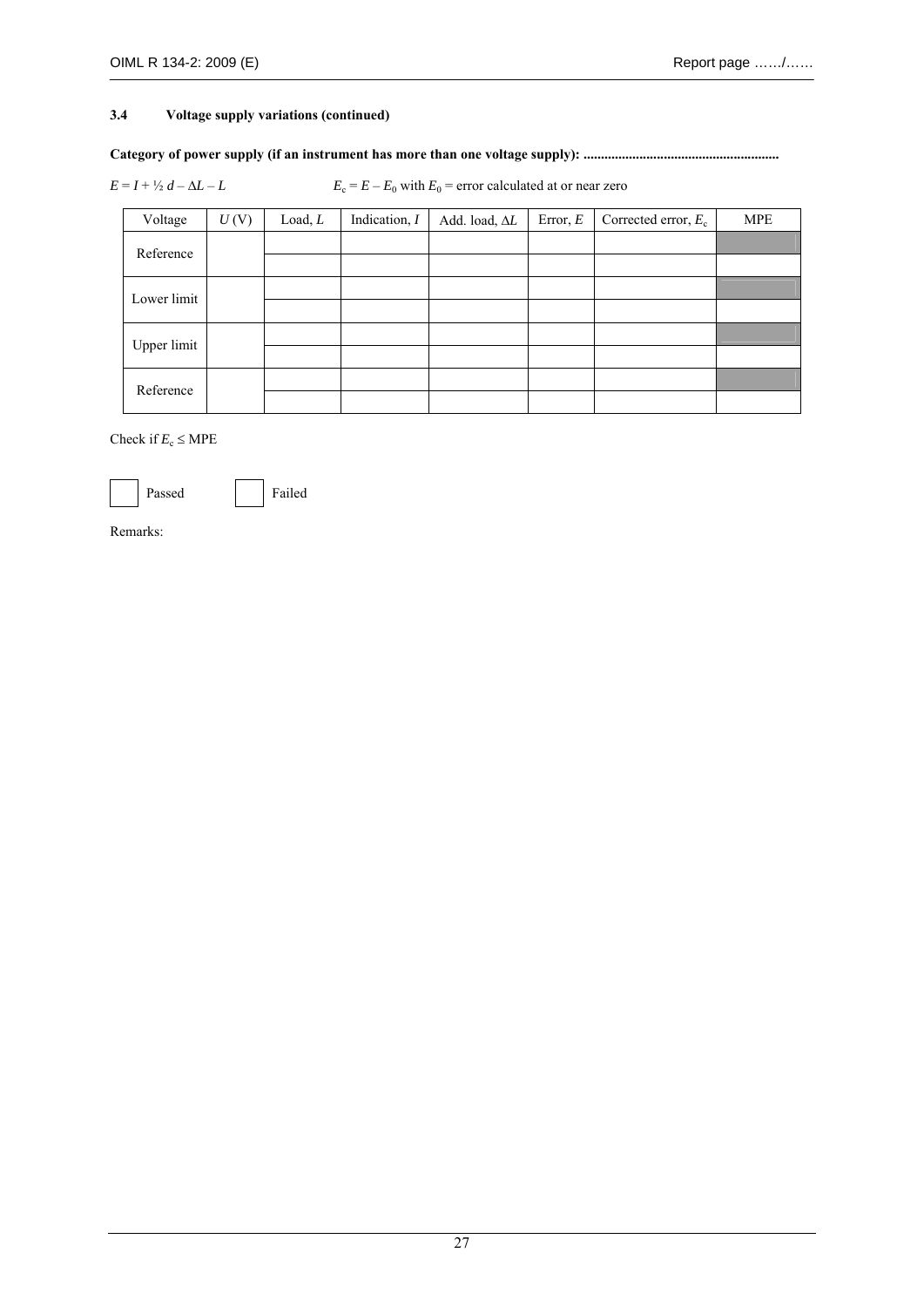### 3.4 Voltage supply variations (continued)

**Category of power supply (if an instrument has more than one voltage supply): ........................................................**

$E = I + ½ d – ΔL – L$ $E_c = E – E_0$ with $E_0$ = error calculated at or near zero

| Voltage | $U$ (V) | Load, $L$ | Indication, $I$ | Add. load, $ΔL$ | Error, $E$ | Corrected error, $E_c$ | MPE |
|---|---|---|---|---|---|---|---|
| Reference | | | | | | | |
| | | | | | | | |
| Lower limit | | | | | | | |
| | | | | | | | |
| Upper limit | | | | | | | |
| | | | | | | | |
| Reference | | | | | | | |
| | | | | | | | |

Check if $E_c ≤$ MPE

☐ Passed ☐ Failed

Remarks: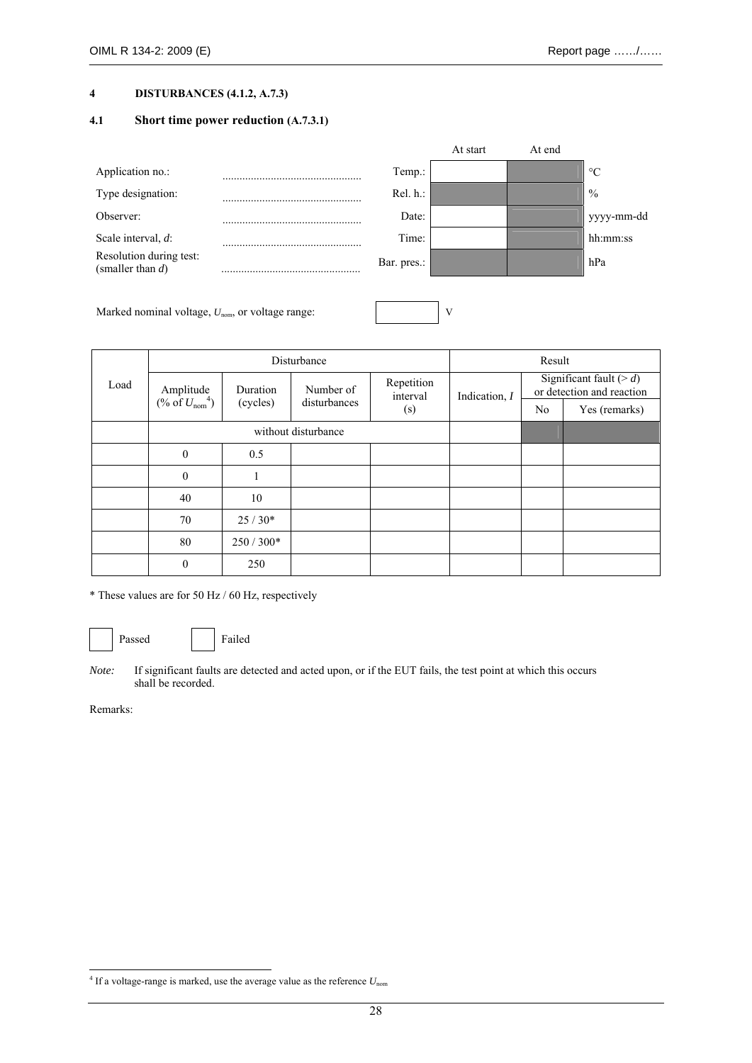## 4 DISTURBANCES (4.1.2, A.7.3)

### 4.1 Short time power reduction (A.7.3.1)

| | | | At start | At end | |
|---|---|---|---|---|---|
| Application no.: | ................................................ | Temp.: | | | °C |
| Type designation: | ................................................ | Rel. h.: | | | % |
| Observer: | ................................................ | Date: | | | yyyy-mm-dd |
| Scale interval, $d$: | ................................................ | Time: | | | hh:mm:ss |
| Resolution during test: (smaller than $d$) | ................................................ | Bar. pres.: | | | hPa |

Marked nominal voltage, $U_{nom}$, or voltage range: [ ] V

| Load | Disturbance | | | | Result | | |
|---|---|---|---|---|---|---|---|
| | Amplitude (% of $U_{nom}$[4]) | Duration (cycles) | Number of disturbances | Repetition interval (s) | Indication, $I$ | Significant fault (> $d$) or detection and reaction | |
| | | | | | | No | Yes (remarks) |
| | without disturbance | | | | | | |
| | 0 | 0.5 | | | | | |
| | 0 | 1 | | | | | |
| | 40 | 10 | | | | | |
| | 70 | 25 / 30* | | | | | |
| | 80 | 250 / 300* | | | | | |
| | 0 | 250 | | | | | |

\* These values are for 50 Hz / 60 Hz, respectively

☐ Passed ☐ Failed

*Note:* If significant faults are detected and acted upon, or if the EUT fails, the test point at which this occurs shall be recorded.

Remarks:

[4] If a voltage-range is marked, use the average value as the reference $U_{nom}$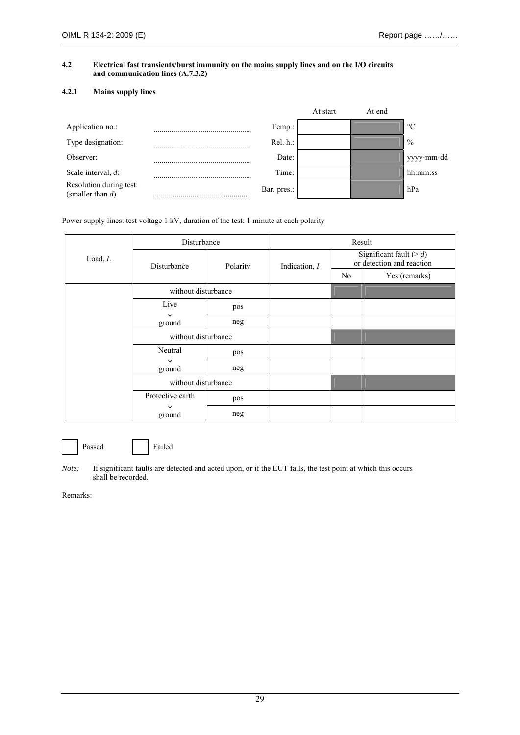#### 4.2 Electrical fast transients/burst immunity on the mains supply lines and on the I/O circuits and communication lines (A.7.3.2)

##### 4.2.1 Mains supply lines

| | | | At start | At end | |
|---|---|---|---|---|---|
| Application no.: | ................................................ | Temp.: | | | °C |
| Type designation: | ................................................ | Rel. h.: | | | % |
| Observer: | ................................................ | Date: | | | yyyy-mm-dd |
| Scale interval, *d*: | ................................................ | Time: | | | hh:mm:ss |
| Resolution during test: (smaller than *d*) | ................................................ | Bar. pres.: | | | hPa |

Power supply lines: test voltage 1 kV, duration of the test: 1 minute at each polarity

| Load, *L* | Disturbance | | Result | | |
|---|---|---|---|---|---|
| | Disturbance | Polarity | Indication, *I* | Significant fault (> *d*) or detection and reaction | |
| | | | | No | Yes (remarks) |
| | without disturbance | | | | |
| | Live ↓ ground | pos | | | |
| | | neg | | | |
| | without disturbance | | | | |
| | Neutral ↓ ground | pos | | | |
| | | neg | | | |
| | without disturbance | | | | |
| | Protective earth ↓ ground | pos | | | |
| | | neg | | | |

☐ Passed ☐ Failed

*Note:* If significant faults are detected and acted upon, or if the EUT fails, the test point at which this occurs shall be recorded.

Remarks: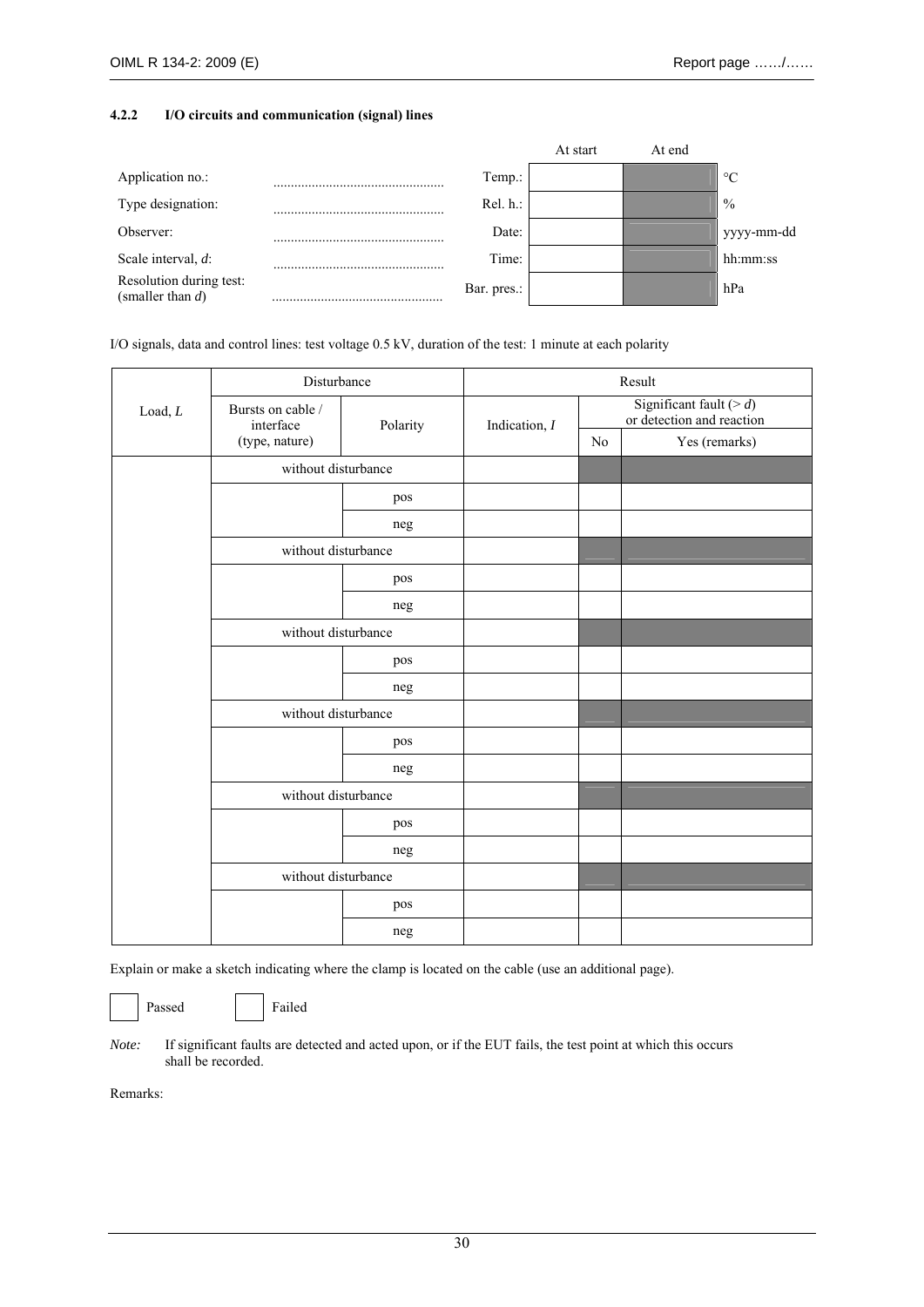#### 4.2.2 I/O circuits and communication (signal) lines

| | | | At start | At end | |
|---|---|---|---|---|---|
| Application no.: | ................................................ | Temp.: | | | °C |
| Type designation: | ................................................ | Rel. h.: | | | % |
| Observer: | ................................................ | Date: | | | yyyy-mm-dd |
| Scale interval, $d$: | ................................................ | Time: | | | hh:mm:ss |
| Resolution during test: (smaller than $d$) | ................................................ | Bar. pres.: | | | hPa |

I/O signals, data and control lines: test voltage 0.5 kV, duration of the test: 1 minute at each polarity

| Load, $L$ | Disturbance | | Result | | |
|---|---|---|---|---|---|
| | Bursts on cable / interface (type, nature) | Polarity | Indication, $I$ | Significant fault ($> d$) or detection and reaction | |
| | | | | No | Yes (remarks) |
| | without disturbance | | | | |
| | | pos | | | |
| | | neg | | | |
| | without disturbance | | | | |
| | | pos | | | |
| | | neg | | | |
| | without disturbance | | | | |
| | | pos | | | |
| | | neg | | | |
| | without disturbance | | | | |
| | | pos | | | |
| | | neg | | | |
| | without disturbance | | | | |
| | | pos | | | |
| | | neg | | | |
| | without disturbance | | | | |
| | | pos | | | |
| | | neg | | | |

Explain or make a sketch indicating where the clamp is located on the cable (use an additional page).

☐ Passed ☐ Failed

*Note:* If significant faults are detected and acted upon, or if the EUT fails, the test point at which this occurs shall be recorded.

Remarks: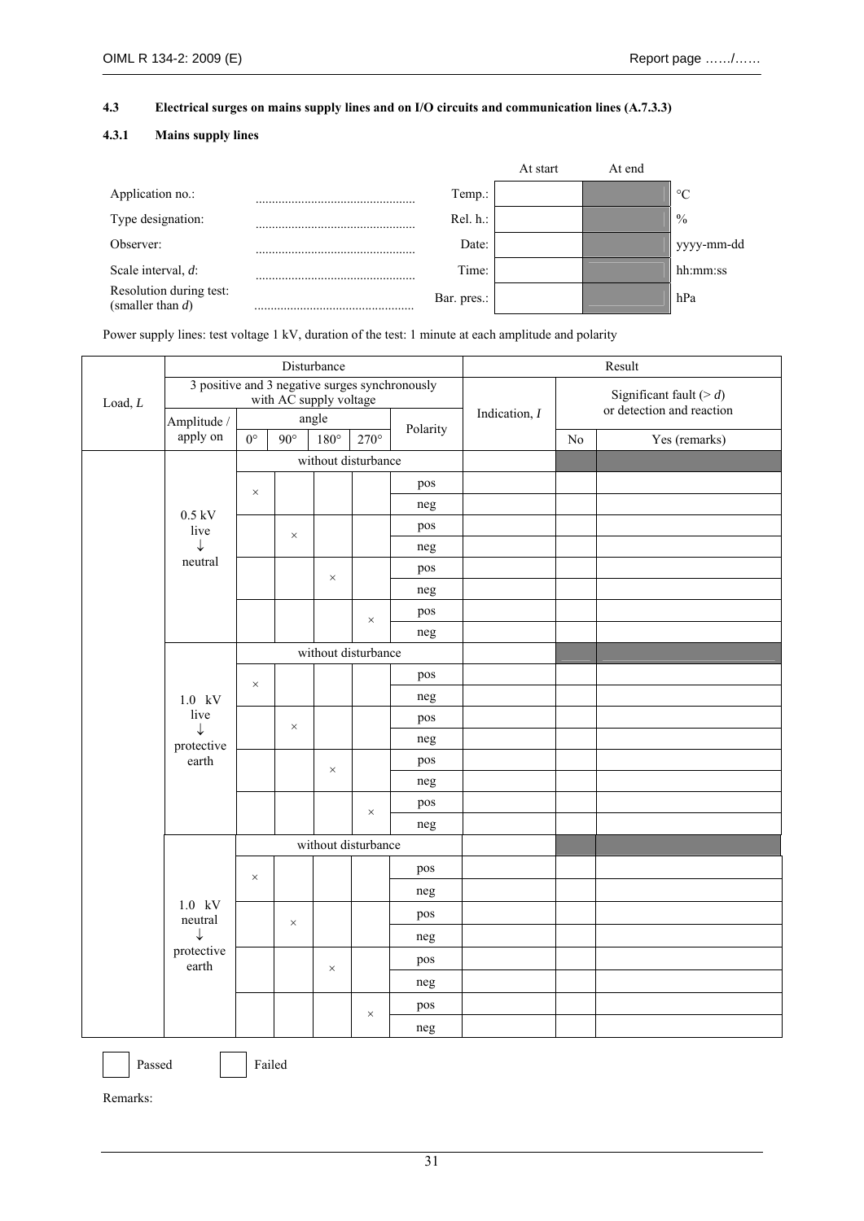#### 4.3 Electrical surges on mains supply lines and on I/O circuits and communication lines (A.7.3.3)

##### 4.3.1 Mains supply lines

| | | | At start | At end | |
|---|---|---|---|---|---|
| Application no.: | ................................................ | Temp.: | | | °C |
| Type designation: | ................................................ | Rel. h.: | | | % |
| Observer: | ................................................ | Date: | | | yyyy-mm-dd |
| Scale interval, *d*: | ................................................ | Time: | | | hh:mm:ss |
| Resolution during test: (smaller than *d*) | ................................................ | Bar. pres.: | | | hPa |

Power supply lines: test voltage 1 kV, duration of the test: 1 minute at each amplitude and polarity

| Load, *L* | Disturbance | | | | | | Result | | |
|---|---|---|---|---|---|---|---|---|---|
| | 3 positive and 3 negative surges synchronously with AC supply voltage | | | | | | Indication, *I* | Significant fault (> *d*) or detection and reaction | |
| | Amplitude / apply on | angle | | | | Polarity | | | |
| | | 0° | 90° | 180° | 270° | | | No | Yes (remarks) |
| | 0.5 kV live ↓ neutral | without disturbance | | | | | | | |
| | | × | | | | pos | | | |
| | | | | | | neg | | | |
| | | | × | | | pos | | | |
| | | | | | | neg | | | |
| | | | | × | | pos | | | |
| | | | | | | neg | | | |
| | | | | | × | pos | | | |
| | | | | | | neg | | | |
| | 1.0 kV live ↓ protective earth | without disturbance | | | | | | | |
| | | × | | | | pos | | | |
| | | | | | | neg | | | |
| | | | × | | | pos | | | |
| | | | | | | neg | | | |
| | | | | × | | pos | | | |
| | | | | | | neg | | | |
| | | | | | × | pos | | | |
| | | | | | | neg | | | |
| | 1.0 kV neutral ↓ protective earth | without disturbance | | | | | | | |
| | | × | | | | pos | | | |
| | | | | | | neg | | | |
| | | | × | | | pos | | | |
| | | | | | | neg | | | |
| | | | | × | | pos | | | |
| | | | | | | neg | | | |
| | | | | | × | pos | | | |
| | | | | | | neg | | | |

☐ Passed ☐ Failed

Remarks: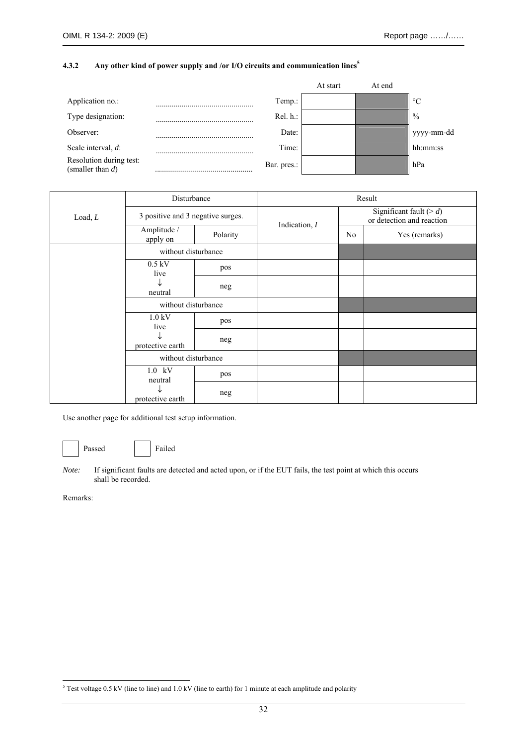#### 4.3.2 Any other kind of power supply and /or I/O circuits and communication lines[5]

| | | | At start | At end | |
|---|---|---|---|---|---|
| Application no.: | ................................................ | Temp.: | | | °C |
| Type designation: | ................................................ | Rel. h.: | | | % |
| Observer: | ................................................ | Date: | | | yyyy-mm-dd |
| Scale interval, $d$: | ................................................ | Time: | | | hh:mm:ss |
| Resolution during test: (smaller than $d$) | ................................................ | Bar. pres.: | | | hPa |

| Load, $L$ | Disturbance | | Result | | |
|---|---|---|---|---|---|
| | 3 positive and 3 negative surges. | | Indication, $I$ | Significant fault (> $d$) or detection and reaction | |
| | Amplitude / apply on | Polarity | | No | Yes (remarks) |
| | without disturbance | | | | |
| | 0.5 kV live ↓ neutral | pos | | | |
| | | neg | | | |
| | without disturbance | | | | |
| | 1.0 kV live ↓ protective earth | pos | | | |
| | | neg | | | |
| | without disturbance | | | | |
| | 1.0 kV neutral ↓ protective earth | pos | | | |
| | | neg | | | |

Use another page for additional test setup information.

☐ Passed ☐ Failed

*Note:* If significant faults are detected and acted upon, or if the EUT fails, the test point at which this occurs shall be recorded.

Remarks:

[5] Test voltage 0.5 kV (line to line) and 1.0 kV (line to earth) for 1 minute at each amplitude and polarity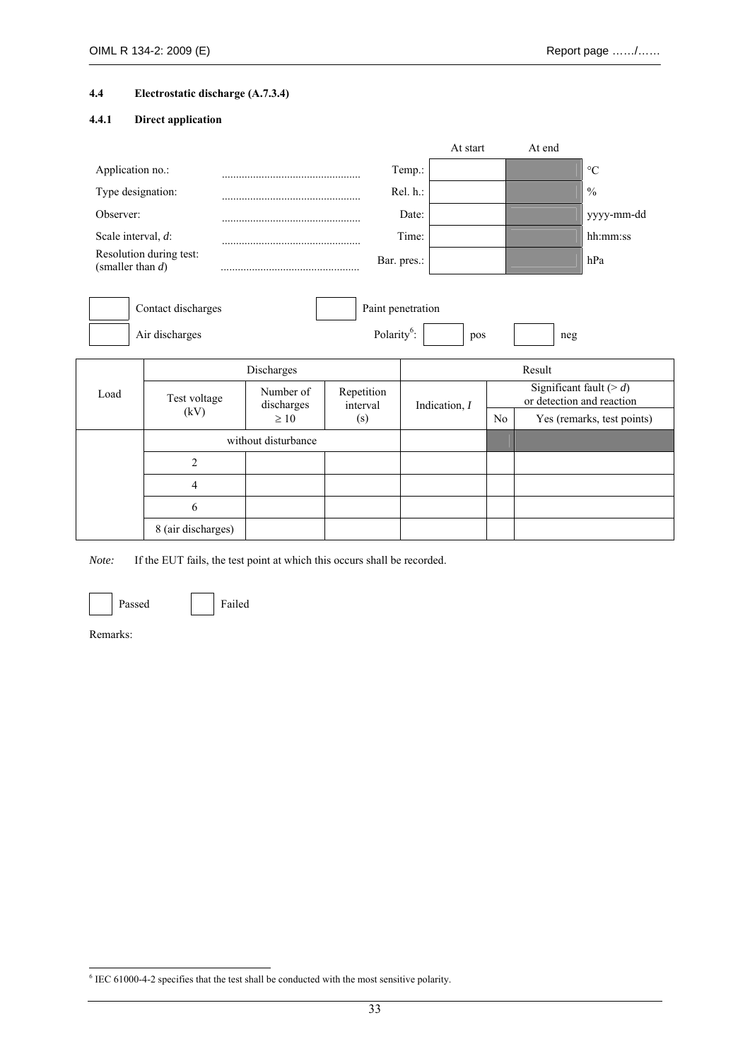### 4.4 Electrostatic discharge (A.7.3.4)

#### 4.4.1 Direct application

| | | | At start | At end | |
|---|---|---|---|---|---|
| Application no.: | ................................................ | Temp.: | | | °C |
| Type designation: | ................................................ | Rel. h.: | | | % |
| Observer: | ................................................ | Date: | | | yyyy-mm-dd |
| Scale interval, $d$: | ................................................ | Time: | | | hh:mm:ss |
| Resolution during test: (smaller than $d$) | ................................................ | Bar. pres.: | | | hPa |

☐ Contact discharges ☐ Paint penetration

☐ Air discharges Polarity[6]: ☐ pos ☐ neg

| Load | Discharges | | | Result | | |
|---|---|---|---|---|---|---|
| | Test voltage (kV) | Number of discharges ≥ 10 | Repetition interval (s) | Indication, $I$ | Significant fault (> $d$) or detection and reaction | |
| | | | | | No | Yes (remarks, test points) |
| | without disturbance | | | | | |
| | 2 | | | | | |
| | 4 | | | | | |
| | 6 | | | | | |
| | 8 (air discharges) | | | | | |

*Note:* If the EUT fails, the test point at which this occurs shall be recorded.

☐ Passed ☐ Failed

Remarks:

[6] IEC 61000-4-2 specifies that the test shall be conducted with the most sensitive polarity.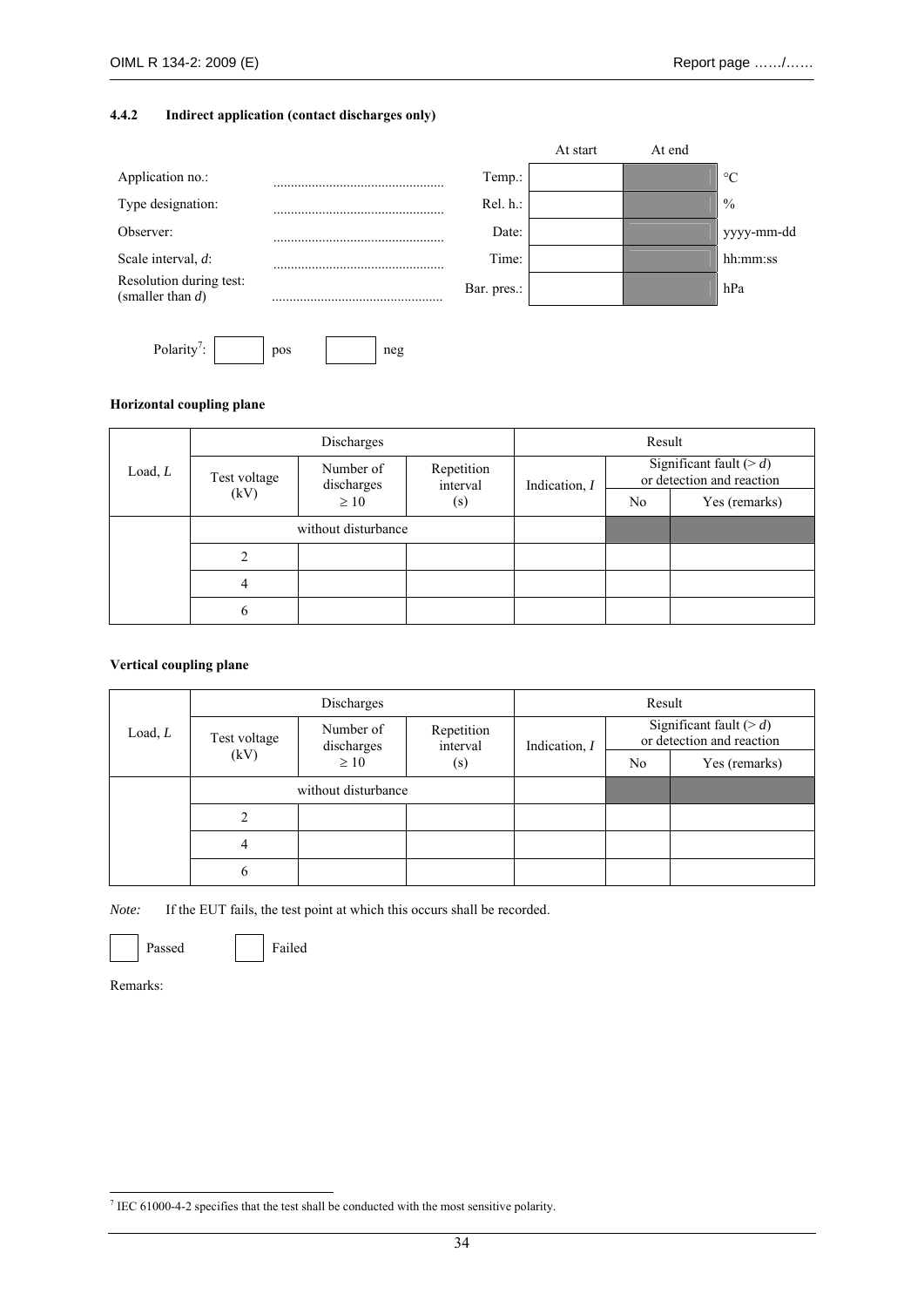#### 4.4.2 Indirect application (contact discharges only)

| | | | At start | At end | |
|---|---|---|---|---|---|
| Application no.: | ............................................. | Temp.: | | | °C |
| Type designation: | ............................................. | Rel. h.: | | | % |
| Observer: | ............................................. | Date: | | | yyyy-mm-dd |
| Scale interval, *d*: | ............................................. | Time: | | | hh:mm:ss |
| Resolution during test: (smaller than *d*) | ............................................. | Bar. pres.: | | | hPa |

Polarity[7]: ☐ pos ☐ neg

**Horizontal coupling plane**

| Load, *L* | Discharges | | | Result | | |
|---|---|---|---|---|---|---|
| | Test voltage (kV) | Number of discharges ≥ 10 | Repetition interval (s) | Indication, *I* | Significant fault (> *d*) or detection and reaction | |
| | | | | | No | Yes (remarks) |
| | without disturbance | | | | | |
| | 2 | | | | | |
| | 4 | | | | | |
| | 6 | | | | | |

**Vertical coupling plane**

| Load, *L* | Discharges | | | Result | | |
|---|---|---|---|---|---|---|
| | Test voltage (kV) | Number of discharges ≥ 10 | Repetition interval (s) | Indication, *I* | Significant fault (> *d*) or detection and reaction | |
| | | | | | No | Yes (remarks) |
| | without disturbance | | | | | |
| | 2 | | | | | |
| | 4 | | | | | |
| | 6 | | | | | |

*Note:* If the EUT fails, the test point at which this occurs shall be recorded.

☐ Passed ☐ Failed

Remarks:

[7] IEC 61000-4-2 specifies that the test shall be conducted with the most sensitive polarity.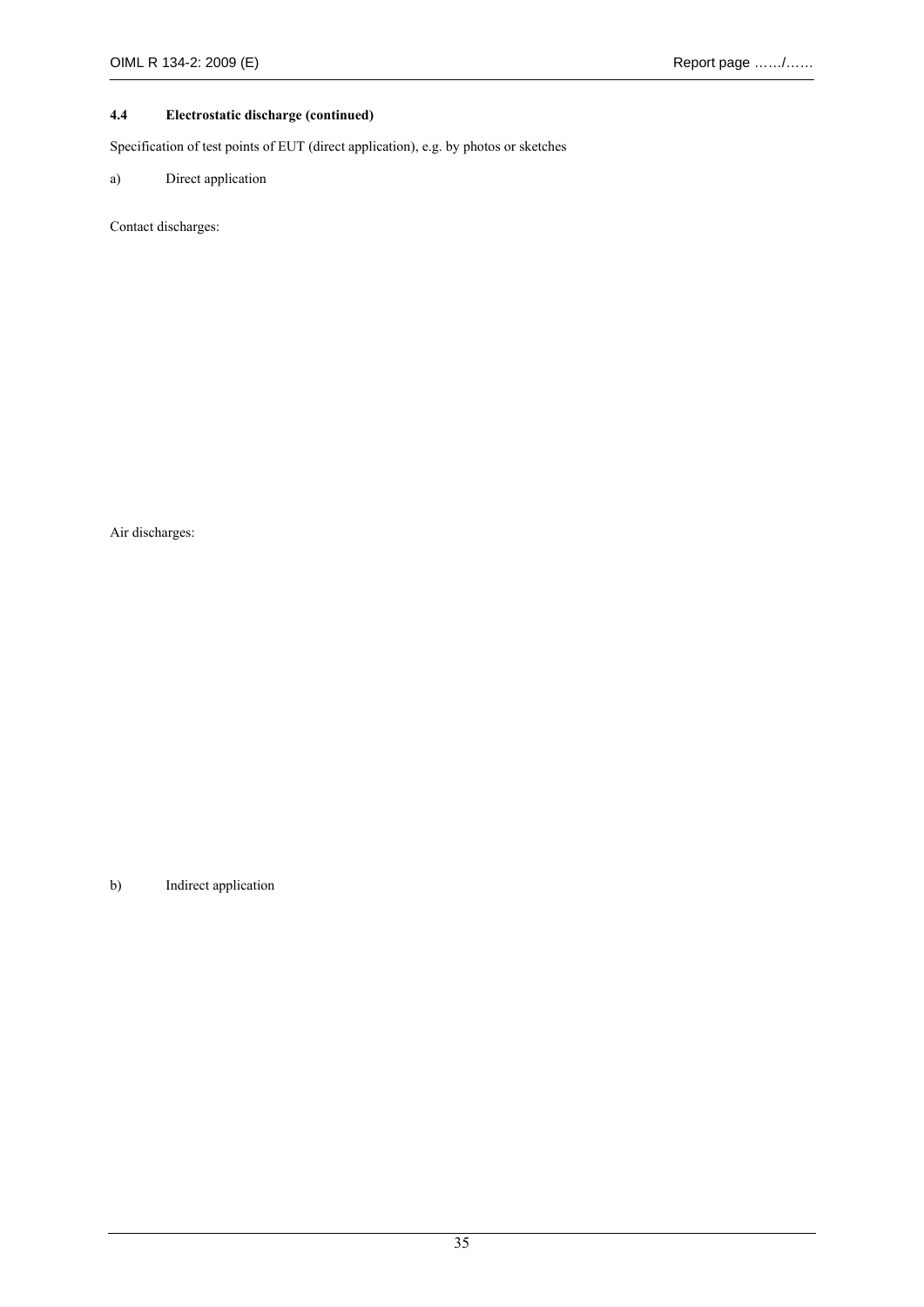### 4.4 Electrostatic discharge (continued)

Specification of test points of EUT (direct application), e.g. by photos or sketches

a) Direct application

Contact discharges:

Air discharges:

b) Indirect application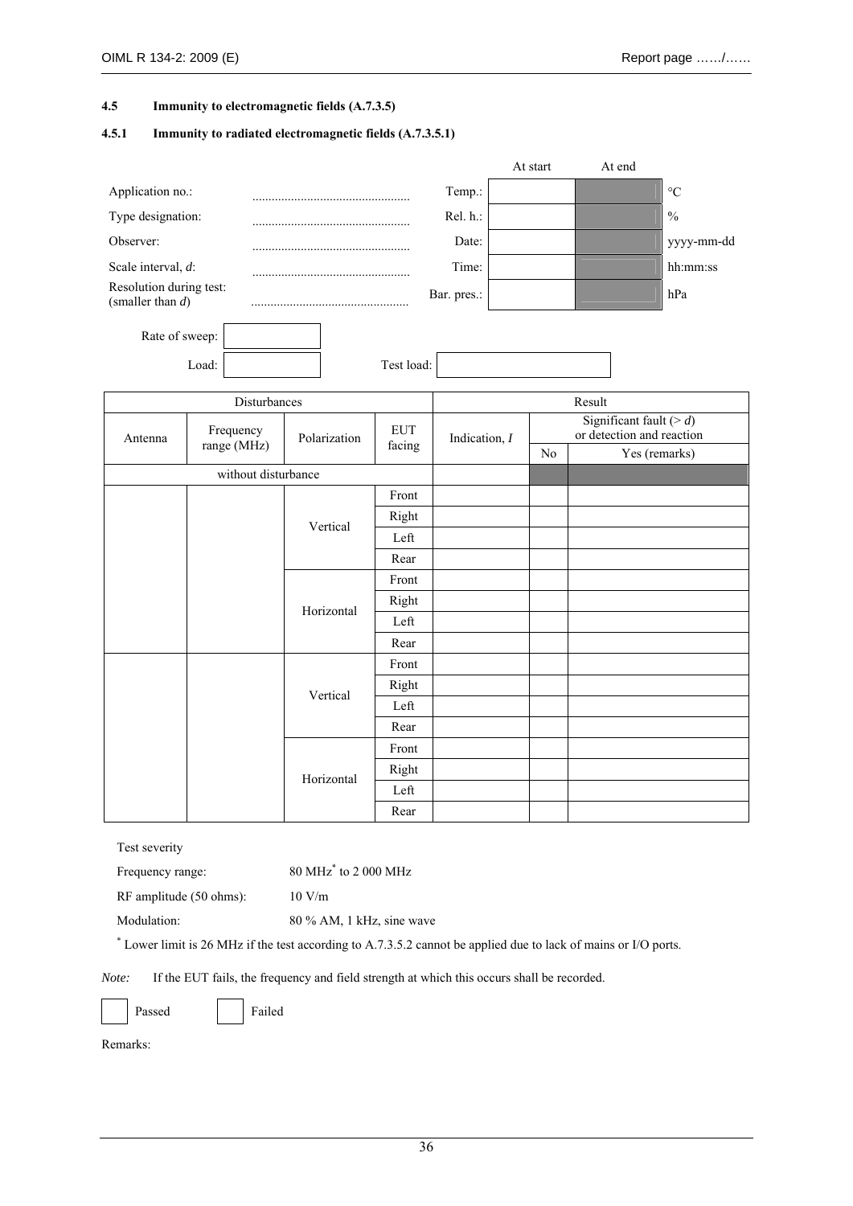### 4.5 Immunity to electromagnetic fields (A.7.3.5)

#### 4.5.1 Immunity to radiated electromagnetic fields (A.7.3.5.1)

| | | | At start | At end | |
|---|---|---|---|---|---|
| Application no.: | ................................................ | Temp.: | | | °C |
| Type designation: | ................................................ | Rel. h.: | | | % |
| Observer: | ................................................ | Date: | | | yyyy-mm-dd |
| Scale interval, $d$: | ................................................ | Time: | | | hh:mm:ss |
| Resolution during test: (smaller than $d$) | ................................................ | Bar. pres.: | | | hPa |

Rate of sweep: 

Load: Test load: 

| Disturbances | | | | Result | | |
|---|---|---|---|---|---|---|
| Antenna | Frequency range (MHz) | Polarization | EUT facing | Indication, $I$ | Significant fault (> $d$) or detection and reaction | |
| | | | | | No | Yes (remarks) |
| without disturbance | | | | | | |
| | | Vertical | Front | | | |
| | | | Right | | | |
| | | | Left | | | |
| | | | Rear | | | |
| | | Horizontal | Front | | | |
| | | | Right | | | |
| | | | Left | | | |
| | | | Rear | | | |
| | | Vertical | Front | | | |
| | | | Right | | | |
| | | | Left | | | |
| | | | Rear | | | |
| | | Horizontal | Front | | | |
| | | | Right | | | |
| | | | Left | | | |
| | | | Rear | | | |

Test severity

| | |
|---|---|
| Frequency range: | 80 MHz* to 2 000 MHz |
| RF amplitude (50 ohms): | 10 V/m |
| Modulation: | 80 % AM, 1 kHz, sine wave |

\* Lower limit is 26 MHz if the test according to A.7.3.5.2 cannot be applied due to lack of mains or I/O ports.

*Note:* If the EUT fails, the frequency and field strength at which this occurs shall be recorded.

☐ Passed ☐ Failed

Remarks: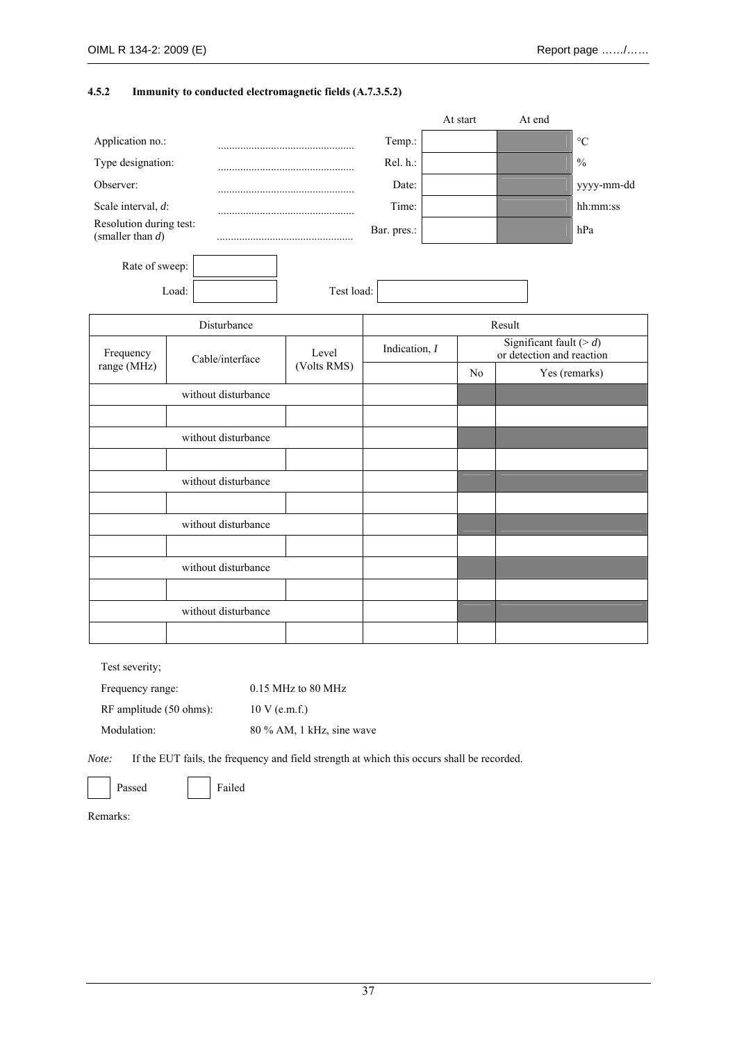### 4.5.2 Immunity to conducted electromagnetic fields (A.7.3.5.2)

| | | | At start | At end | |
|---|---|---|---|---|---|
| Application no.: | ................................................ | Temp.: | | | °C |
| Type designation: | ................................................ | Rel. h.: | | | % |
| Observer: | ................................................ | Date: | | | yyyy-mm-dd |
| Scale interval, *d*: | ................................................ | Time: | | | hh:mm:ss |
| Resolution during test: (smaller than *d*) | ................................................ | Bar. pres.: | | | hPa |

Rate of sweep: 

Load: | Test load: 

| Disturbance | | | Result | | |
|---|---|---|---|---|---|
| Frequency range (MHz) | Cable/interface | Level (Volts RMS) | Indication, *I* | Significant fault (> *d*) or detection and reaction | |
| | | | | No | Yes (remarks) |
| without disturbance | | | | | |
| | | | | | |
| without disturbance | | | | | |
| | | | | | |
| without disturbance | | | | | |
| | | | | | |
| without disturbance | | | | | |
| | | | | | |
| without disturbance | | | | | |
| | | | | | |
| without disturbance | | | | | |
| | | | | | |

Test severity;

| | |
|---|---|
| Frequency range: | 0.15 MHz to 80 MHz |
| RF amplitude (50 ohms): | 10 V (e.m.f.) |
| Modulation: | 80 % AM, 1 kHz, sine wave |

*Note:* If the EUT fails, the frequency and field strength at which this occurs shall be recorded.

☐ Passed ☐ Failed

Remarks: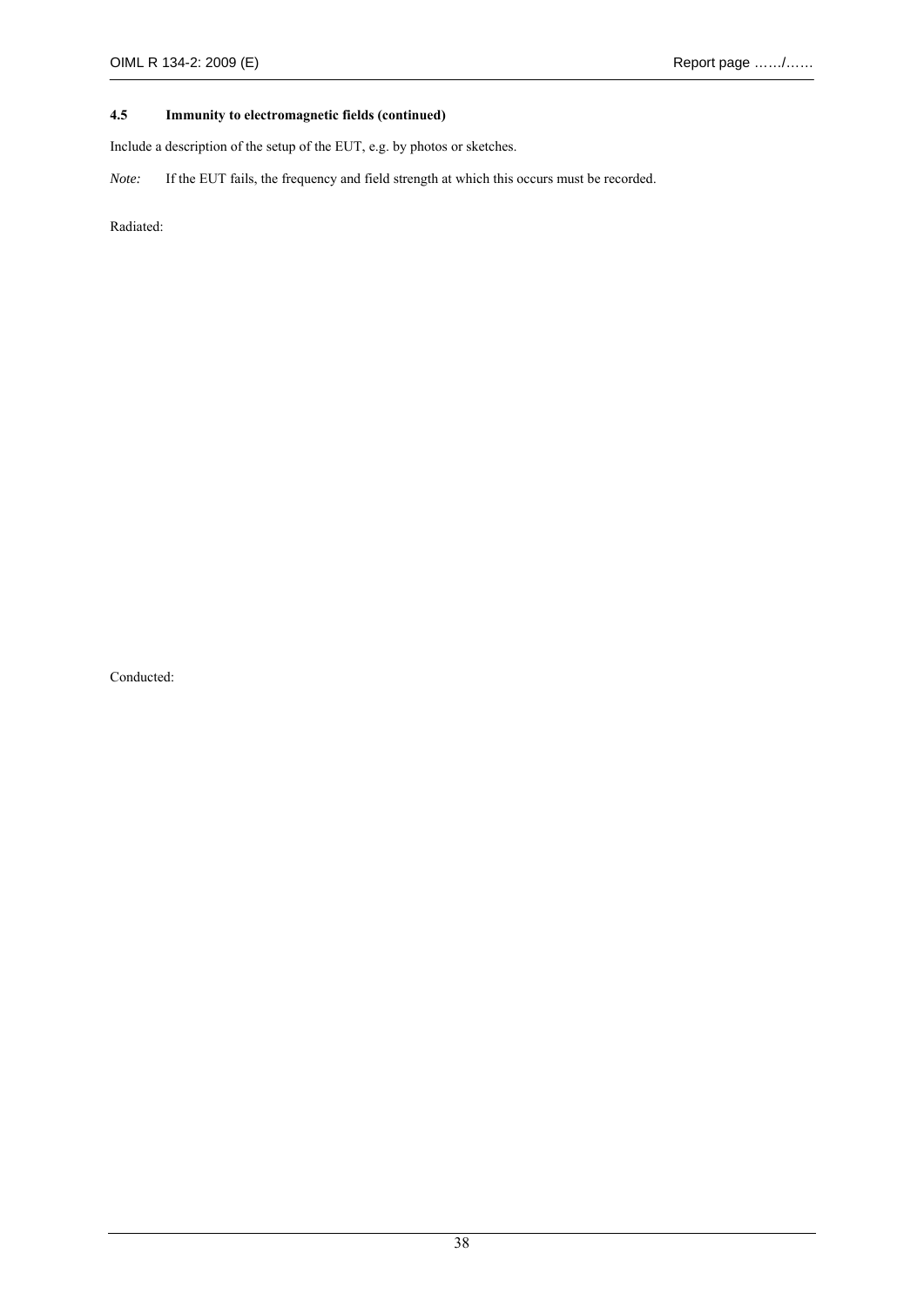### 4.5 Immunity to electromagnetic fields (continued)

Include a description of the setup of the EUT, e.g. by photos or sketches.

*Note:* If the EUT fails, the frequency and field strength at which this occurs must be recorded.

Radiated:

Conducted: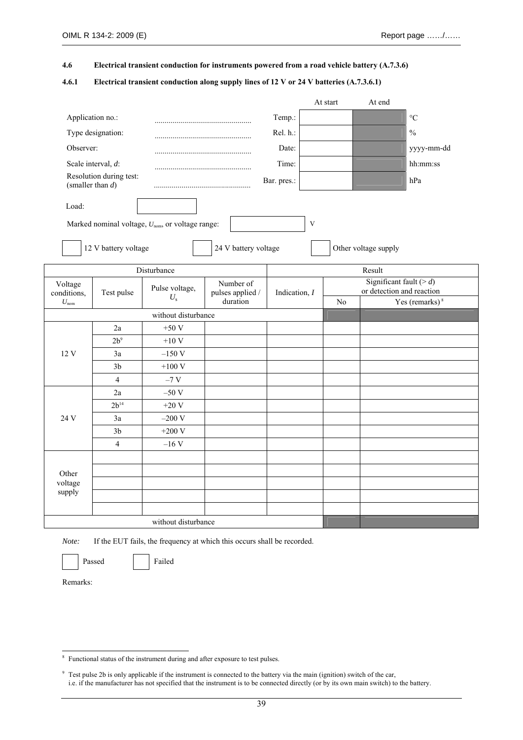#### 4.6 Electrical transient conduction for instruments powered from a road vehicle battery (A.7.3.6)

##### 4.6.1 Electrical transient conduction along supply lines of 12 V or 24 V batteries (A.7.3.6.1)

| | | | At start | At end | |
|---|---|---|---|---|---|
| Application no.: | ................................................ | Temp.: | | | °C |
| Type designation: | ................................................ | Rel. h.: | | | % |
| Observer: | ................................................ | Date: | | | yyyy-mm-dd |
| Scale interval, $d$: | ................................................ | Time: | | | hh:mm:ss |
| Resolution during test: (smaller than $d$) | ................................................ | Bar. pres.: | | | hPa |

Load: ☐

Marked nominal voltage, $U_{nom}$, or voltage range: ☐ V

☐ 12 V battery voltage ☐ 24 V battery voltage ☐ Other voltage supply

| Disturbance | | | | Result | | |
|---|---|---|---|---|---|---|
| Voltage conditions, $U_{nom}$ | Test pulse | Pulse voltage, $U_s$ | Number of pulses applied / duration | Indication, $I$ | Significant fault (> $d$) or detection and reaction | |
| | | | | | No | Yes (remarks) [8] |
| without disturbance | | | | | | |
| 12 V | 2a | +50 V | | | | |
| | 2b[9] | +10 V | | | | |
| | 3a | –150 V | | | | |
| | 3b | +100 V | | | | |
| | 4 | –7 V | | | | |
| 24 V | 2a | –50 V | | | | |
| | 2b[14] | +20 V | | | | |
| | 3a | –200 V | | | | |
| | 3b | +200 V | | | | |
| | 4 | –16 V | | | | |
| Other voltage supply | | | | | | |
| | | | | | | |
| | | | | | | |
| | | | | | | |
| | | | | | | |
| without disturbance | | | | | | |

*Note:* If the EUT fails, the frequency at which this occurs shall be recorded.

☐ Passed ☐ Failed

Remarks:

---

[8] Functional status of the instrument during and after exposure to test pulses.

[9] Test pulse 2b is only applicable if the instrument is connected to the battery via the main (ignition) switch of the car, i.e. if the manufacturer has not specified that the instrument is to be connected directly (or by its own main switch) to the battery.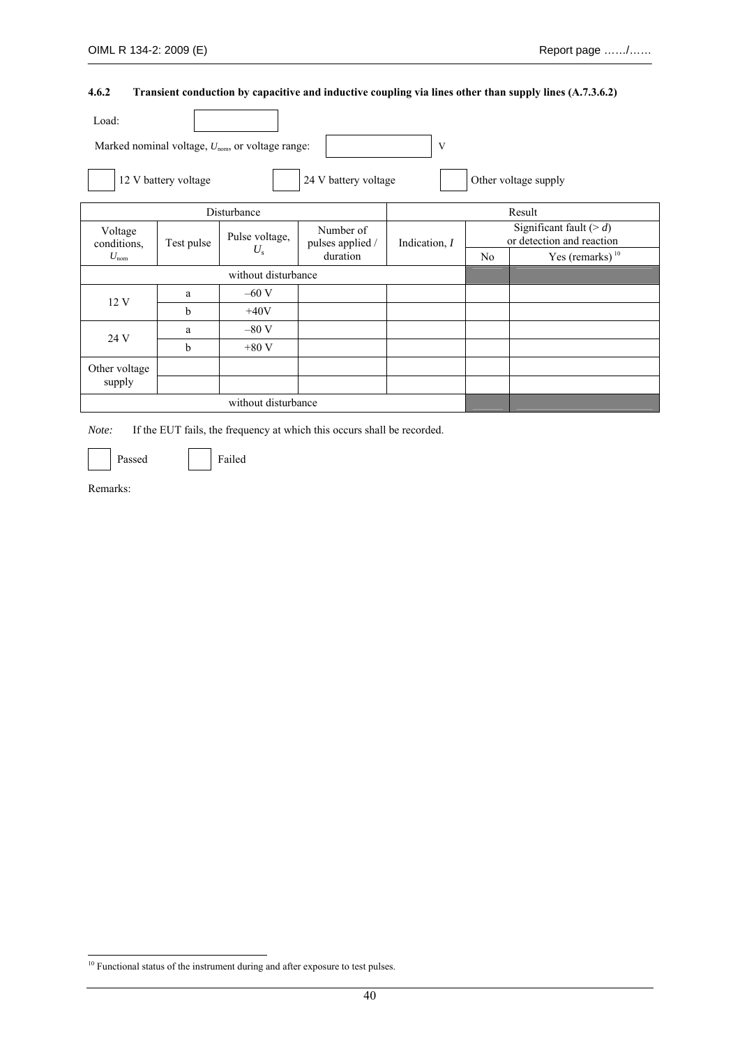#### 4.6.2 Transient conduction by capacitive and inductive coupling via lines other than supply lines (A.7.3.6.2)

Load: ☐

Marked nominal voltage, $U_{nom}$, or voltage range: ☐ V

☐ 12 V battery voltage ☐ 24 V battery voltage ☐ Other voltage supply

| Disturbance | | | | Result | | |
|---|---|---|---|---|---|---|
| Voltage conditions, $U_{nom}$ | Test pulse | Pulse voltage, $U_s$ | Number of pulses applied / duration | Indication, $I$ | Significant fault (> $d$) or detection and reaction | |
| | | | | | No | Yes (remarks) [10] |
| without disturbance | | | | | | |
| 12 V | a | –60 V | | | | |
| | b | +40V | | | | |
| 24 V | a | –80 V | | | | |
| | b | +80 V | | | | |
| Other voltage supply | | | | | | |
| | | | | | | |
| without disturbance | | | | | | |

*Note:* If the EUT fails, the frequency at which this occurs shall be recorded.

☐ Passed ☐ Failed

Remarks:

[10] Functional status of the instrument during and after exposure to test pulses.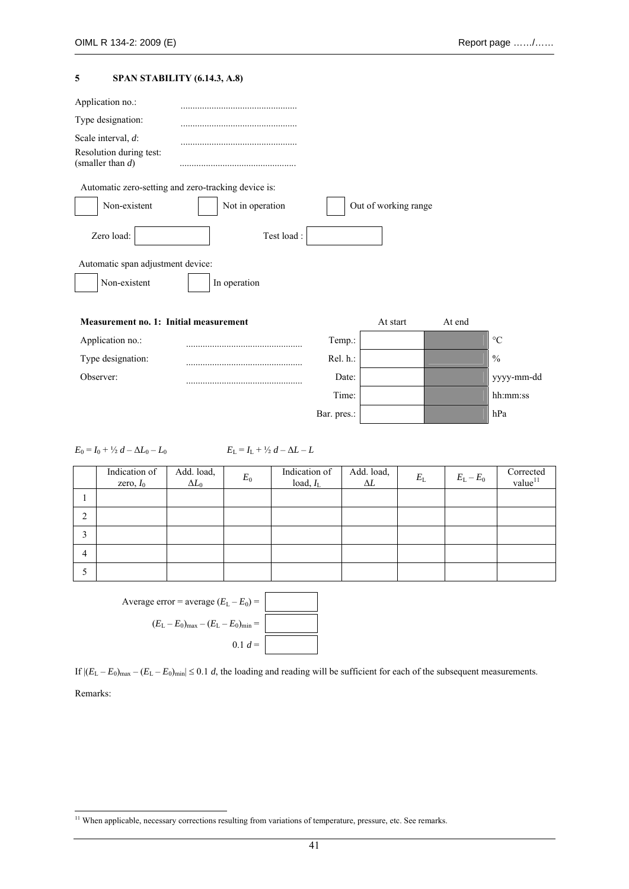## 5 SPAN STABILITY (6.14.3, A.8)

Application no.: ................................................

Type designation: ................................................

Scale interval, $d$: ................................................

Resolution during test: (smaller than $d$) ................................................

Automatic zero-setting and zero-tracking device is:

☐ Non-existent ☐ Not in operation ☐ Out of working range

Zero load: ☐ Test load : ☐

Automatic span adjustment device:

☐ Non-existent ☐ In operation

**Measurement no. 1: Initial measurement**

Application no.: ................................................

Type designation: ................................................

Observer: ................................................

| | At start | At end | |
|---|---|---|---|
| Temp.: | | | °C |
| Rel. h.: | | | % |
| Date: | | | yyyy-mm-dd |
| Time: | | | hh:mm:ss |
| Bar. pres.: | | | hPa |

$E_0 = I_0 + ½ d – ΔL_0 – L_0$ $E_L = I_L + ½ d – ΔL – L$

| | Indication of zero, $I_0$ | Add. load, $\Delta L_0$ | $E_0$ | Indication of load, $I_L$ | Add. load, $\Delta L$ | $E_L$ | $E_L - E_0$ | Corrected value[11] |
|---|---|---|---|---|---|---|---|---|
| 1 | | | | | | | | |
| 2 | | | | | | | | |
| 3 | | | | | | | | |
| 4 | | | | | | | | |
| 5 | | | | | | | | |

Average error = average $(E_L - E_0)$ = ☐

$(E_L - E_0)_{max} - (E_L - E_0)_{min}$ = ☐

$0.1\ d$ = ☐

If $|(E_L - E_0)_{max} - (E_L - E_0)_{min}| \leq 0.1\ d$, the loading and reading will be sufficient for each of the subsequent measurements.

Remarks:

[11] When applicable, necessary corrections resulting from variations of temperature, pressure, etc. See remarks.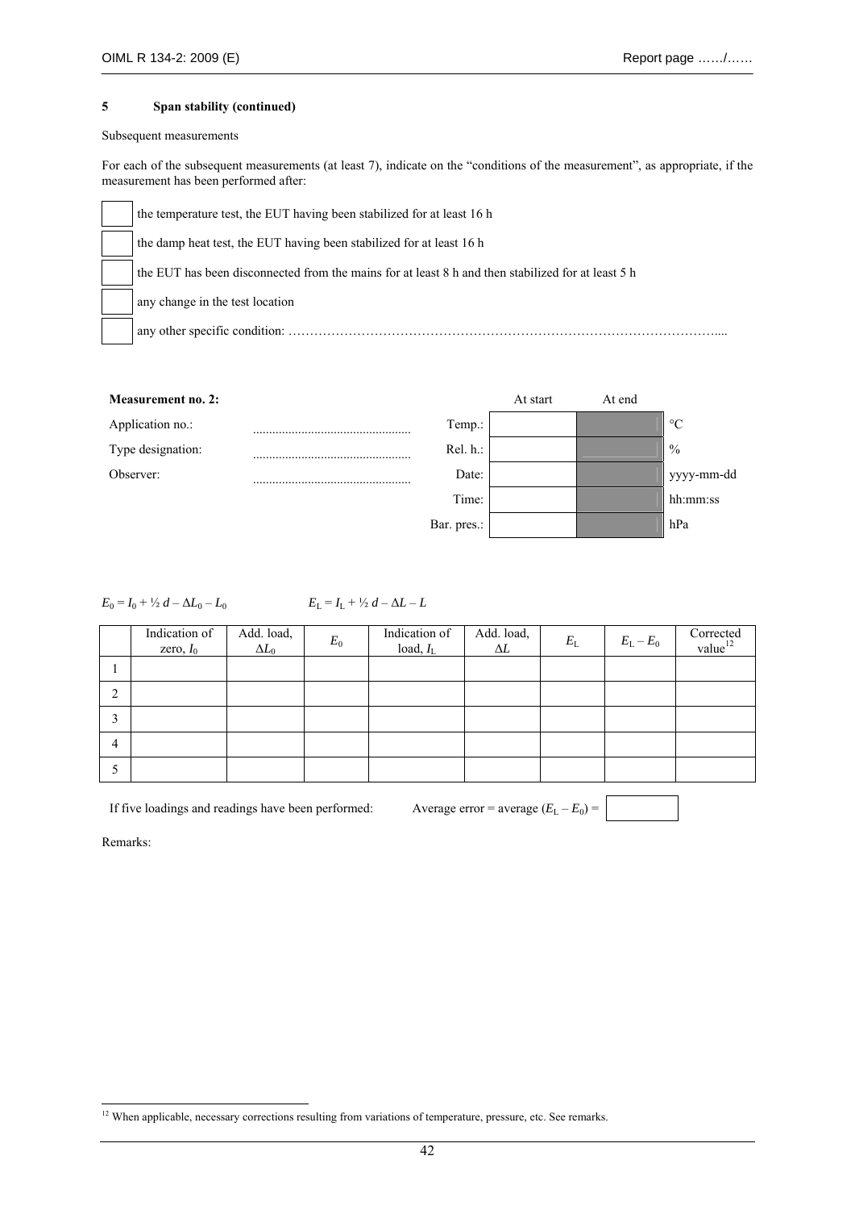**5 Span stability (continued)**

Subsequent measurements

For each of the subsequent measurements (at least 7), indicate on the "conditions of the measurement", as appropriate, if the measurement has been performed after:

- ☐ the temperature test, the EUT having been stabilized for at least 16 h
- ☐ the damp heat test, the EUT having been stabilized for at least 16 h
- ☐ the EUT has been disconnected from the mains for at least 8 h and then stabilized for at least 5 h
- ☐ any change in the test location
- ☐ any other specific condition: ………………………………………………………………………………………....

**Measurement no. 2:**

Application no.: ................................................

Type designation: ................................................

Observer: ................................................

| | At start | At end | |
|---|---|---|---|
| Temp.: | | | °C |
| Rel. h.: | | | % |
| Date: | | | yyyy-mm-dd |
| Time: | | | hh:mm:ss |
| Bar. pres.: | | | hPa |

$E_0 = I_0 + ½\, d – \Delta L_0 – L_0$ $E_L = I_L + ½\, d – \Delta L – L$

| | Indication of zero, $I_0$ | Add. load, $\Delta L_0$ | $E_0$ | Indication of load, $I_L$ | Add. load, $\Delta L$ | $E_L$ | $E_L – E_0$ | Corrected value[12] |
|---|---|---|---|---|---|---|---|---|
| 1 | | | | | | | | |
| 2 | | | | | | | | |
| 3 | | | | | | | | |
| 4 | | | | | | | | |
| 5 | | | | | | | | |

If five loadings and readings have been performed: Average error = average ($E_L – E_0$) = 

Remarks:

[12] When applicable, necessary corrections resulting from variations of temperature, pressure, etc. See remarks.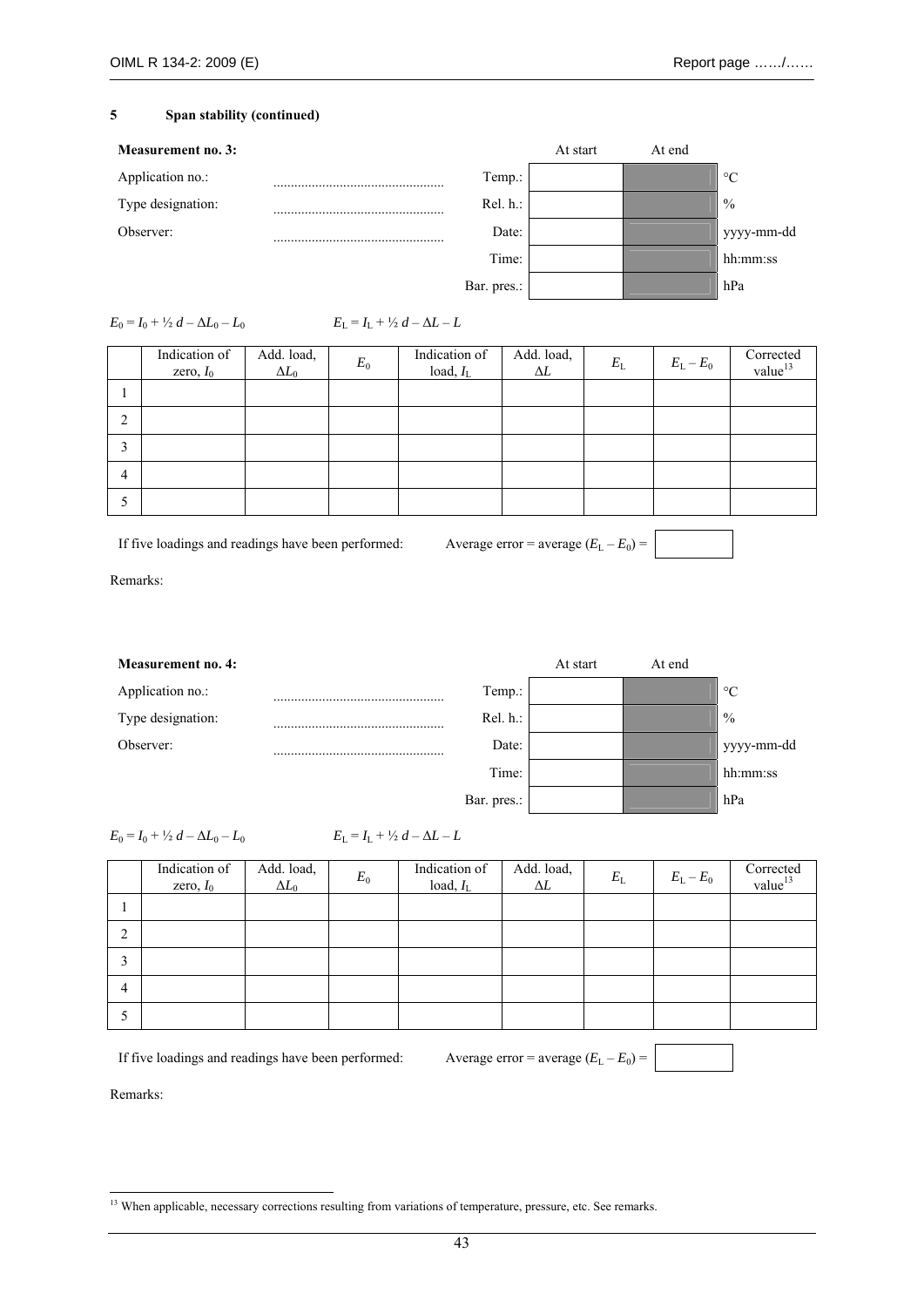## 5 Span stability (continued)

**Measurement no. 3:**

Application no.: ................................................

Type designation: ................................................

Observer: ................................................

| | At start | At end | |
|---|---|---|---|
| Temp.: | | | °C |
| Rel. h.: | | | % |
| Date: | | | yyyy-mm-dd |
| Time: | | | hh:mm:ss |
| Bar. pres.: | | | hPa |

$E_0 = I_0 + ½\, d – \Delta L_0 – L_0$  $E_L = I_L + ½\, d – \Delta L – L$

| | Indication of zero, $I_0$ | Add. load, $\Delta L_0$ | $E_0$ | Indication of load, $I_L$ | Add. load, $\Delta L$ | $E_L$ | $E_L – E_0$ | Corrected value[13] |
|---|---|---|---|---|---|---|---|---|
| 1 | | | | | | | | |
| 2 | | | | | | | | |
| 3 | | | | | | | | |
| 4 | | | | | | | | |
| 5 | | | | | | | | |

If five loadings and readings have been performed: Average error = average ($E_L – E_0$) = 

Remarks:

**Measurement no. 4:**

Application no.: ................................................

Type designation: ................................................

Observer: ................................................

| | At start | At end | |
|---|---|---|---|
| Temp.: | | | °C |
| Rel. h.: | | | % |
| Date: | | | yyyy-mm-dd |
| Time: | | | hh:mm:ss |
| Bar. pres.: | | | hPa |

$E_0 = I_0 + ½\, d – \Delta L_0 – L_0$  $E_L = I_L + ½\, d – \Delta L – L$

| | Indication of zero, $I_0$ | Add. load, $\Delta L_0$ | $E_0$ | Indication of load, $I_L$ | Add. load, $\Delta L$ | $E_L$ | $E_L – E_0$ | Corrected value[13] |
|---|---|---|---|---|---|---|---|---|
| 1 | | | | | | | | |
| 2 | | | | | | | | |
| 3 | | | | | | | | |
| 4 | | | | | | | | |
| 5 | | | | | | | | |

If five loadings and readings have been performed: Average error = average ($E_L – E_0$) = 

Remarks:

[13] When applicable, necessary corrections resulting from variations of temperature, pressure, etc. See remarks.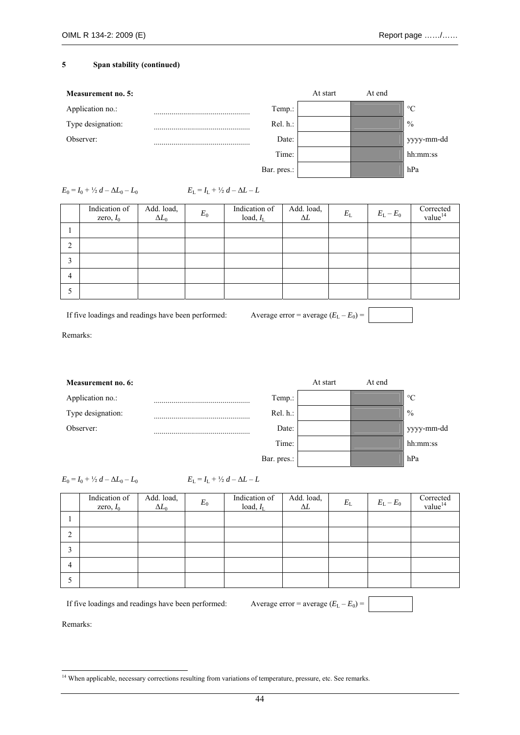## 5 Span stability (continued)

**Measurement no. 5:**

| | | | At start | At end | |
|---|---|---|---|---|---|
| Application no.: | ................................................ | Temp.: | | | °C |
| Type designation: | ................................................ | Rel. h.: | | | % |
| Observer: | ................................................ | Date: | | | yyyy-mm-dd |
| | | Time: | | | hh:mm:ss |
| | | Bar. pres.: | | | hPa |

$E_0 = I_0 + ½\, d - \Delta L_0 - L_0$  $E_L = I_L + ½\, d - \Delta L - L$

| | Indication of zero, $I_0$ | Add. load, $\Delta L_0$ | $E_0$ | Indication of load, $I_L$ | Add. load, $\Delta L$ | $E_L$ | $E_L - E_0$ | Corrected value[14] |
|---|---|---|---|---|---|---|---|---|
| 1 | | | | | | | | |
| 2 | | | | | | | | |
| 3 | | | | | | | | |
| 4 | | | | | | | | |
| 5 | | | | | | | | |

If five loadings and readings have been performed: Average error = average $(E_L - E_0)$ = 

Remarks:

**Measurement no. 6:**

| | | | At start | At end | |
|---|---|---|---|---|---|
| Application no.: | ................................................ | Temp.: | | | °C |
| Type designation: | ................................................ | Rel. h.: | | | % |
| Observer: | ................................................ | Date: | | | yyyy-mm-dd |
| | | Time: | | | hh:mm:ss |
| | | Bar. pres.: | | | hPa |

$E_0 = I_0 + ½\, d - \Delta L_0 - L_0$  $E_L = I_L + ½\, d - \Delta L - L$

| | Indication of zero, $I_0$ | Add. load, $\Delta L_0$ | $E_0$ | Indication of load, $I_L$ | Add. load, $\Delta L$ | $E_L$ | $E_L - E_0$ | Corrected value[14] |
|---|---|---|---|---|---|---|---|---|
| 1 | | | | | | | | |
| 2 | | | | | | | | |
| 3 | | | | | | | | |
| 4 | | | | | | | | |
| 5 | | | | | | | | |

If five loadings and readings have been performed: Average error = average $(E_L - E_0)$ = 

Remarks:

[14] When applicable, necessary corrections resulting from variations of temperature, pressure, etc. See remarks.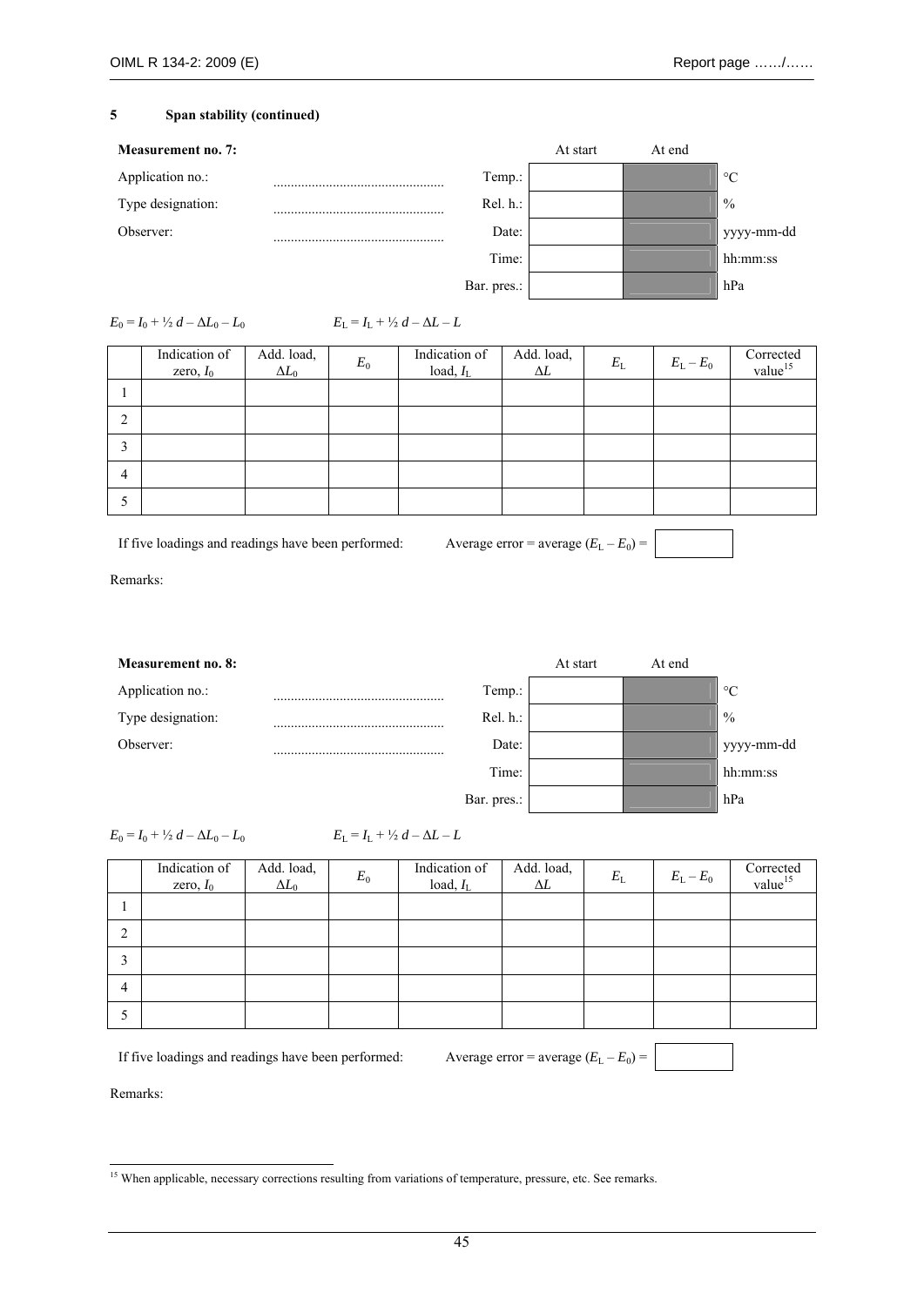## 5 Span stability (continued)

**Measurement no. 7:**

| | | | At start | At end | |
|---|---|---|---|---|---|
| Application no.: | ................................................ | Temp.: | | | °C |
| Type designation: | ................................................ | Rel. h.: | | | % |
| Observer: | ................................................ | Date: | | | yyyy-mm-dd |
| | | Time: | | | hh:mm:ss |
| | | Bar. pres.: | | | hPa |

$E_0 = I_0 + \frac{1}{2}\, d - \Delta L_0 - L_0$ $\qquad E_L = I_L + \frac{1}{2}\, d - \Delta L - L$

| | Indication of zero, $I_0$ | Add. load, $\Delta L_0$ | $E_0$ | Indication of load, $I_L$ | Add. load, $\Delta L$ | $E_L$ | $E_L - E_0$ | Corrected value[15] |
|---|---|---|---|---|---|---|---|---|
| 1 | | | | | | | | |
| 2 | | | | | | | | |
| 3 | | | | | | | | |
| 4 | | | | | | | | |
| 5 | | | | | | | | |

If five loadings and readings have been performed: Average error = average $(E_L - E_0)$ = 

Remarks:

**Measurement no. 8:**

| | | | At start | At end | |
|---|---|---|---|---|---|
| Application no.: | ................................................ | Temp.: | | | °C |
| Type designation: | ................................................ | Rel. h.: | | | % |
| Observer: | ................................................ | Date: | | | yyyy-mm-dd |
| | | Time: | | | hh:mm:ss |
| | | Bar. pres.: | | | hPa |

$E_0 = I_0 + \frac{1}{2}\, d - \Delta L_0 - L_0$ $\qquad E_L = I_L + \frac{1}{2}\, d - \Delta L - L$

| | Indication of zero, $I_0$ | Add. load, $\Delta L_0$ | $E_0$ | Indication of load, $I_L$ | Add. load, $\Delta L$ | $E_L$ | $E_L - E_0$ | Corrected value[15] |
|---|---|---|---|---|---|---|---|---|
| 1 | | | | | | | | |
| 2 | | | | | | | | |
| 3 | | | | | | | | |
| 4 | | | | | | | | |
| 5 | | | | | | | | |

If five loadings and readings have been performed: Average error = average $(E_L - E_0)$ = 

Remarks:

[15] When applicable, necessary corrections resulting from variations of temperature, pressure, etc. See remarks.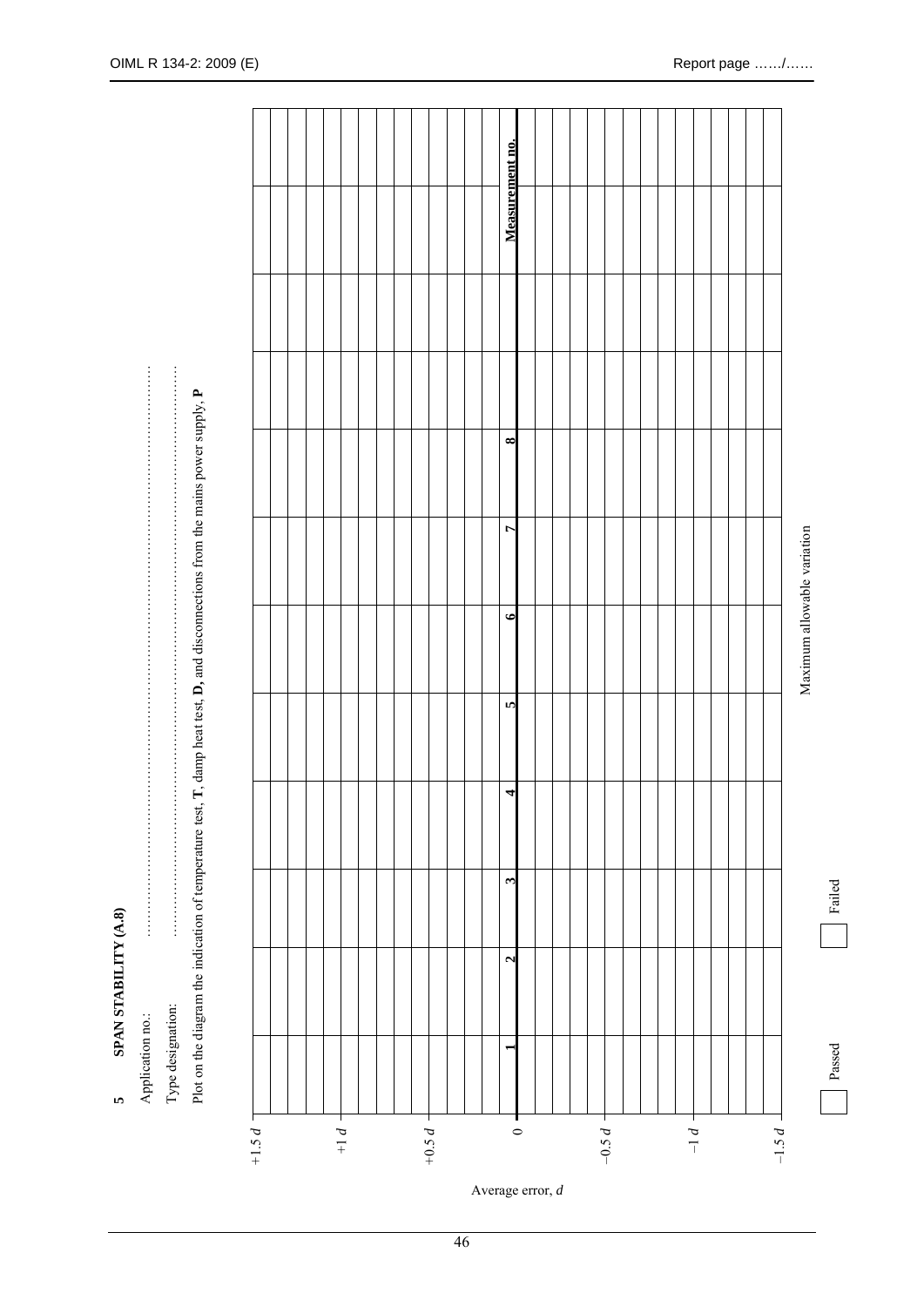## 5 SPAN STABILITY (A.8)

Application no.: ....................................................................................

Type designation: ....................................................................................

Plot on the diagram the indication of temperature test, **T**, damp heat test, **D**, and disconnections from the mains power supply, **P**

| Average error, $d$ | 1 | 2 | 3 | 4 | 5 | 6 | 7 | 8 | | | | Measurement no. |
|---|---|---|---|---|---|---|---|---|---|---|---|---|
| $+1.5\ d$ | | | | | | | | | | | | |
| $+1\ d$ | | | | | | | | | | | | |
| $+0.5\ d$ | | | | | | | | | | | | |
| $0$ | | | | | | | | | | | | |
| $-0.5\ d$ | | | | | | | | | | | | |
| $-1\ d$ | | | | | | | | | | | | |
| $-1.5\ d$ | | | | | | | | | | | | |

Maximum allowable variation

☐ Passed ☐ Failed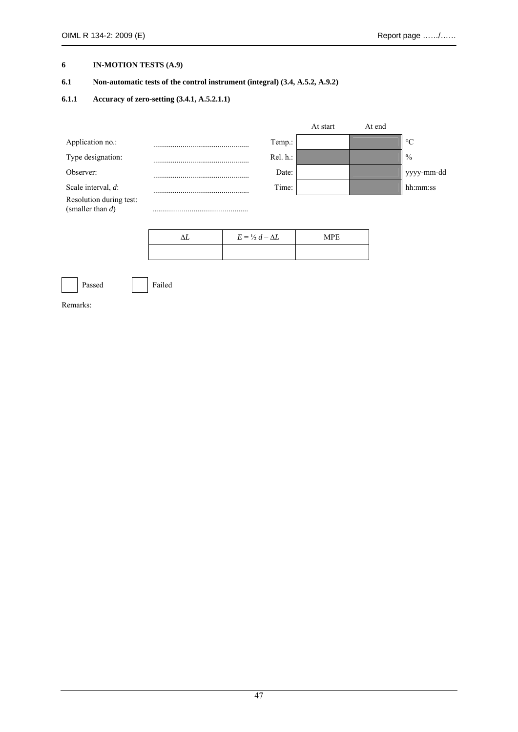# 6 IN-MOTION TESTS (A.9)

## 6.1 Non-automatic tests of the control instrument (integral) (3.4, A.5.2, A.9.2)

### 6.1.1 Accuracy of zero-setting (3.4.1, A.5.2.1.1)

| | | | At start | At end | |
|---|---|---|---|---|---|
| Application no.: | ................................................ | Temp.: | | | °C |
| Type designation: | ................................................ | Rel. h.: | | | % |
| Observer: | ................................................ | Date: | | | yyyy-mm-dd |
| Scale interval, *d*: | ................................................ | Time: | | | hh:mm:ss |
| Resolution during test: (smaller than *d*) | ................................................ | | | | |

| $\Delta L$ | $E = \frac{1}{2} d - \Delta L$ | MPE |
|---|---|---|
| | | |

☐ Passed ☐ Failed

Remarks: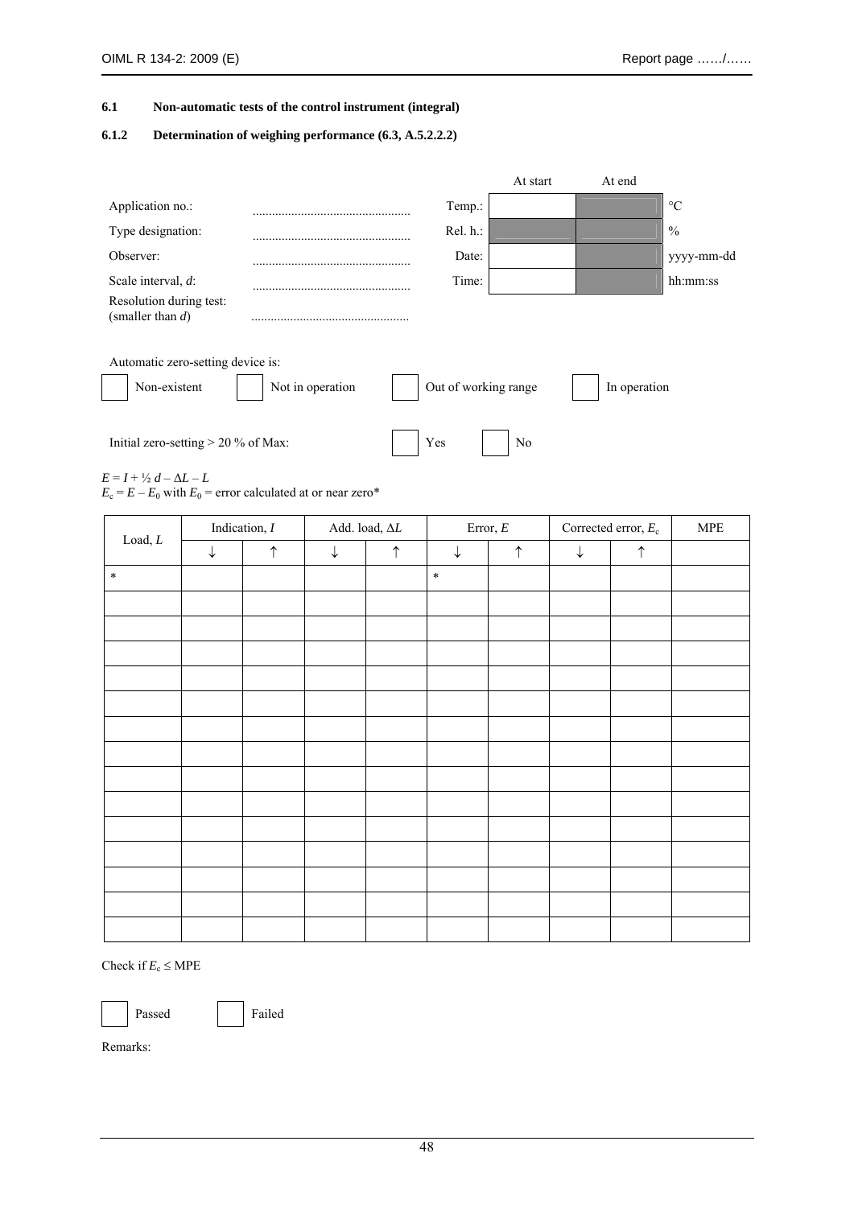## 6.1 Non-automatic tests of the control instrument (integral)

### 6.1.2 Determination of weighing performance (6.3, A.5.2.2.2)

| | | | At start | At end | |
|---|---|---|---|---|---|
| Application no.: | ................................................ | Temp.: | | | °C |
| Type designation: | ................................................ | Rel. h.: | | | % |
| Observer: | ................................................ | Date: | | | yyyy-mm-dd |
| Scale interval, $d$: | ................................................ | Time: | | | hh:mm:ss |
| Resolution during test: (smaller than $d$) | ................................................ | | | | |

Automatic zero-setting device is:

☐ Non-existent ☐ Not in operation ☐ Out of working range ☐ In operation

Initial zero-setting > 20 % of Max: ☐ Yes ☐ No

$E = I + ½ d - \Delta L - L$

$E_c = E - E_0$ with $E_0$ = error calculated at or near zero*

| Load, $L$ | Indication, $I$ | | Add. load, $\Delta L$ | | Error, $E$ | | Corrected error, $E_c$ | | MPE |
|---|---|---|---|---|---|---|---|---|---|
| | ↓ | ↑ | ↓ | ↑ | ↓ | ↑ | ↓ | ↑ | |
| * | | | | | * | | | | |
| | | | | | | | | | |
| | | | | | | | | | |
| | | | | | | | | | |
| | | | | | | | | | |
| | | | | | | | | | |
| | | | | | | | | | |
| | | | | | | | | | |
| | | | | | | | | | |
| | | | | | | | | | |
| | | | | | | | | | |
| | | | | | | | | | |
| | | | | | | | | | |
| | | | | | | | | | |
| | | | | | | | | | |

Check if $E_c \leq$ MPE

☐ Passed ☐ Failed

Remarks: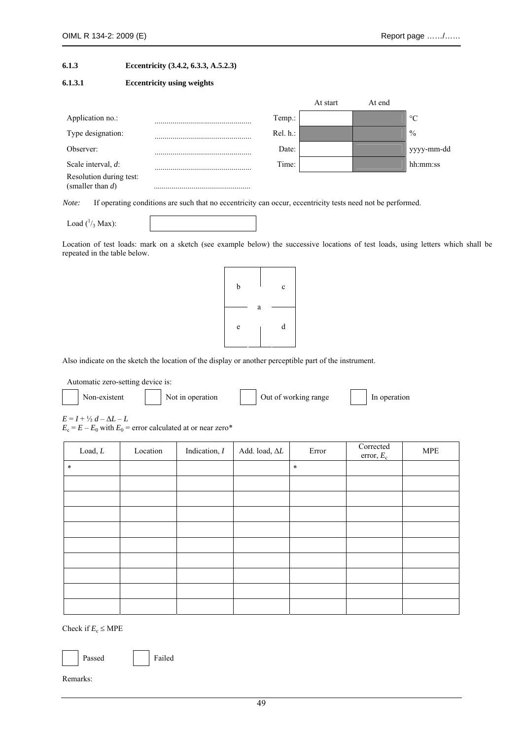#### 6.1.3 Eccentricity (3.4.2, 6.3.3, A.5.2.3)

##### 6.1.3.1 Eccentricity using weights

| | | | At start | At end | |
|---|---|---|---|---|---|
| Application no.: | ................................................ | Temp.: | | | °C |
| Type designation: | ................................................ | Rel. h.: | | | % |
| Observer: | ................................................ | Date: | | | yyyy-mm-dd |
| Scale interval, $d$: | ................................................ | Time: | | | hh:mm:ss |
| Resolution during test: (smaller than $d$) | ................................................ | | | | |

*Note:* If operating conditions are such that no eccentricity can occur, eccentricity tests need not be performed.

Load ($^1/_3$ Max): 

Location of test loads: mark on a sketch (see example below) the successive locations of test loads, using letters which shall be repeated in the table below.

| b | | c |
|---|---|---|
| | a | |
| e | | d |

Also indicate on the sketch the location of the display or another perceptible part of the instrument.

Automatic zero-setting device is:

☐ Non-existent ☐ Not in operation ☐ Out of working range ☐ In operation

$E = I + ½\ d – \Delta L – L$

$E_c = E – E_0$ with $E_0$ = error calculated at or near zero*

| Load, $L$ | Location | Indication, $I$ | Add. load, $\Delta L$ | Error | Corrected error, $E_c$ | MPE |
|---|---|---|---|---|---|---|
| * | | | | * | | |
| | | | | | | |
| | | | | | | |
| | | | | | | |
| | | | | | | |
| | | | | | | |
| | | | | | | |
| | | | | | | |
| | | | | | | |
| | | | | | | |

Check if $E_c \leq$ MPE

☐ Passed ☐ Failed

Remarks: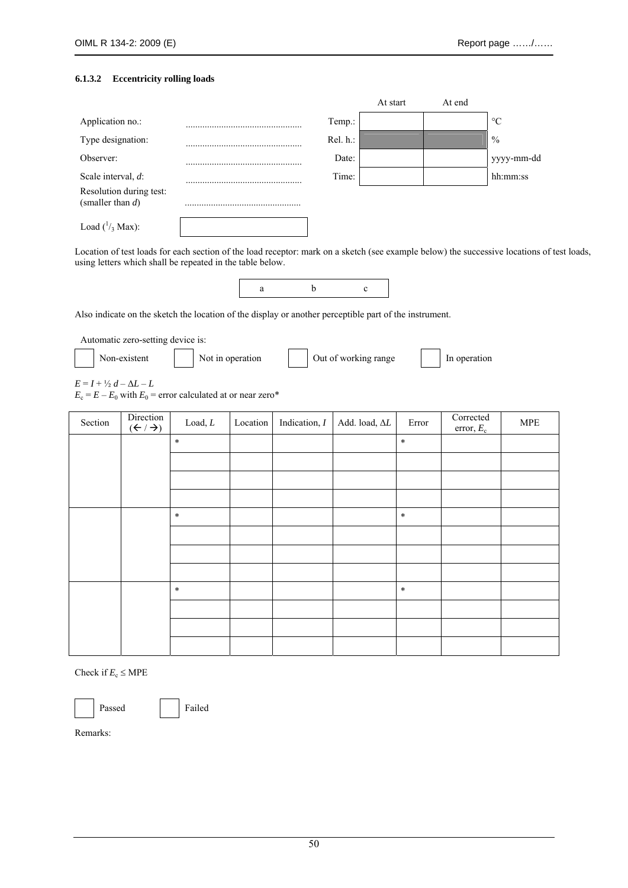### 6.1.3.2 Eccentricity rolling loads

| | | | At start | At end | |
|---|---|---|---|---|---|
| Application no.: | ................................................ | Temp.: | | | °C |
| Type designation: | ................................................ | Rel. h.: | | | % |
| Observer: | ................................................ | Date: | | | yyyy-mm-dd |
| Scale interval, $d$: | ................................................ | Time: | | | hh:mm:ss |
| Resolution during test: (smaller than $d$) | ................................................ | | | | |
| Load ($^1/_3$ Max): | | | | | |

Location of test loads for each section of the load receptor: mark on a sketch (see example below) the successive locations of test loads, using letters which shall be repeated in the table below.

| a | b | c |
|---|---|---|

Also indicate on the sketch the location of the display or another perceptible part of the instrument.

Automatic zero-setting device is:

☐ Non-existent ☐ Not in operation ☐ Out of working range ☐ In operation

$E = I + ½\ d – \Delta L – L$

$E_c = E – E_0$ with $E_0$ = error calculated at or near zero*

| Section | Direction (← / →) | Load, $L$ | Location | Indication, $I$ | Add. load, $\Delta L$ | Error | Corrected error, $E_c$ | MPE |
|---|---|---|---|---|---|---|---|---|
| | | * | | | | * | | |
| | | | | | | | | |
| | | | | | | | | |
| | | | | | | | | |
| | | * | | | | * | | |
| | | | | | | | | |
| | | | | | | | | |
| | | | | | | | | |
| | | * | | | | * | | |
| | | | | | | | | |
| | | | | | | | | |
| | | | | | | | | |

Check if $E_c \le$ MPE

☐ Passed ☐ Failed

Remarks: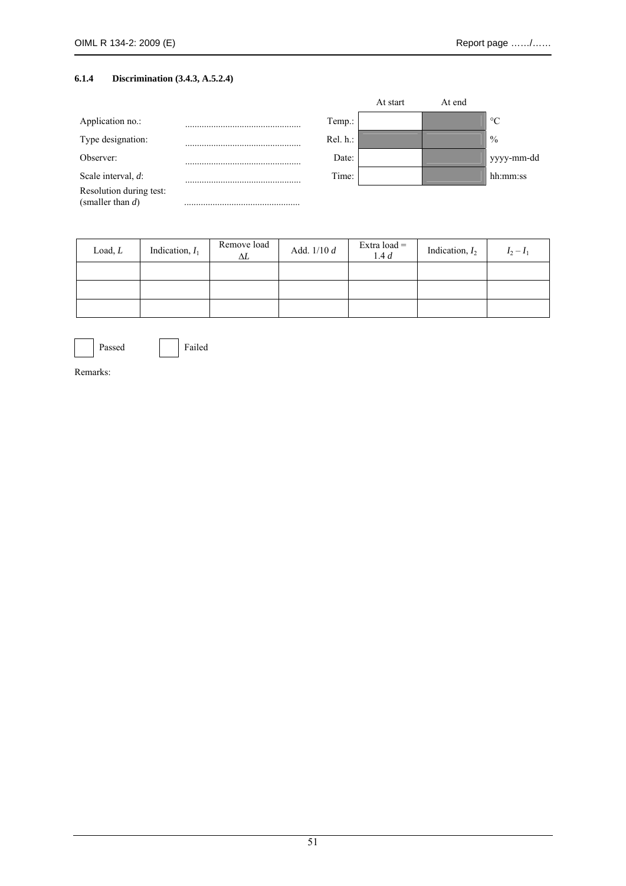### 6.1.4 Discrimination (3.4.3, A.5.2.4)

| | | | At start | At end | |
|---|---|---|---|---|---|
| Application no.: | ................................................ | Temp.: | | | °C |
| Type designation: | ................................................ | Rel. h.: | | | % |
| Observer: | ................................................ | Date: | | | yyyy-mm-dd |
| Scale interval, $d$: | ................................................ | Time: | | | hh:mm:ss |
| Resolution during test: (smaller than $d$) | ................................................ | | | | |

| Load, $L$ | Indication, $I_1$ | Remove load $\Delta L$ | Add. 1/10 $d$ | Extra load = 1.4 $d$ | Indication, $I_2$ | $I_2 - I_1$ |
|---|---|---|---|---|---|---|
| | | | | | | |
| | | | | | | |
| | | | | | | |

☐ Passed ☐ Failed

Remarks: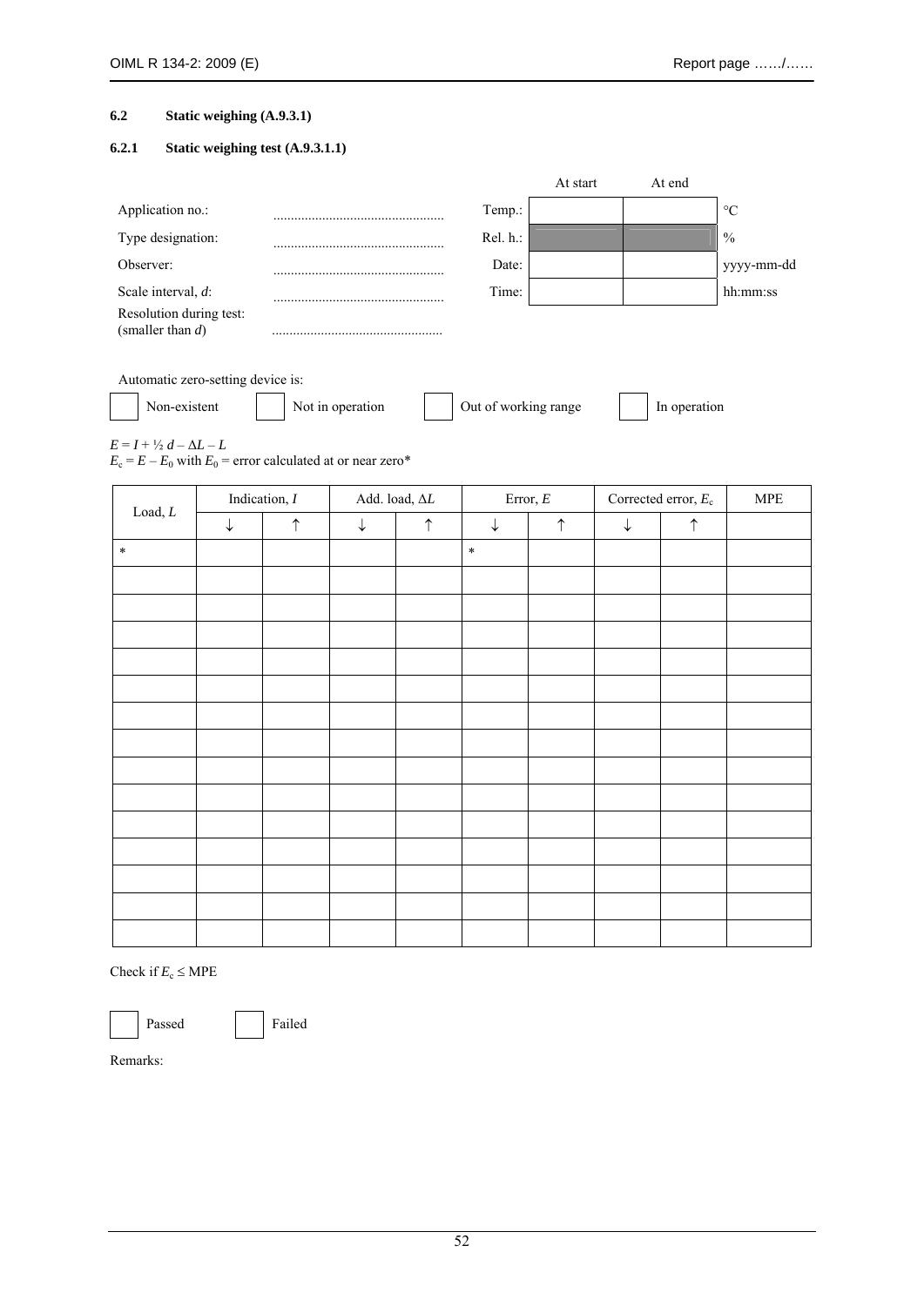## 6.2 Static weighing (A.9.3.1)

### 6.2.1 Static weighing test (A.9.3.1.1)

| Application no.: | ................................................ |
|---|---|
| Type designation: | ................................................ |
| Observer: | ................................................ |
| Scale interval, *d*: | ................................................ |
| Resolution during test: (smaller than *d*) | ................................................ |

| | At start | At end | |
|---|---|---|---|
| Temp.: | | | °C |
| Rel. h.: | | | % |
| Date: | | | yyyy-mm-dd |
| Time: | | | hh:mm:ss |

Automatic zero-setting device is:

☐ Non-existent ☐ Not in operation ☐ Out of working range ☐ In operation

$E = I + ½ d – ΔL – L$

$E_c = E – E_0$ with $E_0$ = error calculated at or near zero*

| Load, *L* | Indication, *I* | | Add. load, Δ*L* | | Error, *E* | | Corrected error, $E_c$ | | MPE |
|---|---|---|---|---|---|---|---|---|---|
| | ↓ | ↑ | ↓ | ↑ | ↓ | ↑ | ↓ | ↑ | |
| * | | | | | * | | | | |
| | | | | | | | | | |
| | | | | | | | | | |
| | | | | | | | | | |
| | | | | | | | | | |
| | | | | | | | | | |
| | | | | | | | | | |
| | | | | | | | | | |
| | | | | | | | | | |
| | | | | | | | | | |
| | | | | | | | | | |
| | | | | | | | | | |
| | | | | | | | | | |
| | | | | | | | | | |
| | | | | | | | | | |

Check if $E_c$ ≤ MPE

☐ Passed ☐ Failed

Remarks: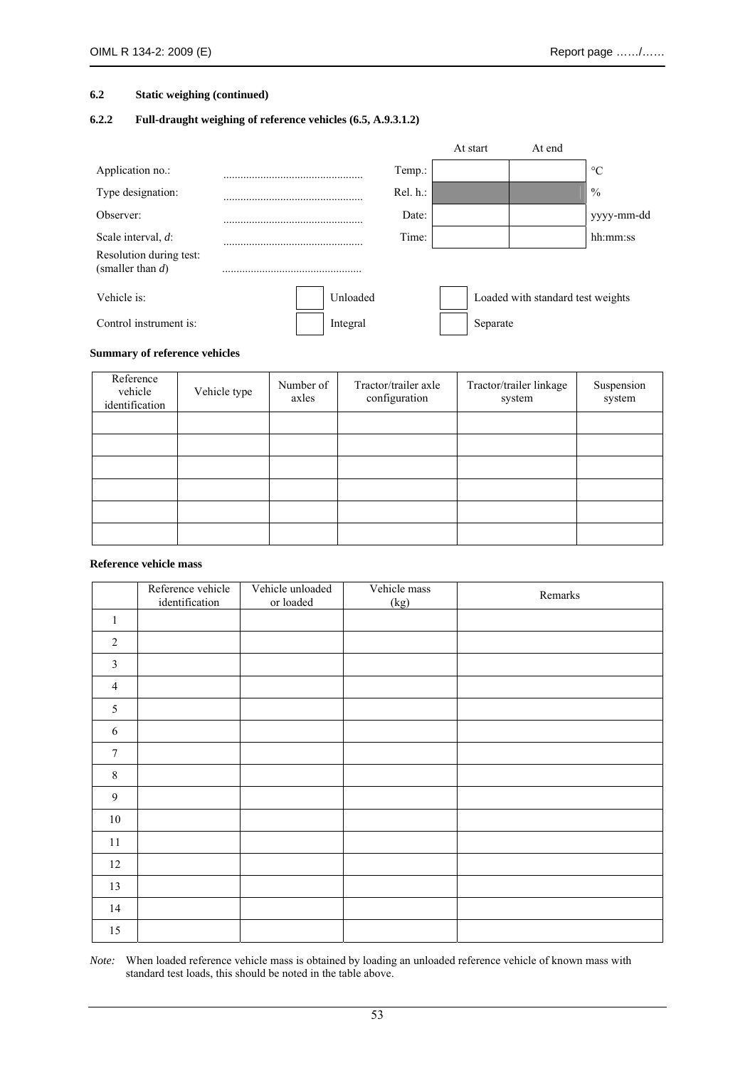### 6.2 Static weighing (continued)

### 6.2.2 Full-draught weighing of reference vehicles (6.5, A.9.3.1.2)

| | | | At start | At end | |
|---|---|---|---|---|---|
| Application no.: | ................................................ | Temp.: | | | °C |
| Type designation: | ................................................ | Rel. h.: | | | % |
| Observer: | ................................................ | Date: | | | yyyy-mm-dd |
| Scale interval, $d$: | ................................................ | Time: | | | hh:mm:ss |
| Resolution during test: (smaller than $d$) | ................................................ | | | | |

| | | | | |
|---|---|---|---|---|
| Vehicle is: | ☐ | Unloaded | ☐ | Loaded with standard test weights |
| Control instrument is: | ☐ | Integral | ☐ | Separate |

**Summary of reference vehicles**

| Reference vehicle identification | Vehicle type | Number of axles | Tractor/trailer axle configuration | Tractor/trailer linkage system | Suspension system |
|---|---|---|---|---|---|
| | | | | | |
| | | | | | |
| | | | | | |
| | | | | | |
| | | | | | |
| | | | | | |

**Reference vehicle mass**

| | Reference vehicle identification | Vehicle unloaded or loaded | Vehicle mass (kg) | Remarks |
|---|---|---|---|---|
| 1 | | | | |
| 2 | | | | |
| 3 | | | | |
| 4 | | | | |
| 5 | | | | |
| 6 | | | | |
| 7 | | | | |
| 8 | | | | |
| 9 | | | | |
| 10 | | | | |
| 11 | | | | |
| 12 | | | | |
| 13 | | | | |
| 14 | | | | |
| 15 | | | | |

*Note:* When loaded reference vehicle mass is obtained by loading an unloaded reference vehicle of known mass with standard test loads, this should be noted in the table above.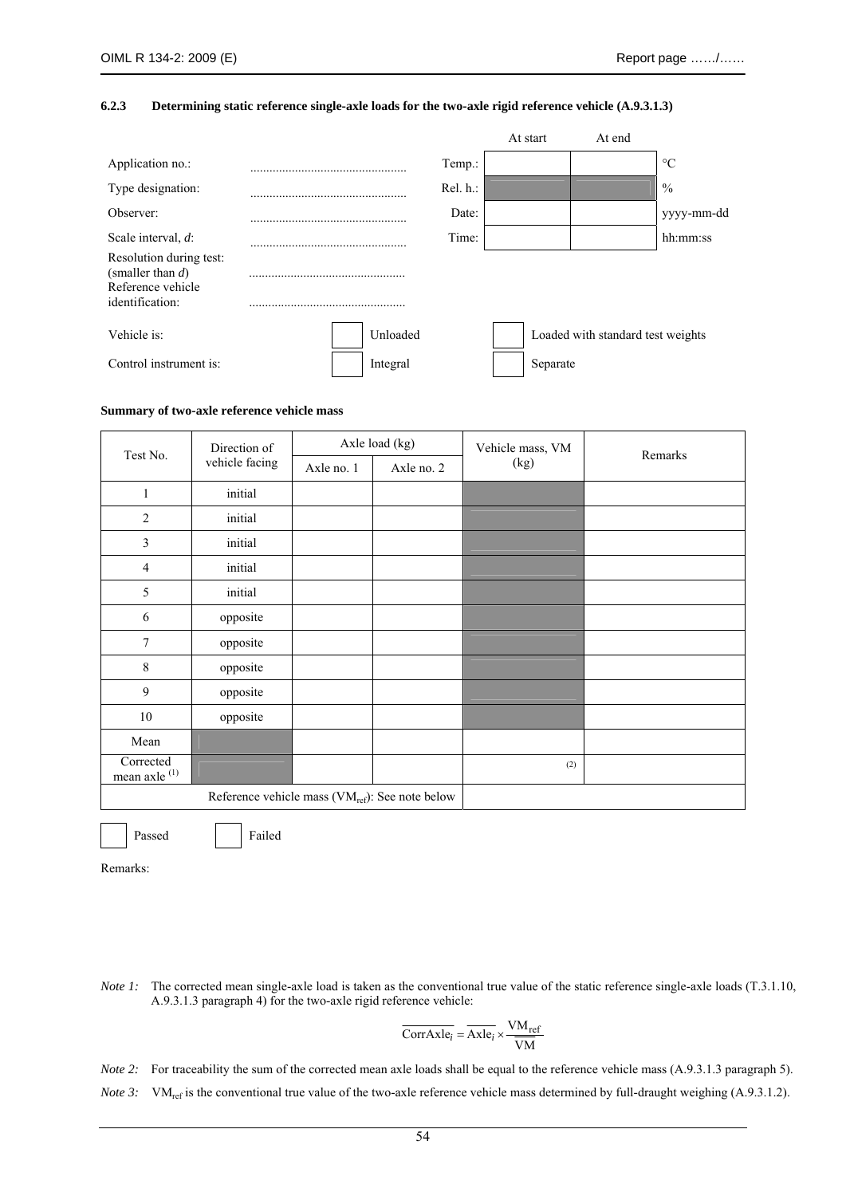### 6.2.3 Determining static reference single-axle loads for the two-axle rigid reference vehicle (A.9.3.1.3)

| | | | At start | At end | |
|---|---|---|---|---|---|
| Application no.: | ................................................ | Temp.: | | | °C |
| Type designation: | ................................................ | Rel. h.: | | | % |
| Observer: | ................................................ | Date: | | | yyyy-mm-dd |
| Scale interval, *d*: | ................................................ | Time: | | | hh:mm:ss |
| Resolution during test: (smaller than *d*) | ................................................ | | | | |
| Reference vehicle identification: | ................................................ | | | | |

Vehicle is: ☐ Unloaded ☐ Loaded with standard test weights

Control instrument is: ☐ Integral ☐ Separate

**Summary of two-axle reference vehicle mass**

| Test No. | Direction of vehicle facing | Axle load (kg) | | Vehicle mass, VM (kg) | Remarks |
|---|---|---|---|---|---|
| | | Axle no. 1 | Axle no. 2 | | |
| 1 | initial | | | | |
| 2 | initial | | | | |
| 3 | initial | | | | |
| 4 | initial | | | | |
| 5 | initial | | | | |
| 6 | opposite | | | | |
| 7 | opposite | | | | |
| 8 | opposite | | | | |
| 9 | opposite | | | | |
| 10 | opposite | | | | |
| Mean | | | | | |
| Corrected mean axle (1) | | | | (2) | |
| Reference vehicle mass ($VM_{ref}$): See note below | | | | | |

☐ Passed ☐ Failed

Remarks:

*Note 1:* The corrected mean single-axle load is taken as the conventional true value of the static reference single-axle loads (T.3.1.10, A.9.3.1.3 paragraph 4) for the two-axle rigid reference vehicle:

$$\overline{\text{CorrAxle}_i} = \overline{\text{Axle}_i} \times \frac{\text{VM}_{\text{ref}}}{\overline{\text{VM}}}$$

*Note 2:* For traceability the sum of the corrected mean axle loads shall be equal to the reference vehicle mass (A.9.3.1.3 paragraph 5).

*Note 3:* $VM_{ref}$ is the conventional true value of the two-axle reference vehicle mass determined by full-draught weighing (A.9.3.1.2).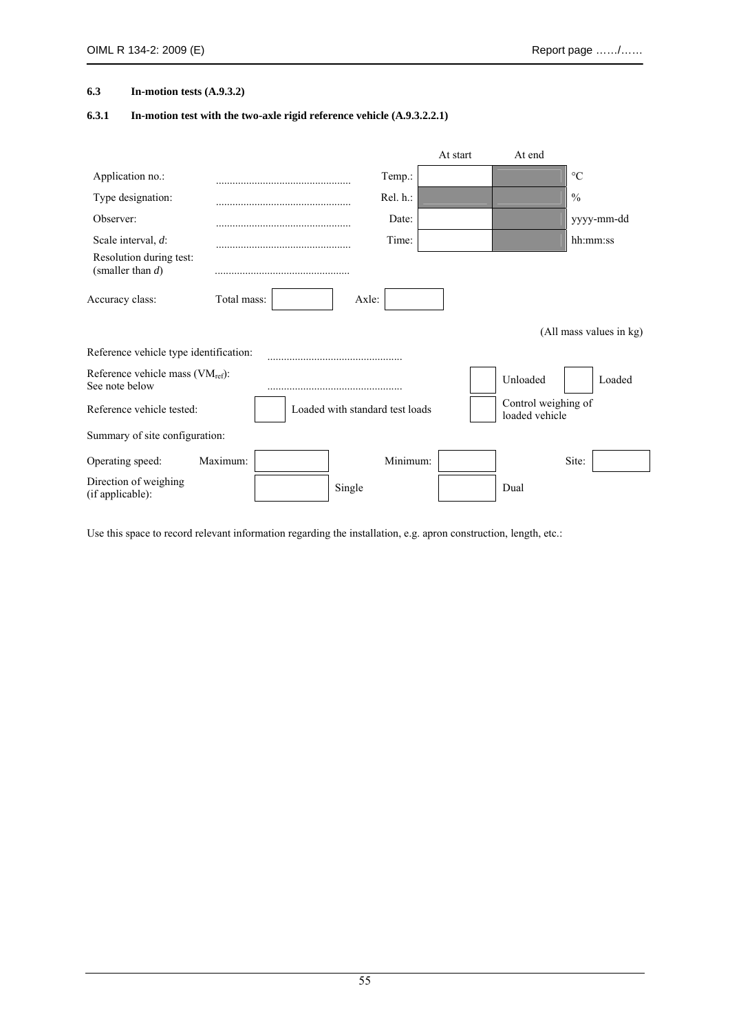### 6.3 In-motion tests (A.9.3.2)

#### 6.3.1 In-motion test with the two-axle rigid reference vehicle (A.9.3.2.2.1)

| | | | At start | At end | |
|---|---|---|---|---|---|
| Application no.: | ................................................ | Temp.: | | | °C |
| Type designation: | ................................................ | Rel. h.: | | | % |
| Observer: | ................................................ | Date: | | | yyyy-mm-dd |
| Scale interval, *d*: | ................................................ | Time: | | | hh:mm:ss |
| Resolution during test: (smaller than *d*) | ................................................ | | | | |

Accuracy class: Total mass: [ ] Axle: [ ]

(All mass values in kg)

Reference vehicle type identification: ................................................

Reference vehicle mass ($VM_{ref}$): See note below ................................................ [ ] Unloaded [ ] Loaded

Reference vehicle tested: [ ] Loaded with standard test loads [ ] Control weighing of loaded vehicle

Summary of site configuration:

Operating speed: Maximum: [ ] Minimum: [ ] Site: [ ]

Direction of weighing (if applicable): [ ] Single [ ] Dual

Use this space to record relevant information regarding the installation, e.g. apron construction, length, etc.: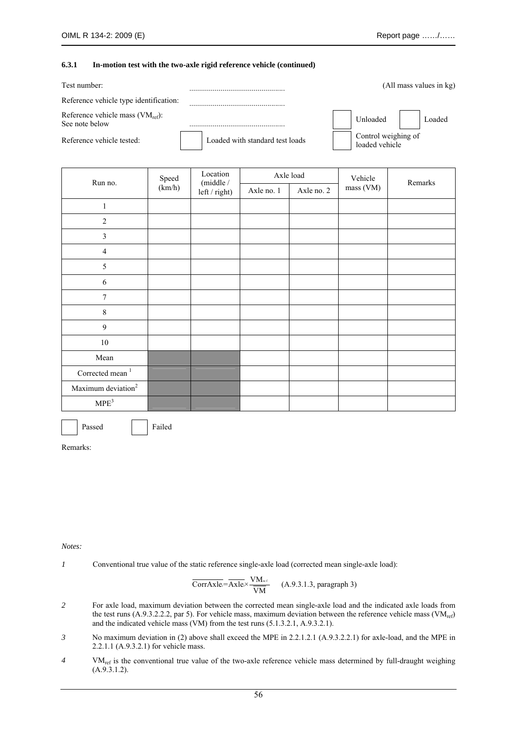### 6.3.1 In-motion test with the two-axle rigid reference vehicle (continued)

Test number: ................................................ (All mass values in kg)

Reference vehicle type identification: ................................................

Reference vehicle mass ($VM_{ref}$): See note below ................................................ ☐ Unloaded ☐ Loaded

Reference vehicle tested: ☐ Loaded with standard test loads ☐ Control weighing of loaded vehicle

| Run no. | Speed (km/h) | Location (middle / left / right) | Axle load | | Vehicle mass (VM) | Remarks |
|---|---|---|---|---|---|---|
| | | | Axle no. 1 | Axle no. 2 | | |
| 1 | | | | | | |
| 2 | | | | | | |
| 3 | | | | | | |
| 4 | | | | | | |
| 5 | | | | | | |
| 6 | | | | | | |
| 7 | | | | | | |
| 8 | | | | | | |
| 9 | | | | | | |
| 10 | | | | | | |
| Mean | | | | | | |
| Corrected mean [1] | | | | | | |
| Maximum deviation[2] | | | | | | |
| MPE[3] | | | | | | |

☐ Passed ☐ Failed

Remarks:

*Notes:*

*1* Conventional true value of the static reference single-axle load (corrected mean single-axle load):

$$\overline{\text{CorrAxle}_i} = \overline{\text{Axle}_i} \times \frac{\text{VM}_{ref}}{\overline{\text{VM}}} \qquad \text{(A.9.3.1.3, paragraph 3)}$$

*2* For axle load, maximum deviation between the corrected mean single-axle load and the indicated axle loads from the test runs (A.9.3.2.2.2, par 5). For vehicle mass, maximum deviation between the reference vehicle mass ($VM_{ref}$) and the indicated vehicle mass (VM) from the test runs (5.1.3.2.1, A.9.3.2.1).

*3* No maximum deviation in (2) above shall exceed the MPE in 2.2.1.2.1 (A.9.3.2.2.1) for axle-load, and the MPE in 2.2.1.1 (A.9.3.2.1) for vehicle mass.

*4* $VM_{ref}$ is the conventional true value of the two-axle reference vehicle mass determined by full-draught weighing (A.9.3.1.2).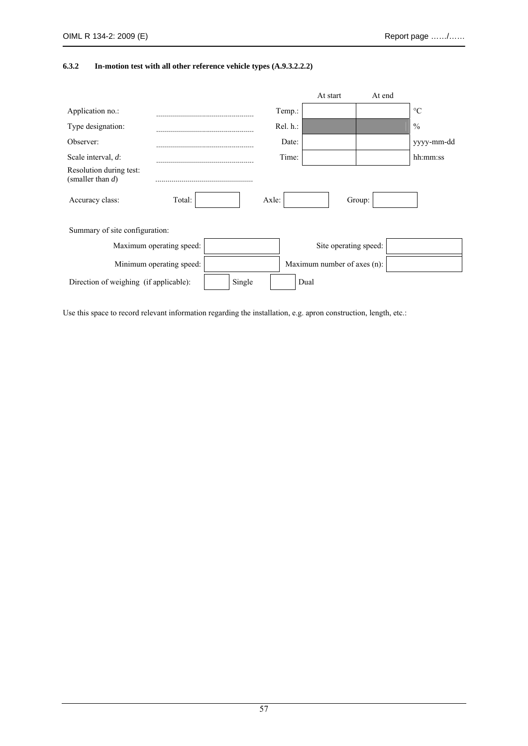### 6.3.2 In-motion test with all other reference vehicle types (A.9.3.2.2.2)

| | | | At start | At end | |
|---|---|---|---|---|---|
| Application no.: | ................................................ | Temp.: | | | °C |
| Type designation: | ................................................ | Rel. h.: | | | % |
| Observer: | ................................................ | Date: | | | yyyy-mm-dd |
| Scale interval, *d*: | ................................................ | Time: | | | hh:mm:ss |
| Resolution during test: (smaller than *d*) | ................................................ | | | | |

| Accuracy class: | Total: | | Axle: | | Group: | |
|---|---|---|---|---|---|---|

Summary of site configuration:

| | | | |
|---|---|---|---|
| Maximum operating speed: | | Site operating speed: | |
| Minimum operating speed: | | Maximum number of axes (n): | |

| Direction of weighing (if applicable): | | Single | | Dual |
|---|---|---|---|---|

Use this space to record relevant information regarding the installation, e.g. apron construction, length, etc.: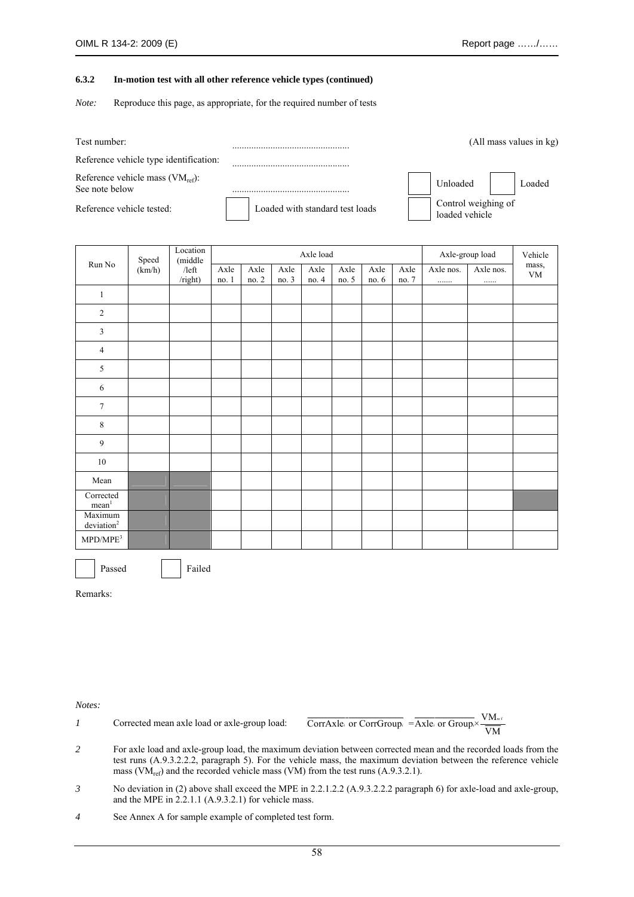### 6.3.2 In-motion test with all other reference vehicle types (continued)

*Note:* Reproduce this page, as appropriate, for the required number of tests

Test number: ................................................ (All mass values in kg)

Reference vehicle type identification: ................................................

Reference vehicle mass ($VM_{ref}$): See note below ................................................ ☐ Unloaded ☐ Loaded

Reference vehicle tested: ☐ Loaded with standard test loads ☐ Control weighing of loaded vehicle

| Run No | Speed (km/h) | Location (middle /left /right) | Axle load | | | | | | | Axle-group load | | Vehicle mass, VM |
|---|---|---|---|---|---|---|---|---|---|---|---|---|
| | | | Axle no. 1 | Axle no. 2 | Axle no. 3 | Axle no. 4 | Axle no. 5 | Axle no. 6 | Axle no. 7 | Axle nos. ....... | Axle nos. ...... | |
| 1 | | | | | | | | | | | | |
| 2 | | | | | | | | | | | | |
| 3 | | | | | | | | | | | | |
| 4 | | | | | | | | | | | | |
| 5 | | | | | | | | | | | | |
| 6 | | | | | | | | | | | | |
| 7 | | | | | | | | | | | | |
| 8 | | | | | | | | | | | | |
| 9 | | | | | | | | | | | | |
| 10 | | | | | | | | | | | | |
| Mean | | | | | | | | | | | | |
| Corrected mean[1] | | | | | | | | | | | | |
| Maximum deviation[2] | | | | | | | | | | | | |
| MPD/MPE[3] | | | | | | | | | | | | |

☐ Passed ☐ Failed

Remarks:

*Notes:*

*1* Corrected mean axle load or axle-group load: $\overline{CorrAxle_i \text{ or } CorrGroup_i} = \overline{Axle_i \text{ or } Group_i} \times \frac{VM_{ref}}{\overline{VM}}$

*2* For axle load and axle-group load, the maximum deviation between corrected mean and the recorded loads from the test runs (A.9.3.2.2.2, paragraph 5). For the vehicle mass, the maximum deviation between the reference vehicle mass ($VM_{ref}$) and the recorded vehicle mass (VM) from the test runs (A.9.3.2.1).

*3* No deviation in (2) above shall exceed the MPE in 2.2.1.2.2 (A.9.3.2.2.2 paragraph 6) for axle-load and axle-group, and the MPE in 2.2.1.1 (A.9.3.2.1) for vehicle mass.

*4* See Annex A for sample example of completed test form.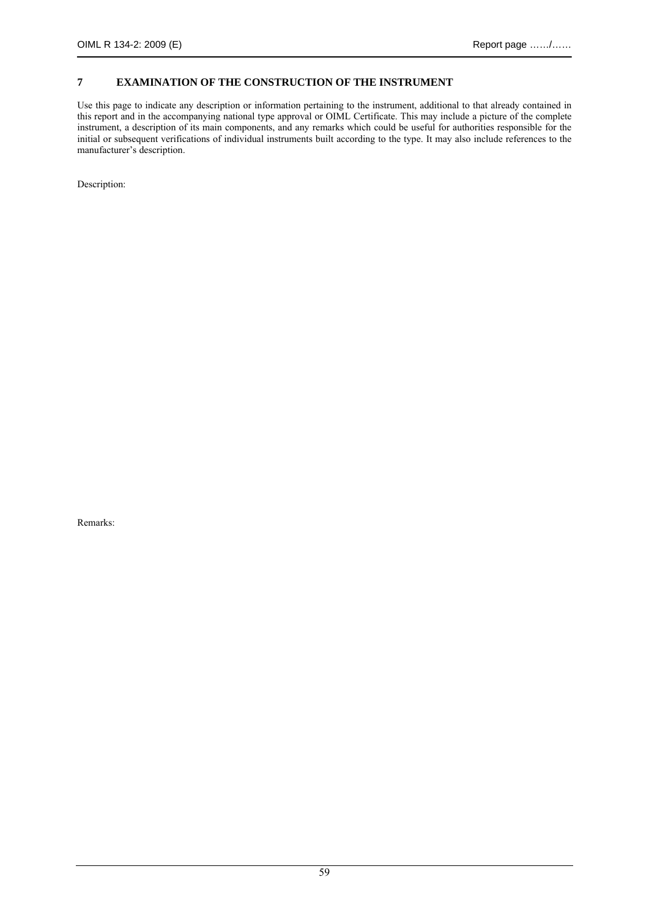## 7 EXAMINATION OF THE CONSTRUCTION OF THE INSTRUMENT

Use this page to indicate any description or information pertaining to the instrument, additional to that already contained in this report and in the accompanying national type approval or OIML Certificate. This may include a picture of the complete instrument, a description of its main components, and any remarks which could be useful for authorities responsible for the initial or subsequent verifications of individual instruments built according to the type. It may also include references to the manufacturer's description.

Description:

Remarks: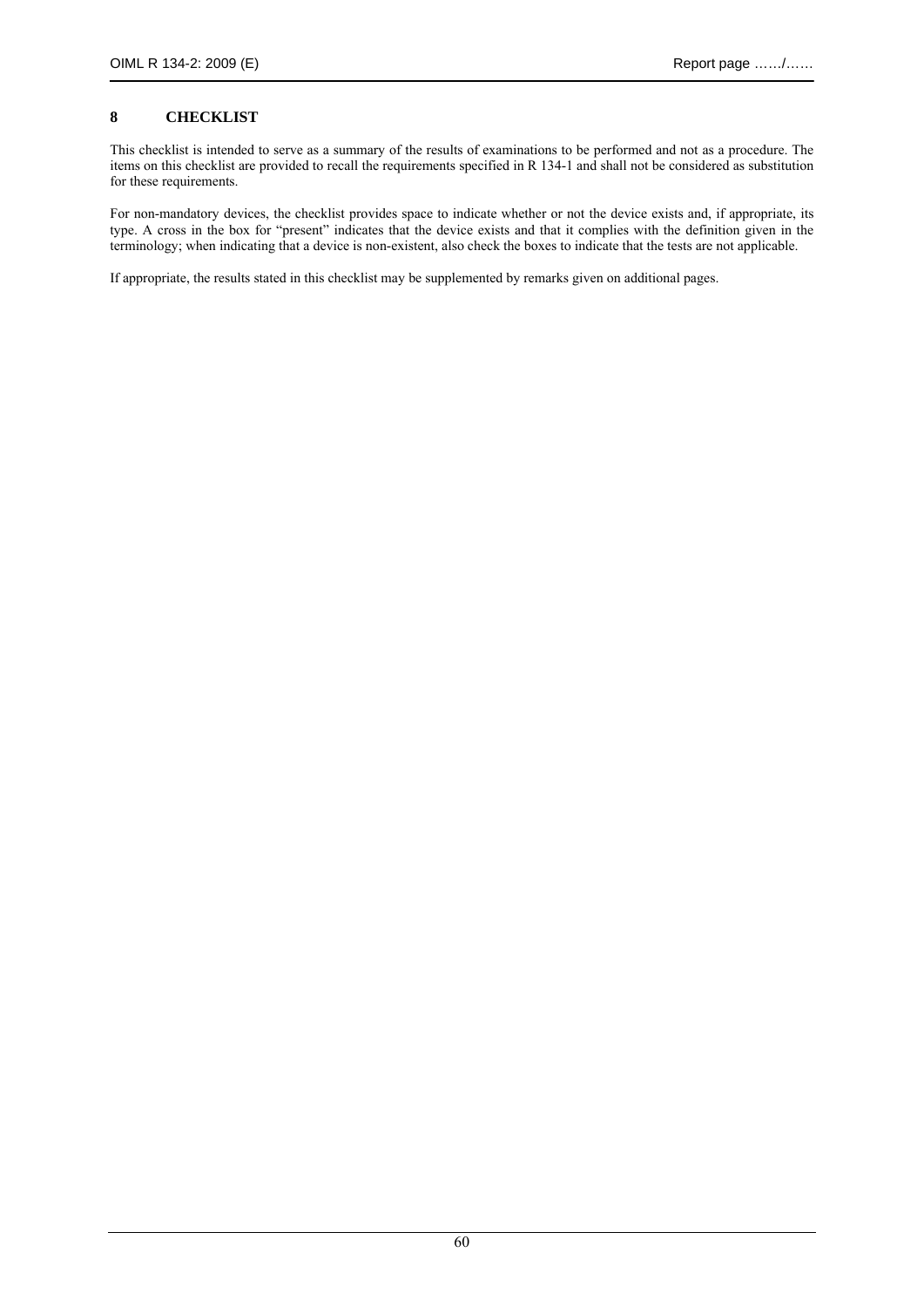## 8 CHECKLIST

This checklist is intended to serve as a summary of the results of examinations to be performed and not as a procedure. The items on this checklist are provided to recall the requirements specified in R 134-1 and shall not be considered as substitution for these requirements.

For non-mandatory devices, the checklist provides space to indicate whether or not the device exists and, if appropriate, its type. A cross in the box for "present" indicates that the device exists and that it complies with the definition given in the terminology; when indicating that a device is non-existent, also check the boxes to indicate that the tests are not applicable.

If appropriate, the results stated in this checklist may be supplemented by remarks given on additional pages.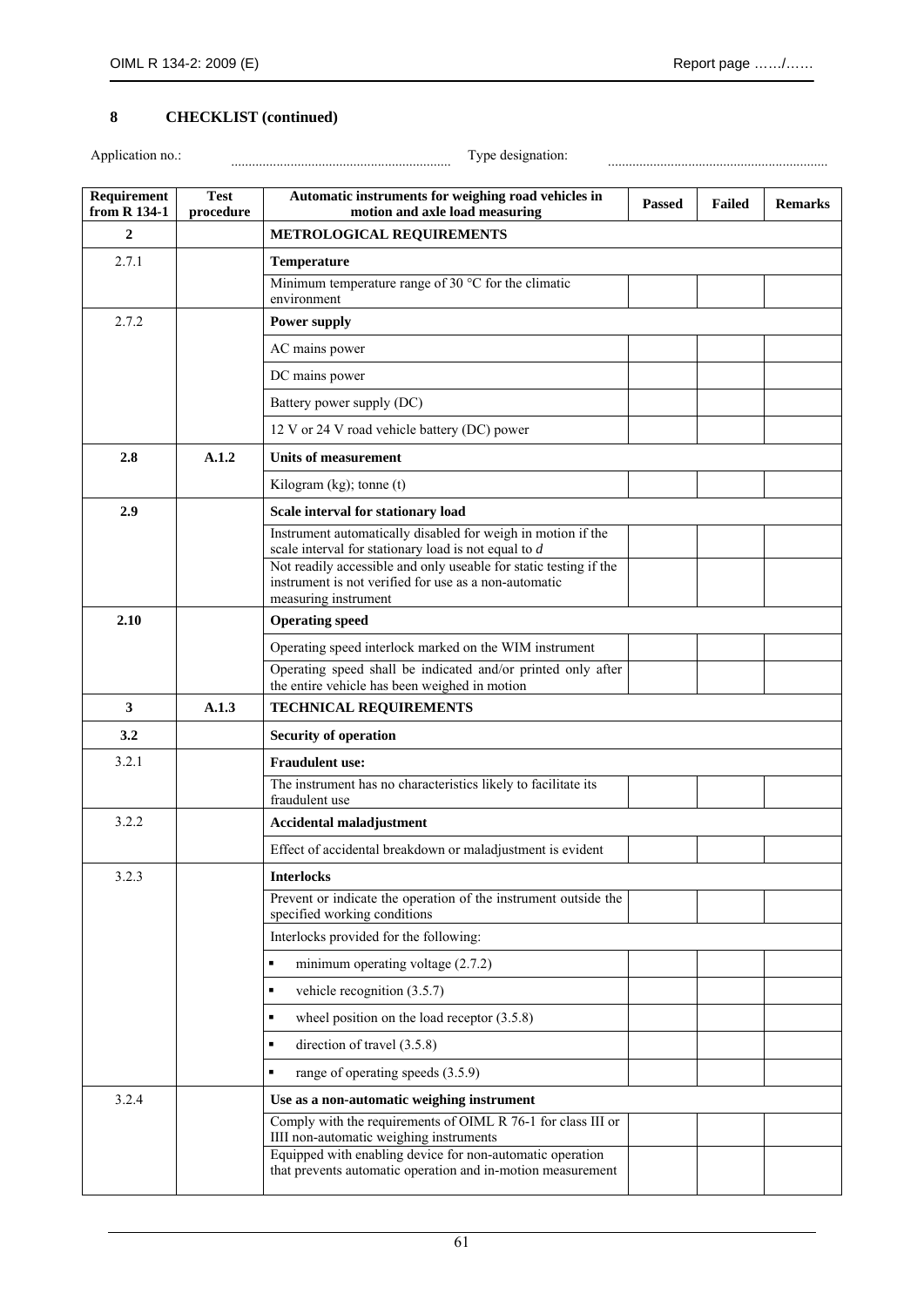## 8 CHECKLIST (continued)

Application no.: .............................................................. Type designation: ..............................................................

| Requirement from R 134-1 | Test procedure | Automatic instruments for weighing road vehicles in motion and axle load measuring | Passed | Failed | Remarks |
|---|---|---|---|---|---|
| **2** | | **METROLOGICAL REQUIREMENTS** | | | |
| 2.7.1 | | **Temperature** | | | |
| | | Minimum temperature range of 30 °C for the climatic environment | | | |
| 2.7.2 | | **Power supply** | | | |
| | | AC mains power | | | |
| | | DC mains power | | | |
| | | Battery power supply (DC) | | | |
| | | 12 V or 24 V road vehicle battery (DC) power | | | |
| **2.8** | **A.1.2** | **Units of measurement** | | | |
| | | Kilogram (kg); tonne (t) | | | |
| **2.9** | | **Scale interval for stationary load** | | | |
| | | Instrument automatically disabled for weigh in motion if the scale interval for stationary load is not equal to $d$ | | | |
| | | Not readily accessible and only useable for static testing if the instrument is not verified for use as a non-automatic measuring instrument | | | |
| **2.10** | | **Operating speed** | | | |
| | | Operating speed interlock marked on the WIM instrument | | | |
| | | Operating speed shall be indicated and/or printed only after the entire vehicle has been weighed in motion | | | |
| **3** | **A.1.3** | **TECHNICAL REQUIREMENTS** | | | |
| **3.2** | | **Security of operation** | | | |
| 3.2.1 | | **Fraudulent use:** | | | |
| | | The instrument has no characteristics likely to facilitate its fraudulent use | | | |
| 3.2.2 | | **Accidental maladjustment** | | | |
| | | Effect of accidental breakdown or maladjustment is evident | | | |
| 3.2.3 | | **Interlocks** | | | |
| | | Prevent or indicate the operation of the instrument outside the specified working conditions | | | |
| | | Interlocks provided for the following: | | | |
| | | ▪ minimum operating voltage (2.7.2) | | | |
| | | ▪ vehicle recognition (3.5.7) | | | |
| | | ▪ wheel position on the load receptor (3.5.8) | | | |
| | | ▪ direction of travel (3.5.8) | | | |
| | | ▪ range of operating speeds (3.5.9) | | | |
| 3.2.4 | | **Use as a non-automatic weighing instrument** | | | |
| | | Comply with the requirements of OIML R 76-1 for class III or IIII non-automatic weighing instruments | | | |
| | | Equipped with enabling device for non-automatic operation that prevents automatic operation and in-motion measurement | | | |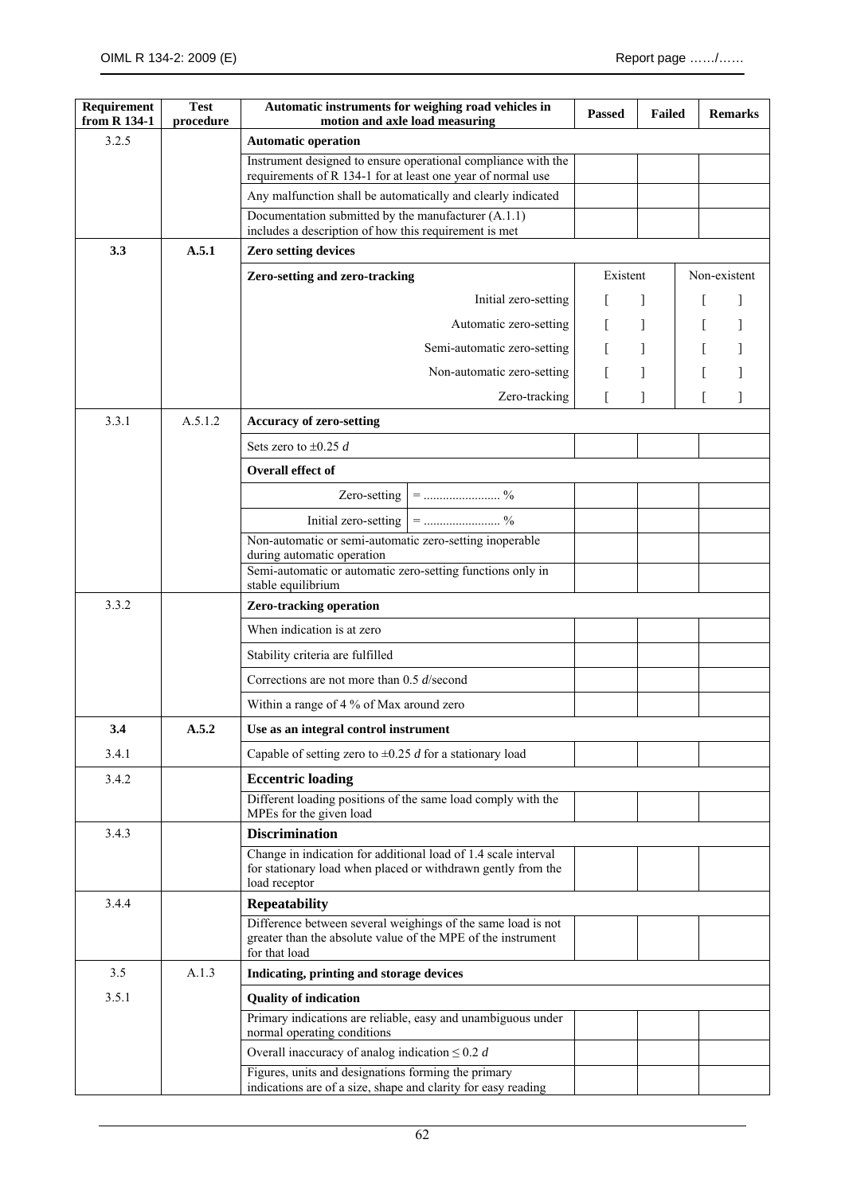| Requirement from R 134-1 | Test procedure | Automatic instruments for weighing road vehicles in motion and axle load measuring | | Passed | Failed | Remarks |
|---|---|---|---|---|---|---|
| 3.2.5 | | **Automatic operation** | | | | |
| | | Instrument designed to ensure operational compliance with the requirements of R 134-1 for at least one year of normal use | | | | |
| | | Any malfunction shall be automatically and clearly indicated | | | | |
| | | Documentation submitted by the manufacturer (A.1.1) includes a description of how this requirement is met | | | | |
| **3.3** | **A.5.1** | **Zero setting devices** | | | | |
| | | **Zero-setting and zero-tracking** | | Existent | | Non-existent |
| | | Initial zero-setting | | [ ] | | [ ] |
| | | Automatic zero-setting | | [ ] | | [ ] |
| | | Semi-automatic zero-setting | | [ ] | | [ ] |
| | | Non-automatic zero-setting | | [ ] | | [ ] |
| | | Zero-tracking | | [ ] | | [ ] |
| 3.3.1 | A.5.1.2 | **Accuracy of zero-setting** | | | | |
| | | Sets zero to $\pm 0.25\ d$ | | | | |
| | | **Overall effect of** | | | | |
| | | Zero-setting | = ........................ % | | | |
| | | Initial zero-setting | = ........................ % | | | |
| | | Non-automatic or semi-automatic zero-setting inoperable during automatic operation | | | | |
| | | Semi-automatic or automatic zero-setting functions only in stable equilibrium | | | | |
| 3.3.2 | | **Zero-tracking operation** | | | | |
| | | When indication is at zero | | | | |
| | | Stability criteria are fulfilled | | | | |
| | | Corrections are not more than 0.5 $d$/second | | | | |
| | | Within a range of 4 % of Max around zero | | | | |
| **3.4** | **A.5.2** | **Use as an integral control instrument** | | | | |
| 3.4.1 | | Capable of setting zero to $\pm 0.25\ d$ for a stationary load | | | | |
| 3.4.2 | | **Eccentric loading** | | | | |
| | | Different loading positions of the same load comply with the MPEs for the given load | | | | |
| 3.4.3 | | **Discrimination** | | | | |
| | | Change in indication for additional load of 1.4 scale interval for stationary load when placed or withdrawn gently from the load receptor | | | | |
| 3.4.4 | | **Repeatability** | | | | |
| | | Difference between several weighings of the same load is not greater than the absolute value of the MPE of the instrument for that load | | | | |
| 3.5 | A.1.3 | **Indicating, printing and storage devices** | | | | |
| 3.5.1 | | **Quality of indication** | | | | |
| | | Primary indications are reliable, easy and unambiguous under normal operating conditions | | | | |
| | | Overall inaccuracy of analog indication $\leq 0.2\ d$ | | | | |
| | | Figures, units and designations forming the primary indications are of a size, shape and clarity for easy reading | | | | |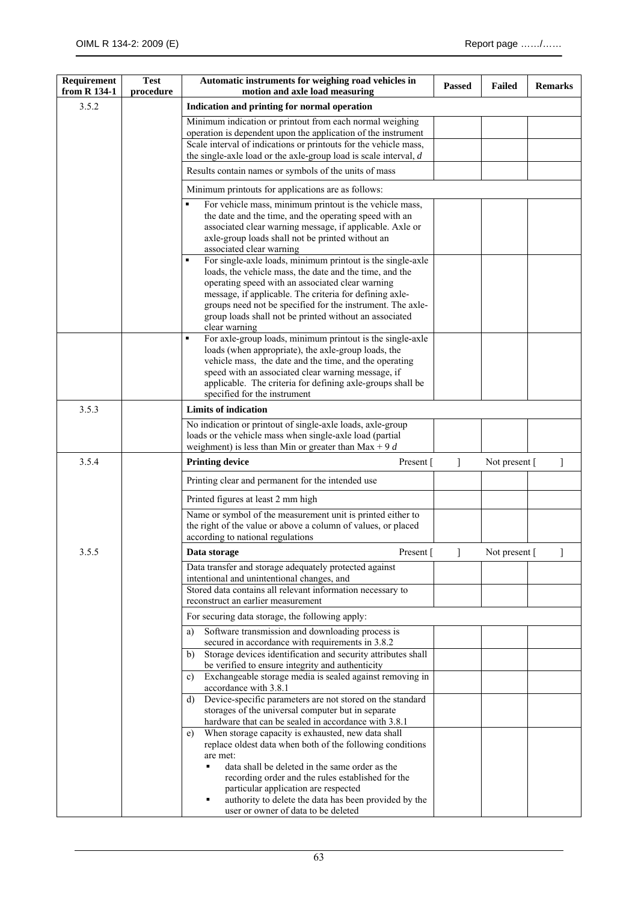| Requirement from R 134-1 | Test procedure | Automatic instruments for weighing road vehicles in motion and axle load measuring | Passed | Failed | Remarks |
|---|---|---|---|---|---|
| 3.5.2 | | **Indication and printing for normal operation** | | | |
| | | Minimum indication or printout from each normal weighing operation is dependent upon the application of the instrument | | | |
| | | Scale interval of indications or printouts for the vehicle mass, the single-axle load or the axle-group load is scale interval, *d* | | | |
| | | Results contain names or symbols of the units of mass | | | |
| | | Minimum printouts for applications are as follows: | | | |
| | | ▪ For vehicle mass, minimum printout is the vehicle mass, the date and the time, and the operating speed with an associated clear warning message, if applicable. Axle or axle-group loads shall not be printed without an associated clear warning | | | |
| | | ▪ For single-axle loads, minimum printout is the single-axle loads, the vehicle mass, the date and the time, and the operating speed with an associated clear warning message, if applicable. The criteria for defining axle-groups need not be specified for the instrument. The axle-group loads shall not be printed without an associated clear warning | | | |
| | | ▪ For axle-group loads, minimum printout is the single-axle loads (when appropriate), the axle-group loads, the vehicle mass, the date and the time, and the operating speed with an associated clear warning message, if applicable. The criteria for defining axle-groups shall be specified for the instrument | | | |
| 3.5.3 | | **Limits of indication** | | | |
| | | No indication or printout of single-axle loads, axle-group loads or the vehicle mass when single-axle load (partial weighment) is less than Min or greater than Max + 9 *d* | | | |
| 3.5.4 | | **Printing device** Present [ ] | | Not present [ ] | |
| | | Printing clear and permanent for the intended use | | | |
| | | Printed figures at least 2 mm high | | | |
| | | Name or symbol of the measurement unit is printed either to the right of the value or above a column of values, or placed according to national regulations | | | |
| 3.5.5 | | **Data storage** Present [ ] | | Not present [ ] | |
| | | Data transfer and storage adequately protected against intentional and unintentional changes, and | | | |
| | | Stored data contains all relevant information necessary to reconstruct an earlier measurement | | | |
| | | For securing data storage, the following apply: | | | |
| | | a) Software transmission and downloading process is secured in accordance with requirements in 3.8.2 | | | |
| | | b) Storage devices identification and security attributes shall be verified to ensure integrity and authenticity | | | |
| | | c) Exchangeable storage media is sealed against removing in accordance with 3.8.1 | | | |
| | | d) Device-specific parameters are not stored on the standard storages of the universal computer but in separate hardware that can be sealed in accordance with 3.8.1 | | | |
| | | e) When storage capacity is exhausted, new data shall replace oldest data when both of the following conditions are met: ▪ data shall be deleted in the same order as the recording order and the rules established for the particular application are respected ▪ authority to delete the data has been provided by the user or owner of data to be deleted | | | |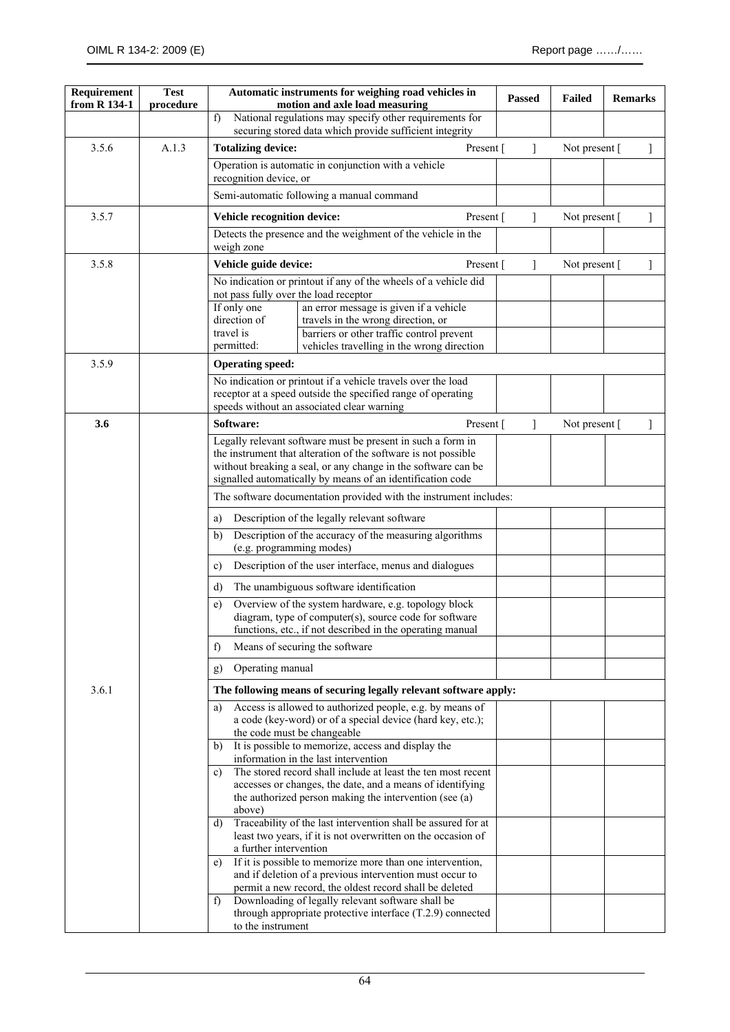| Requirement from R 134-1 | Test procedure | Automatic instruments for weighing road vehicles in motion and axle load measuring | | Passed | Failed | Remarks |
|---|---|---|---|---|---|---|
| | | f) National regulations may specify other requirements for securing stored data which provide sufficient integrity | | | | |
| 3.5.6 | A.1.3 | **Totalizing device:** | Present [ ] | | Not present [ ] | |
| | | Operation is automatic in conjunction with a vehicle recognition device, or | | | | |
| | | Semi-automatic following a manual command | | | | |
| 3.5.7 | | **Vehicle recognition device:** | Present [ ] | | Not present [ ] | |
| | | Detects the presence and the weighment of the vehicle in the weigh zone | | | | |
| 3.5.8 | | **Vehicle guide device:** | Present [ ] | | Not present [ ] | |
| | | No indication or printout if any of the wheels of a vehicle did not pass fully over the load receptor | | | | |
| | | If only one direction of travel is permitted: | an error message is given if a vehicle travels in the wrong direction, or | | | |
| | | | barriers or other traffic control prevent vehicles travelling in the wrong direction | | | |
| 3.5.9 | | **Operating speed:** | | | | |
| | | No indication or printout if a vehicle travels over the load receptor at a speed outside the specified range of operating speeds without an associated clear warning | | | | |
| **3.6** | | **Software:** | Present [ ] | | Not present [ ] | |
| | | Legally relevant software must be present in such a form in the instrument that alteration of the software is not possible without breaking a seal, or any change in the software can be signalled automatically by means of an identification code | | | | |
| | | The software documentation provided with the instrument includes: | | | | |
| | | a) Description of the legally relevant software | | | | |
| | | b) Description of the accuracy of the measuring algorithms (e.g. programming modes) | | | | |
| | | c) Description of the user interface, menus and dialogues | | | | |
| | | d) The unambiguous software identification | | | | |
| | | e) Overview of the system hardware, e.g. topology block diagram, type of computer(s), source code for software functions, etc., if not described in the operating manual | | | | |
| | | f) Means of securing the software | | | | |
| | | g) Operating manual | | | | |
| 3.6.1 | | **The following means of securing legally relevant software apply:** | | | | |
| | | a) Access is allowed to authorized people, e.g. by means of a code (key-word) or of a special device (hard key, etc.); the code must be changeable | | | | |
| | | b) It is possible to memorize, access and display the information in the last intervention | | | | |
| | | c) The stored record shall include at least the ten most recent accesses or changes, the date, and a means of identifying the authorized person making the intervention (see (a) above) | | | | |
| | | d) Traceability of the last intervention shall be assured for at least two years, if it is not overwritten on the occasion of a further intervention | | | | |
| | | e) If it is possible to memorize more than one intervention, and if deletion of a previous intervention must occur to permit a new record, the oldest record shall be deleted | | | | |
| | | f) Downloading of legally relevant software shall be through appropriate protective interface (T.2.9) connected to the instrument | | | | |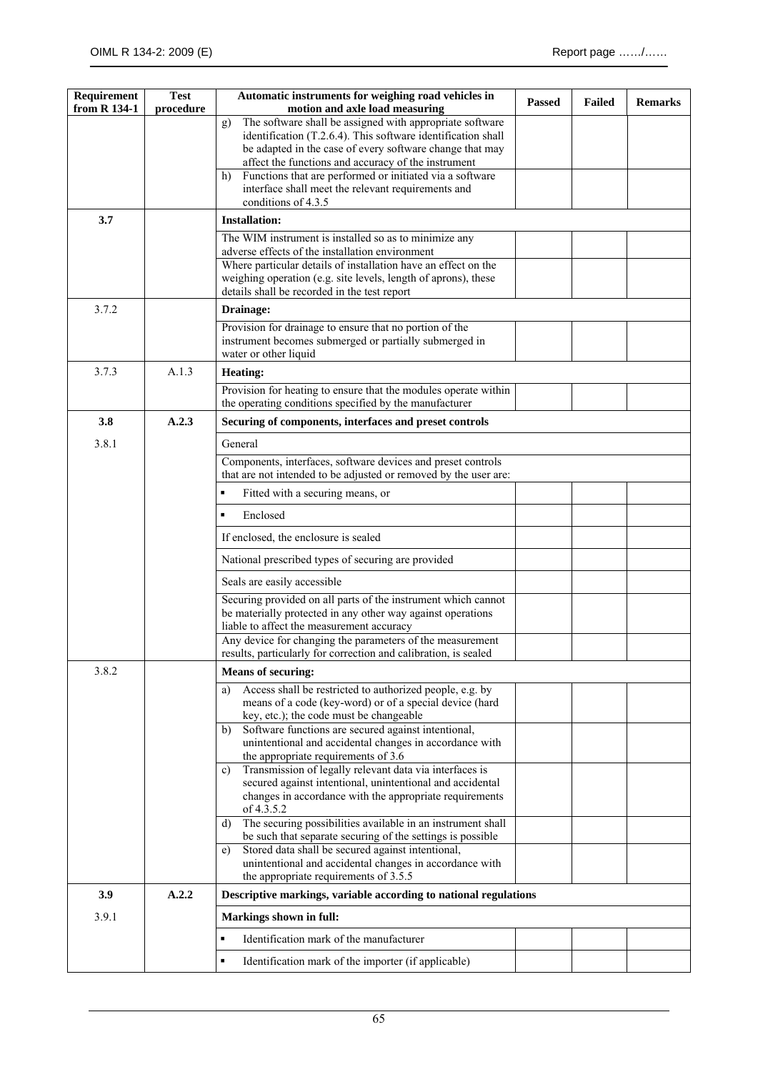| Requirement from R 134-1 | Test procedure | Automatic instruments for weighing road vehicles in motion and axle load measuring | Passed | Failed | Remarks |
|---|---|---|---|---|---|
| | | g) The software shall be assigned with appropriate software identification (T.2.6.4). This software identification shall be adapted in the case of every software change that may affect the functions and accuracy of the instrument | | | |
| | | h) Functions that are performed or initiated via a software interface shall meet the relevant requirements and conditions of 4.3.5 | | | |
| **3.7** | | **Installation:** | | | |
| | | The WIM instrument is installed so as to minimize any adverse effects of the installation environment | | | |
| | | Where particular details of installation have an effect on the weighing operation (e.g. site levels, length of aprons), these details shall be recorded in the test report | | | |
| 3.7.2 | | **Drainage:** | | | |
| | | Provision for drainage to ensure that no portion of the instrument becomes submerged or partially submerged in water or other liquid | | | |
| 3.7.3 | A.1.3 | **Heating:** | | | |
| | | Provision for heating to ensure that the modules operate within the operating conditions specified by the manufacturer | | | |
| **3.8** | **A.2.3** | **Securing of components, interfaces and preset controls** | | | |
| 3.8.1 | | General | | | |
| | | Components, interfaces, software devices and preset controls that are not intended to be adjusted or removed by the user are: | | | |
| | | ▪ Fitted with a securing means, or | | | |
| | | ▪ Enclosed | | | |
| | | If enclosed, the enclosure is sealed | | | |
| | | National prescribed types of securing are provided | | | |
| | | Seals are easily accessible | | | |
| | | Securing provided on all parts of the instrument which cannot be materially protected in any other way against operations liable to affect the measurement accuracy | | | |
| | | Any device for changing the parameters of the measurement results, particularly for correction and calibration, is sealed | | | |
| 3.8.2 | | **Means of securing:** | | | |
| | | a) Access shall be restricted to authorized people, e.g. by means of a code (key-word) or of a special device (hard key, etc.); the code must be changeable | | | |
| | | b) Software functions are secured against intentional, unintentional and accidental changes in accordance with the appropriate requirements of 3.6 | | | |
| | | c) Transmission of legally relevant data via interfaces is secured against intentional, unintentional and accidental changes in accordance with the appropriate requirements of 4.3.5.2 | | | |
| | | d) The securing possibilities available in an instrument shall be such that separate securing of the settings is possible | | | |
| | | e) Stored data shall be secured against intentional, unintentional and accidental changes in accordance with the appropriate requirements of 3.5.5 | | | |
| **3.9** | **A.2.2** | **Descriptive markings, variable according to national regulations** | | | |
| 3.9.1 | | **Markings shown in full:** | | | |
| | | ▪ Identification mark of the manufacturer | | | |
| | | ▪ Identification mark of the importer (if applicable) | | | |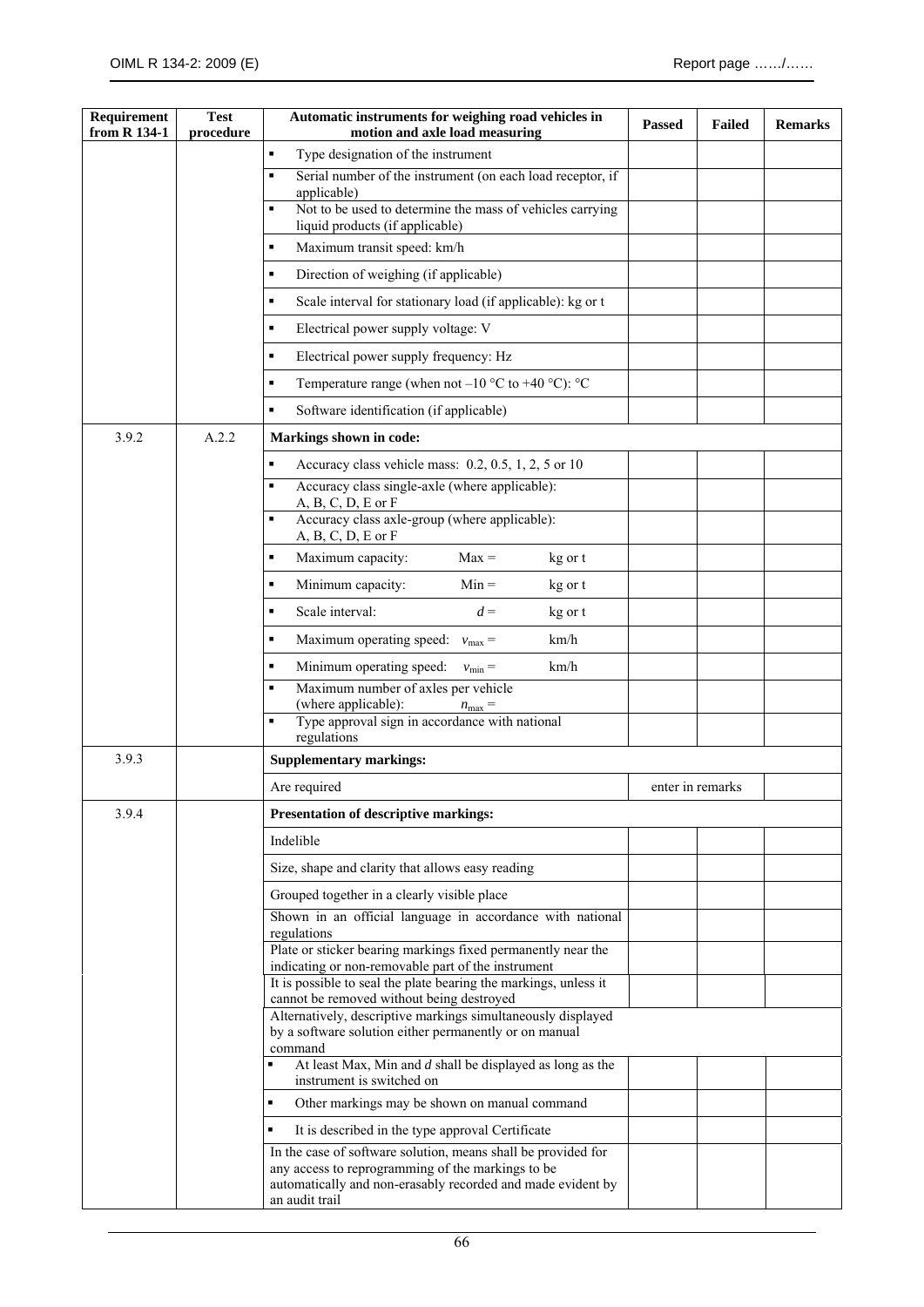| Requirement from R 134-1 | Test procedure | Automatic instruments for weighing road vehicles in motion and axle load measuring | Passed | Failed | Remarks |
|---|---|---|---|---|---|
| | | ▪ Type designation of the instrument | | | |
| | | ▪ Serial number of the instrument (on each load receptor, if applicable) | | | |
| | | ▪ Not to be used to determine the mass of vehicles carrying liquid products (if applicable) | | | |
| | | ▪ Maximum transit speed: km/h | | | |
| | | ▪ Direction of weighing (if applicable) | | | |
| | | ▪ Scale interval for stationary load (if applicable): kg or t | | | |
| | | ▪ Electrical power supply voltage: V | | | |
| | | ▪ Electrical power supply frequency: Hz | | | |
| | | ▪ Temperature range (when not –10 °C to +40 °C): °C | | | |
| | | ▪ Software identification (if applicable) | | | |
| 3.9.2 | A.2.2 | **Markings shown in code:** | | | |
| | | ▪ Accuracy class vehicle mass: 0.2, 0.5, 1, 2, 5 or 10 | | | |
| | | ▪ Accuracy class single-axle (where applicable): A, B, C, D, E or F | | | |
| | | ▪ Accuracy class axle-group (where applicable): A, B, C, D, E or F | | | |
| | | ▪ Maximum capacity: Max = kg or t | | | |
| | | ▪ Minimum capacity: Min = kg or t | | | |
| | | ▪ Scale interval: $d$ = kg or t | | | |
| | | ▪ Maximum operating speed: $v_{max}$ = km/h | | | |
| | | ▪ Minimum operating speed: $v_{min}$ = km/h | | | |
| | | ▪ Maximum number of axles per vehicle (where applicable): $n_{max}$ = | | | |
| | | ▪ Type approval sign in accordance with national regulations | | | |
| 3.9.3 | | **Supplementary markings:** | | | |
| | | Are required | enter in remarks | | |
| 3.9.4 | | **Presentation of descriptive markings:** | | | |
| | | Indelible | | | |
| | | Size, shape and clarity that allows easy reading | | | |
| | | Grouped together in a clearly visible place | | | |
| | | Shown in an official language in accordance with national regulations | | | |
| | | Plate or sticker bearing markings fixed permanently near the indicating or non-removable part of the instrument | | | |
| | | It is possible to seal the plate bearing the markings, unless it cannot be removed without being destroyed | | | |
| | | Alternatively, descriptive markings simultaneously displayed by a software solution either permanently or on manual command | | | |
| | | ▪ At least Max, Min and $d$ shall be displayed as long as the instrument is switched on | | | |
| | | ▪ Other markings may be shown on manual command | | | |
| | | ▪ It is described in the type approval Certificate | | | |
| | | In the case of software solution, means shall be provided for any access to reprogramming of the markings to be automatically and non-erasably recorded and made evident by an audit trail | | | |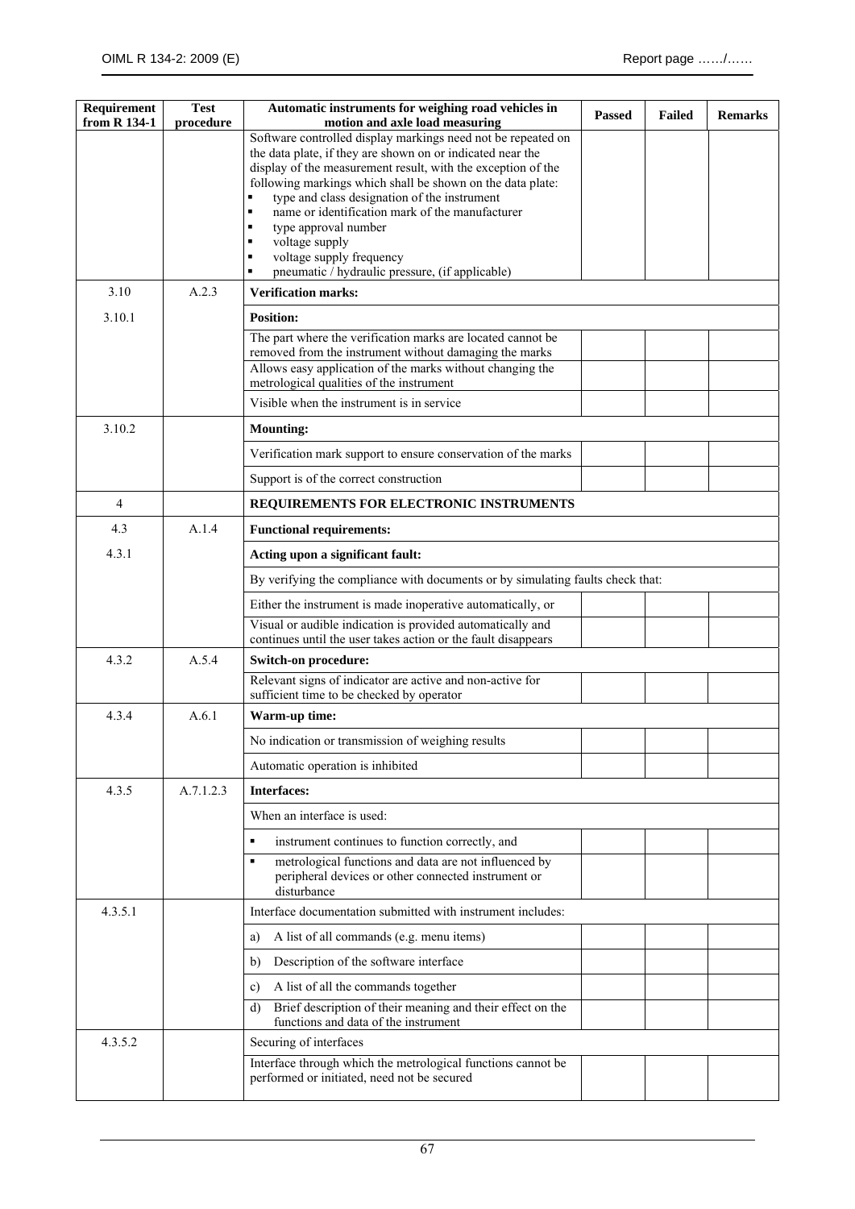| Requirement from R 134-1 | Test procedure | Automatic instruments for weighing road vehicles in motion and axle load measuring | Passed | Failed | Remarks |
|---|---|---|---|---|---|
| | | Software controlled display markings need not be repeated on the data plate, if they are shown on or indicated near the display of the measurement result, with the exception of the following markings which shall be shown on the data plate:<br>▪ type and class designation of the instrument<br>▪ name or identification mark of the manufacturer<br>▪ type approval number<br>▪ voltage supply<br>▪ voltage supply frequency<br>▪ pneumatic / hydraulic pressure, (if applicable) | | | |
| 3.10 | A.2.3 | **Verification marks:** | | | |
| 3.10.1 | | **Position:** | | | |
| | | The part where the verification marks are located cannot be removed from the instrument without damaging the marks | | | |
| | | Allows easy application of the marks without changing the metrological qualities of the instrument | | | |
| | | Visible when the instrument is in service | | | |
| 3.10.2 | | **Mounting:** | | | |
| | | Verification mark support to ensure conservation of the marks | | | |
| | | Support is of the correct construction | | | |
| 4 | | **REQUIREMENTS FOR ELECTRONIC INSTRUMENTS** | | | |
| 4.3 | A.1.4 | **Functional requirements:** | | | |
| 4.3.1 | | **Acting upon a significant fault:** | | | |
| | | By verifying the compliance with documents or by simulating faults check that: | | | |
| | | Either the instrument is made inoperative automatically, or | | | |
| | | Visual or audible indication is provided automatically and continues until the user takes action or the fault disappears | | | |
| 4.3.2 | A.5.4 | **Switch-on procedure:** | | | |
| | | Relevant signs of indicator are active and non-active for sufficient time to be checked by operator | | | |
| 4.3.4 | A.6.1 | **Warm-up time:** | | | |
| | | No indication or transmission of weighing results | | | |
| | | Automatic operation is inhibited | | | |
| 4.3.5 | A.7.1.2.3 | **Interfaces:** | | | |
| | | When an interface is used: | | | |
| | | ▪ instrument continues to function correctly, and | | | |
| | | ▪ metrological functions and data are not influenced by peripheral devices or other connected instrument or disturbance | | | |
| 4.3.5.1 | | Interface documentation submitted with instrument includes: | | | |
| | | a) A list of all commands (e.g. menu items) | | | |
| | | b) Description of the software interface | | | |
| | | c) A list of all the commands together | | | |
| | | d) Brief description of their meaning and their effect on the functions and data of the instrument | | | |
| 4.3.5.2 | | Securing of interfaces | | | |
| | | Interface through which the metrological functions cannot be performed or initiated, need not be secured | | | |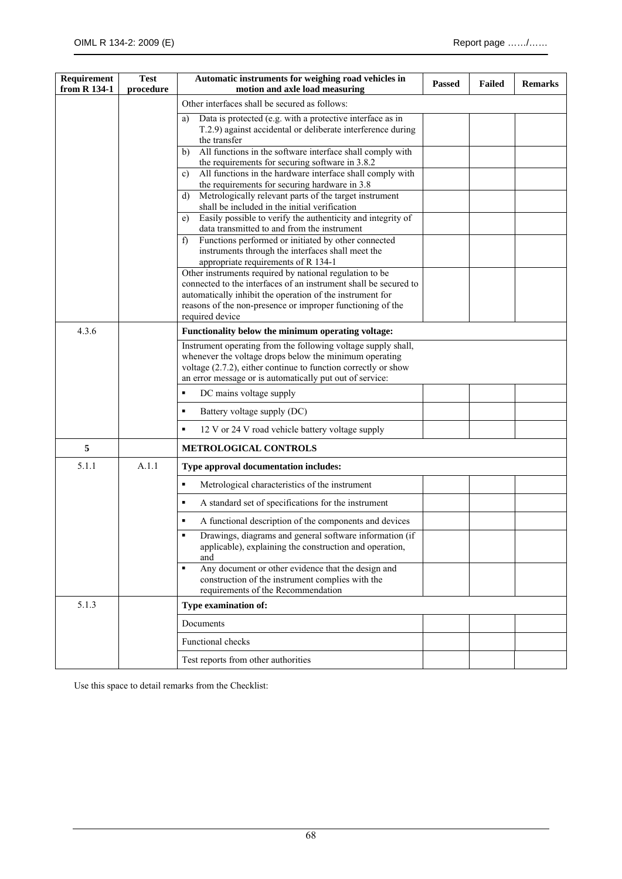| Requirement from R 134-1 | Test procedure | Automatic instruments for weighing road vehicles in motion and axle load measuring | Passed | Failed | Remarks |
|---|---|---|---|---|---|
| | | Other interfaces shall be secured as follows: | | | |
| | | a) Data is protected (e.g. with a protective interface as in T.2.9) against accidental or deliberate interference during the transfer | | | |
| | | b) All functions in the software interface shall comply with the requirements for securing software in 3.8.2 | | | |
| | | c) All functions in the hardware interface shall comply with the requirements for securing hardware in 3.8 | | | |
| | | d) Metrologically relevant parts of the target instrument shall be included in the initial verification | | | |
| | | e) Easily possible to verify the authenticity and integrity of data transmitted to and from the instrument | | | |
| | | f) Functions performed or initiated by other connected instruments through the interfaces shall meet the appropriate requirements of R 134-1 | | | |
| | | Other instruments required by national regulation to be connected to the interfaces of an instrument shall be secured to automatically inhibit the operation of the instrument for reasons of the non-presence or improper functioning of the required device | | | |
| 4.3.6 | | **Functionality below the minimum operating voltage:** | | | |
| | | Instrument operating from the following voltage supply shall, whenever the voltage drops below the minimum operating voltage (2.7.2), either continue to function correctly or show an error message or is automatically put out of service: | | | |
| | | ▪ DC mains voltage supply | | | |
| | | ▪ Battery voltage supply (DC) | | | |
| | | ▪ 12 V or 24 V road vehicle battery voltage supply | | | |
| **5** | | **METROLOGICAL CONTROLS** | | | |
| 5.1.1 | A.1.1 | **Type approval documentation includes:** | | | |
| | | ▪ Metrological characteristics of the instrument | | | |
| | | ▪ A standard set of specifications for the instrument | | | |
| | | ▪ A functional description of the components and devices | | | |
| | | ▪ Drawings, diagrams and general software information (if applicable), explaining the construction and operation, and | | | |
| | | ▪ Any document or other evidence that the design and construction of the instrument complies with the requirements of the Recommendation | | | |
| 5.1.3 | | **Type examination of:** | | | |
| | | Documents | | | |
| | | Functional checks | | | |
| | | Test reports from other authorities | | | |

Use this space to detail remarks from the Checklist: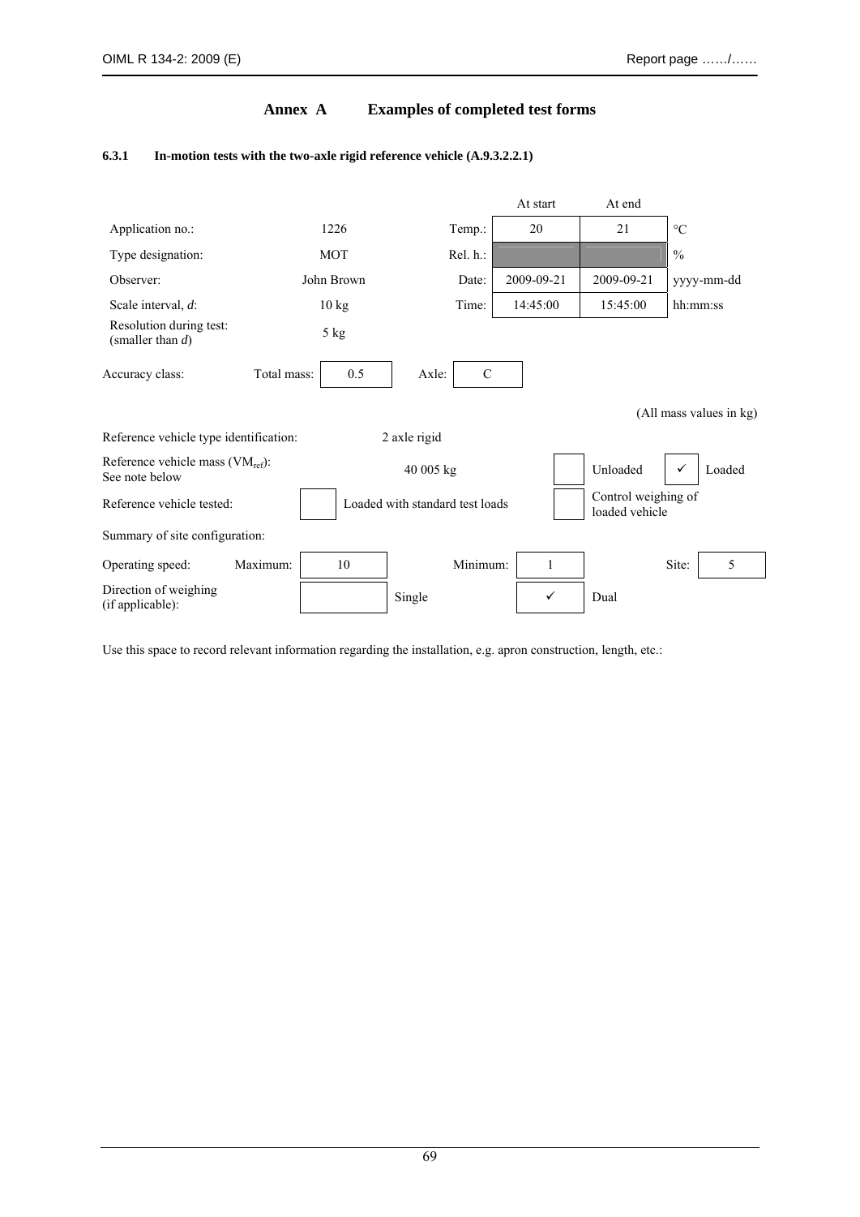# Annex A Examples of completed test forms

### 6.3.1 In-motion tests with the two-axle rigid reference vehicle (A.9.3.2.2.1)

| | | | At start | At end | |
|---|---|---|---|---|---|
| Application no.: | 1226 | Temp.: | 20 | 21 | °C |
| Type designation: | MOT | Rel. h.: | | | % |
| Observer: | John Brown | Date: | 2009-09-21 | 2009-09-21 | yyyy-mm-dd |
| Scale interval, *d*: | 10 kg | Time: | 14:45:00 | 15:45:00 | hh:mm:ss |
| Resolution during test: (smaller than *d*) | 5 kg | | | | |

Accuracy class: Total mass: 0.5 Axle: C

(All mass values in kg)

Reference vehicle type identification: 2 axle rigid

Reference vehicle mass ($VM_{ref}$): See note below — 40 005 kg — [ ] Unloaded [✓] Loaded

Reference vehicle tested: [ ] Loaded with standard test loads [ ] Control weighing of loaded vehicle

Summary of site configuration:

Operating speed: Maximum: 10 Minimum: 1 Site: 5

Direction of weighing (if applicable): [ ] Single [✓] Dual

Use this space to record relevant information regarding the installation, e.g. apron construction, length, etc.: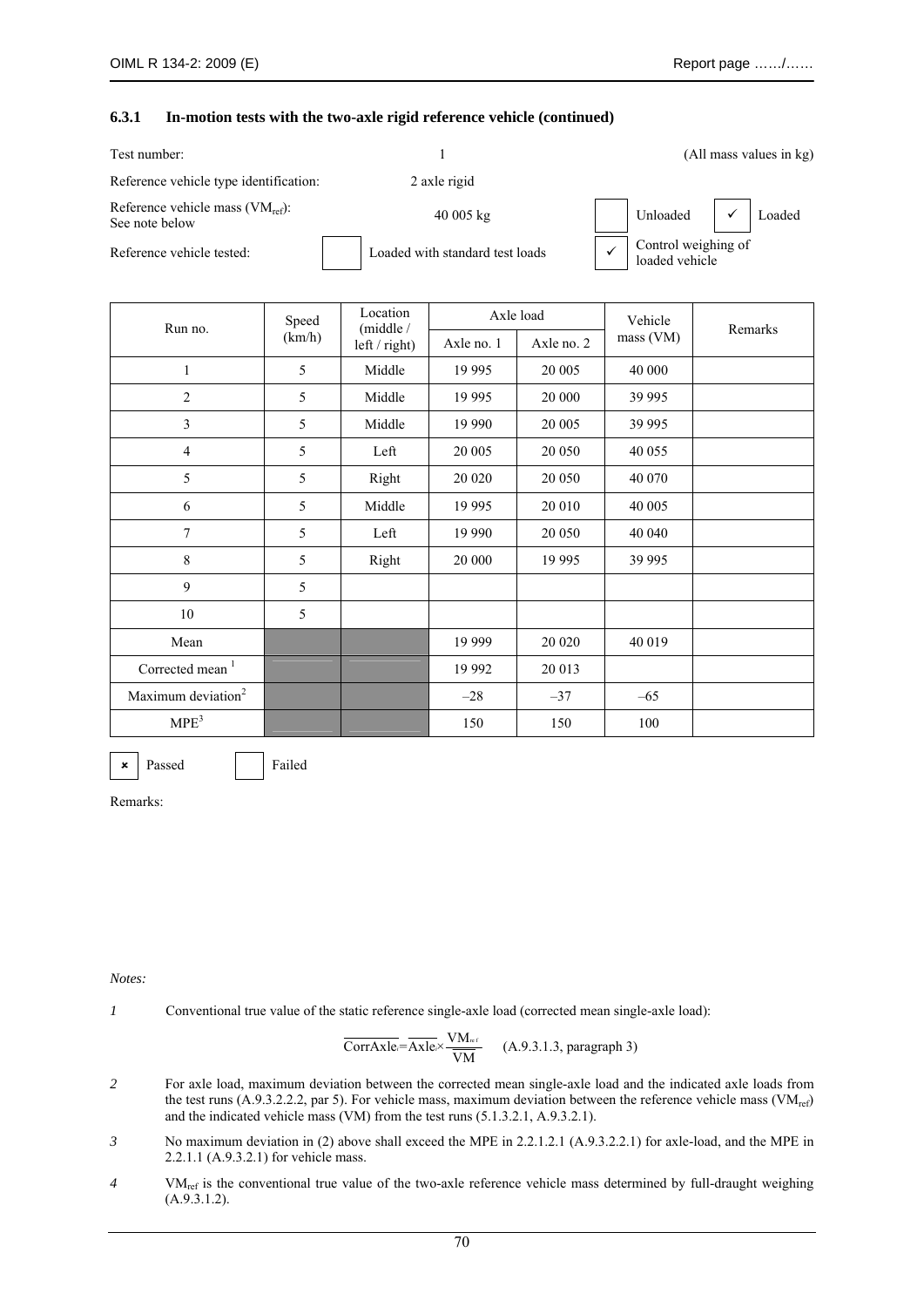### 6.3.1 In-motion tests with the two-axle rigid reference vehicle (continued)

Test number: 1 (All mass values in kg)

Reference vehicle type identification: 2 axle rigid

Reference vehicle mass ($VM_{ref}$): See note below — 40 005 kg — ☐ Unloaded ☑ Loaded

Reference vehicle tested: ☐ Loaded with standard test loads ☑ Control weighing of loaded vehicle

| Run no. | Speed (km/h) | Location (middle / left / right) | Axle load | | Vehicle mass (VM) | Remarks |
|---|---|---|---|---|---|---|
| | | | Axle no. 1 | Axle no. 2 | | |
| 1 | 5 | Middle | 19 995 | 20 005 | 40 000 | |
| 2 | 5 | Middle | 19 995 | 20 000 | 39 995 | |
| 3 | 5 | Middle | 19 990 | 20 005 | 39 995 | |
| 4 | 5 | Left | 20 005 | 20 050 | 40 055 | |
| 5 | 5 | Right | 20 020 | 20 050 | 40 070 | |
| 6 | 5 | Middle | 19 995 | 20 010 | 40 005 | |
| 7 | 5 | Left | 19 990 | 20 050 | 40 040 | |
| 8 | 5 | Right | 20 000 | 19 995 | 39 995 | |
| 9 | 5 | | | | | |
| 10 | 5 | | | | | |
| Mean | | | 19 999 | 20 020 | 40 019 | |
| Corrected mean [1] | | | 19 992 | 20 013 | | |
| Maximum deviation[2] | | | –28 | –37 | –65 | |
| MPE[3] | | | 150 | 150 | 100 | |

☒ Passed ☐ Failed

Remarks:

*Notes:*

*1* Conventional true value of the static reference single-axle load (corrected mean single-axle load):

$$\overline{\text{CorrAxle}_i} = \overline{\text{Axle}_i} \times \frac{\text{VM}_{ref}}{\overline{\text{VM}}} \quad \text{(A.9.3.1.3, paragraph 3)}$$

*2* For axle load, maximum deviation between the corrected mean single-axle load and the indicated axle loads from the test runs (A.9.3.2.2.2, par 5). For vehicle mass, maximum deviation between the reference vehicle mass ($VM_{ref}$) and the indicated vehicle mass (VM) from the test runs (5.1.3.2.1, A.9.3.2.1).

*3* No maximum deviation in (2) above shall exceed the MPE in 2.2.1.2.1 (A.9.3.2.2.1) for axle-load, and the MPE in 2.2.1.1 (A.9.3.2.1) for vehicle mass.

*4* $VM_{ref}$ is the conventional true value of the two-axle reference vehicle mass determined by full-draught weighing (A.9.3.1.2).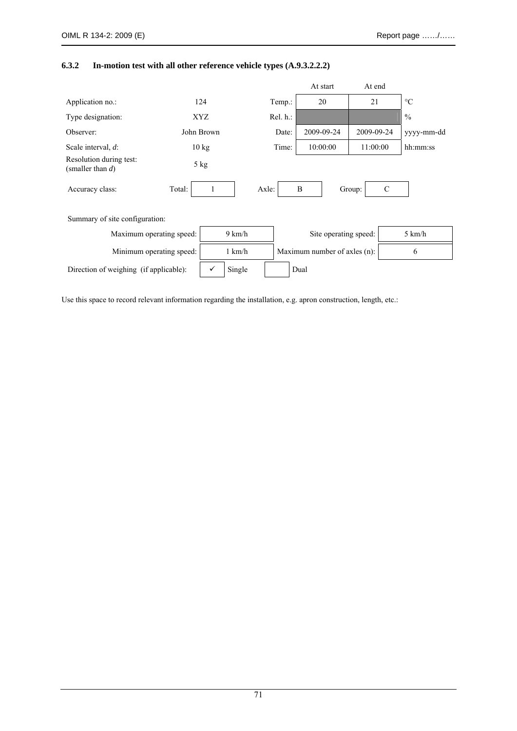### 6.3.2 In-motion test with all other reference vehicle types (A.9.3.2.2.2)

| | | | At start | At end | |
|---|---|---|---|---|---|
| Application no.: | 124 | Temp.: | 20 | 21 | °C |
| Type designation: | XYZ | Rel. h.: | | | % |
| Observer: | John Brown | Date: | 2009-09-24 | 2009-09-24 | yyyy-mm-dd |
| Scale interval, *d*: | 10 kg | Time: | 10:00:00 | 11:00:00 | hh:mm:ss |
| Resolution during test: (smaller than *d*) | 5 kg | | | | |

| Accuracy class: | Total: | 1 | Axle: | B | Group: | C |
|---|---|---|---|---|---|---|

Summary of site configuration:

| | | | |
|---|---|---|---|
| Maximum operating speed: | 9 km/h | Site operating speed: | 5 km/h |
| Minimum operating speed: | 1 km/h | Maximum number of axles (n): | 6 |

| Direction of weighing (if applicable): | ✓ | Single | | Dual |
|---|---|---|---|---|

Use this space to record relevant information regarding the installation, e.g. apron construction, length, etc.: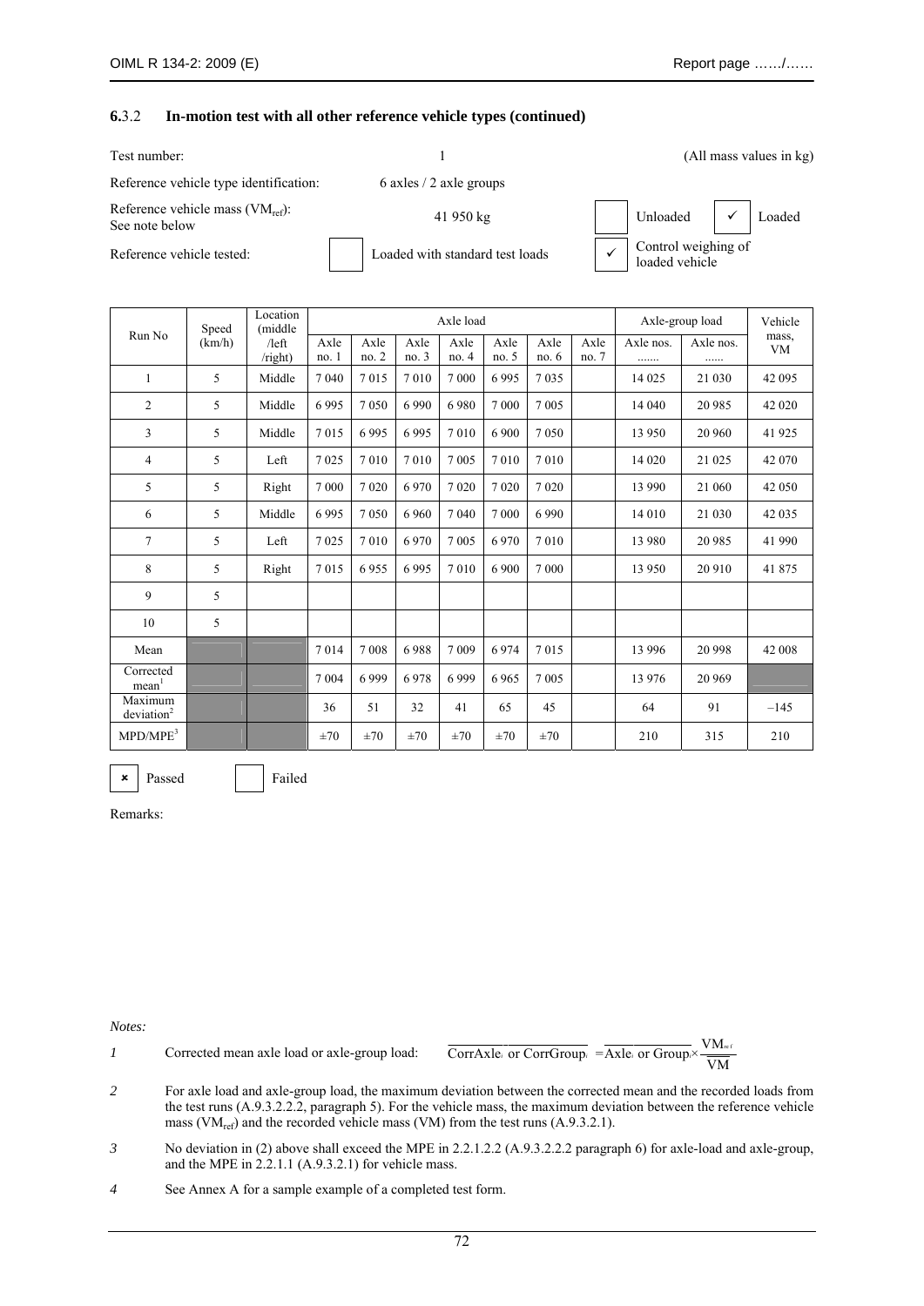## **6.**3.2 In-motion test with all other reference vehicle types (continued)

Test number: 1 (All mass values in kg)

Reference vehicle type identification: 6 axles / 2 axle groups

Reference vehicle mass ($VM_{ref}$): See note below — 41 950 kg — ☐ Unloaded ☑ Loaded

Reference vehicle tested: ☐ Loaded with standard test loads ☑ Control weighing of loaded vehicle

| Run No | Speed (km/h) | Location (middle /left /right) | Axle load | | | | | | | Axle-group load | | Vehicle mass, VM |
|---|---|---|---|---|---|---|---|---|---|---|---|---|
| | | | Axle no. 1 | Axle no. 2 | Axle no. 3 | Axle no. 4 | Axle no. 5 | Axle no. 6 | Axle no. 7 | Axle nos. ....... | Axle nos. ...... | |
| 1 | 5 | Middle | 7 040 | 7 015 | 7 010 | 7 000 | 6 995 | 7 035 | | 14 025 | 21 030 | 42 095 |
| 2 | 5 | Middle | 6 995 | 7 050 | 6 990 | 6 980 | 7 000 | 7 005 | | 14 040 | 20 985 | 42 020 |
| 3 | 5 | Middle | 7 015 | 6 995 | 6 995 | 7 010 | 6 900 | 7 050 | | 13 950 | 20 960 | 41 925 |
| 4 | 5 | Left | 7 025 | 7 010 | 7 010 | 7 005 | 7 010 | 7 010 | | 14 020 | 21 025 | 42 070 |
| 5 | 5 | Right | 7 000 | 7 020 | 6 970 | 7 020 | 7 020 | 7 020 | | 13 990 | 21 060 | 42 050 |
| 6 | 5 | Middle | 6 995 | 7 050 | 6 960 | 7 040 | 7 000 | 6 990 | | 14 010 | 21 030 | 42 035 |
| 7 | 5 | Left | 7 025 | 7 010 | 6 970 | 7 005 | 6 970 | 7 010 | | 13 980 | 20 985 | 41 990 |
| 8 | 5 | Right | 7 015 | 6 955 | 6 995 | 7 010 | 6 900 | 7 000 | | 13 950 | 20 910 | 41 875 |
| 9 | 5 | | | | | | | | | | | |
| 10 | 5 | | | | | | | | | | | |
| Mean | | | 7 014 | 7 008 | 6 988 | 7 009 | 6 974 | 7 015 | | 13 996 | 20 998 | 42 008 |
| Corrected mean[1] | | | 7 004 | 6 999 | 6 978 | 6 999 | 6 965 | 7 005 | | 13 976 | 20 969 | |
| Maximum deviation[2] | | | 36 | 51 | 32 | 41 | 65 | 45 | | 64 | 91 | –145 |
| MPD/MPE[3] | | | ±70 | ±70 | ±70 | ±70 | ±70 | ±70 | | 210 | 315 | 210 |

☒ Passed ☐ Failed

Remarks:

*Notes:*

*1* Corrected mean axle load or axle-group load: $\overline{\text{CorrAxle}_i \text{ or CorrGroup}_i} = \overline{\text{Axle}_i \text{ or Group}_i} \times \frac{VM_{ref}}{\overline{VM}}$

*2* For axle load and axle-group load, the maximum deviation between the corrected mean and the recorded loads from the test runs (A.9.3.2.2.2, paragraph 5). For the vehicle mass, the maximum deviation between the reference vehicle mass ($VM_{ref}$) and the recorded vehicle mass (VM) from the test runs (A.9.3.2.1).

*3* No deviation in (2) above shall exceed the MPE in 2.2.1.2.2 (A.9.3.2.2.2 paragraph 6) for axle-load and axle-group, and the MPE in 2.2.1.1 (A.9.3.2.1) for vehicle mass.

*4* See Annex A for a sample example of a completed test form.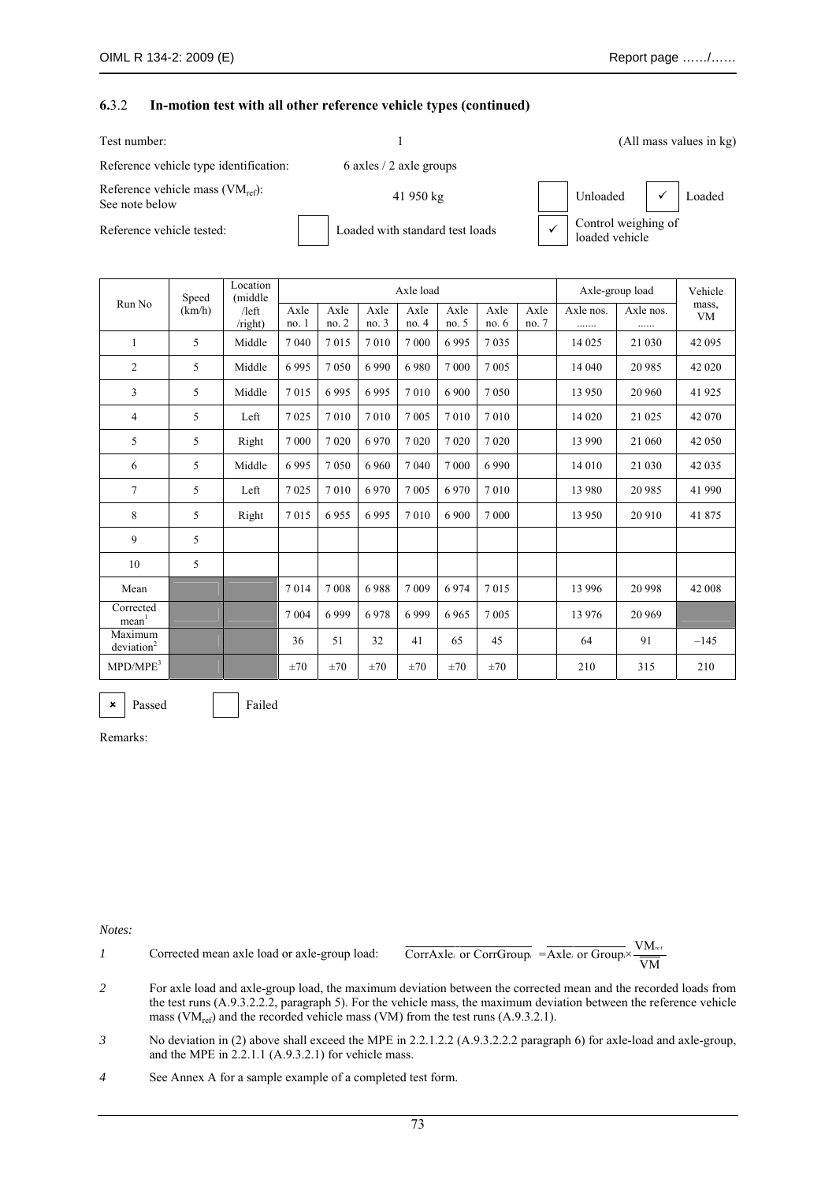### **6**.3.2 In-motion test with all other reference vehicle types (continued)

Test number: 1 (All mass values in kg)

Reference vehicle type identification: 6 axles / 2 axle groups

Reference vehicle mass ($VM_{ref}$): See note below — 41 950 kg

☐ Unloaded ☑ Loaded

Reference vehicle tested: ☐ Loaded with standard test loads ☑ Control weighing of loaded vehicle

| Run No | Speed (km/h) | Location (middle /left /right) | Axle load | | | | | | | Axle-group load | | Vehicle mass, VM |
|---|---|---|---|---|---|---|---|---|---|---|---|---|
| | | | Axle no. 1 | Axle no. 2 | Axle no. 3 | Axle no. 4 | Axle no. 5 | Axle no. 6 | Axle no. 7 | Axle nos. ....... | Axle nos. ...... | |
| 1 | 5 | Middle | 7 040 | 7 015 | 7 010 | 7 000 | 6 995 | 7 035 | | 14 025 | 21 030 | 42 095 |
| 2 | 5 | Middle | 6 995 | 7 050 | 6 990 | 6 980 | 7 000 | 7 005 | | 14 040 | 20 985 | 42 020 |
| 3 | 5 | Middle | 7 015 | 6 995 | 6 995 | 7 010 | 6 900 | 7 050 | | 13 950 | 20 960 | 41 925 |
| 4 | 5 | Left | 7 025 | 7 010 | 7 010 | 7 005 | 7 010 | 7 010 | | 14 020 | 21 025 | 42 070 |
| 5 | 5 | Right | 7 000 | 7 020 | 6 970 | 7 020 | 7 020 | 7 020 | | 13 990 | 21 060 | 42 050 |
| 6 | 5 | Middle | 6 995 | 7 050 | 6 960 | 7 040 | 7 000 | 6 990 | | 14 010 | 21 030 | 42 035 |
| 7 | 5 | Left | 7 025 | 7 010 | 6 970 | 7 005 | 6 970 | 7 010 | | 13 980 | 20 985 | 41 990 |
| 8 | 5 | Right | 7 015 | 6 955 | 6 995 | 7 010 | 6 900 | 7 000 | | 13 950 | 20 910 | 41 875 |
| 9 | 5 | | | | | | | | | | | |
| 10 | 5 | | | | | | | | | | | |
| Mean | | | 7 014 | 7 008 | 6 988 | 7 009 | 6 974 | 7 015 | | 13 996 | 20 998 | 42 008 |
| Corrected mean[1] | | | 7 004 | 6 999 | 6 978 | 6 999 | 6 965 | 7 005 | | 13 976 | 20 969 | |
| Maximum deviation[2] | | | 36 | 51 | 32 | 41 | 65 | 45 | | 64 | 91 | −145 |
| MPD/MPE[3] | | | ±70 | ±70 | ±70 | ±70 | ±70 | ±70 | | 210 | 315 | 210 |

☒ Passed ☐ Failed

Remarks:

*Notes:*

*1* Corrected mean axle load or axle-group load: $\overline{\text{CorrAxle}_i \text{ or CorrGroup}_i} = \overline{\text{Axle}_i \text{ or Group}_i} \times \frac{VM_{ref}}{\overline{VM}}$

*2* For axle load and axle-group load, the maximum deviation between the corrected mean and the recorded loads from the test runs (A.9.3.2.2.2, paragraph 5). For the vehicle mass, the maximum deviation between the reference vehicle mass ($VM_{ref}$) and the recorded vehicle mass (VM) from the test runs (A.9.3.2.1).

*3* No deviation in (2) above shall exceed the MPE in 2.2.1.2.2 (A.9.3.2.2.2 paragraph 6) for axle-load and axle-group, and the MPE in 2.2.1.1 (A.9.3.2.1) for vehicle mass.

*4* See Annex A for a sample example of a completed test form.